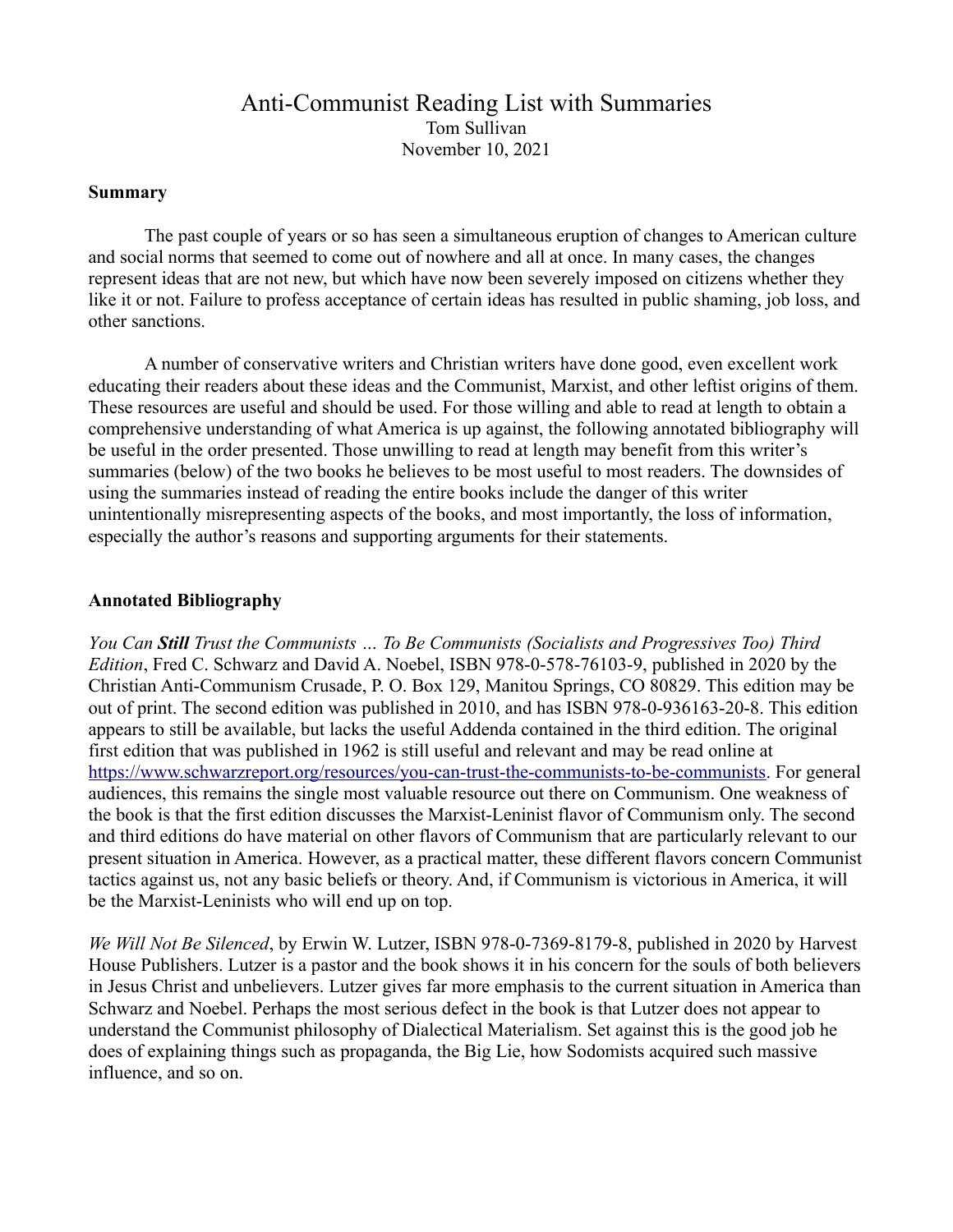# Anti-Communist Reading List with Summaries

Tom Sullivan

November 10, 2021

**Summary**

The past couple of years or so has seen a simultaneous eruption of changes to American culture and social norms that seemed to come out of nowhere and all at once. In many cases, the changes represent ideas that are not new, but which have now been severely imposed on citizens whether they like it or not. Failure to profess acceptance of certain ideas has resulted in public shaming, job loss, and other sanctions.

A number of conservative writers and Christian writers have done good, even excellent work educating their readers about these ideas and the Communist, Marxist, and other leftist origins of them. These resources are useful and should be used. For those willing and able to read at length to obtain a comprehensive understanding of what America is up against, the following annotated bibliography will be useful in the order presented. Those unwilling to read at length may benefit from this writer's summaries (below) of the two books he believes to be most useful to most readers. The downsides of using the summaries instead of reading the entire books include the danger of this writer unintentionally misrepresenting aspects of the books, and most importantly, the loss of information, especially the author's reasons and supporting arguments for their statements.

**Annotated Bibliography**

*You Can **Still** Trust the Communists … To Be Communists (Socialists and Progressives Too) Third Edition*, Fred C. Schwarz and David A. Noebel, ISBN 978-0-578-76103-9, published in 2020 by the Christian Anti-Communism Crusade, P. O. Box 129, Manitou Springs, CO 80829. This edition may be out of print. The second edition was published in 2010, and has ISBN 978-0-936163-20-8. This edition appears to still be available, but lacks the useful Addenda contained in the third edition. The original first edition that was published in 1962 is still useful and relevant and may be read online at https://www.schwarzreport.org/resources/you-can-trust-the-communists-to-be-communists. For general audiences, this remains the single most valuable resource out there on Communism. One weakness of the book is that the first edition discusses the Marxist-Leninist flavor of Communism only. The second and third editions do have material on other flavors of Communism that are particularly relevant to our present situation in America. However, as a practical matter, these different flavors concern Communist tactics against us, not any basic beliefs or theory. And, if Communism is victorious in America, it will be the Marxist-Leninists who will end up on top.

*We Will Not Be Silenced*, by Erwin W. Lutzer, ISBN 978-0-7369-8179-8, published in 2020 by Harvest House Publishers. Lutzer is a pastor and the book shows it in his concern for the souls of both believers in Jesus Christ and unbelievers. Lutzer gives far more emphasis to the current situation in America than Schwarz and Noebel. Perhaps the most serious defect in the book is that Lutzer does not appear to understand the Communist philosophy of Dialectical Materialism. Set against this is the good job he does of explaining things such as propaganda, the Big Lie, how Sodomists acquired such massive influence, and so on.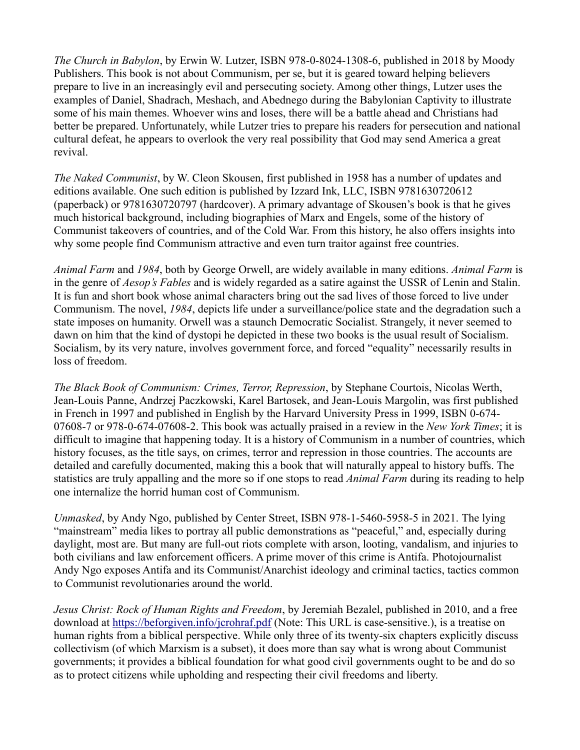*The Church in Babylon*, by Erwin W. Lutzer, ISBN 978-0-8024-1308-6, published in 2018 by Moody Publishers. This book is not about Communism, per se, but it is geared toward helping believers prepare to live in an increasingly evil and persecuting society. Among other things, Lutzer uses the examples of Daniel, Shadrach, Meshach, and Abednego during the Babylonian Captivity to illustrate some of his main themes. Whoever wins and loses, there will be a battle ahead and Christians had better be prepared. Unfortunately, while Lutzer tries to prepare his readers for persecution and national cultural defeat, he appears to overlook the very real possibility that God may send America a great revival.

*The Naked Communist*, by W. Cleon Skousen, first published in 1958 has a number of updates and editions available. One such edition is published by Izzard Ink, LLC, ISBN 9781630720612 (paperback) or 9781630720797 (hardcover). A primary advantage of Skousen's book is that he gives much historical background, including biographies of Marx and Engels, some of the history of Communist takeovers of countries, and of the Cold War. From this history, he also offers insights into why some people find Communism attractive and even turn traitor against free countries.

*Animal Farm* and *1984*, both by George Orwell, are widely available in many editions. *Animal Farm* is in the genre of *Aesop's Fables* and is widely regarded as a satire against the USSR of Lenin and Stalin. It is fun and short book whose animal characters bring out the sad lives of those forced to live under Communism. The novel, *1984*, depicts life under a surveillance/police state and the degradation such a state imposes on humanity. Orwell was a staunch Democratic Socialist. Strangely, it never seemed to dawn on him that the kind of dystopi he depicted in these two books is the usual result of Socialism. Socialism, by its very nature, involves government force, and forced "equality" necessarily results in loss of freedom.

*The Black Book of Communism: Crimes, Terror, Repression*, by Stephane Courtois, Nicolas Werth, Jean-Louis Panne, Andrzej Paczkowski, Karel Bartosek, and Jean-Louis Margolin, was first published in French in 1997 and published in English by the Harvard University Press in 1999, ISBN 0-674-07608-7 or 978-0-674-07608-2. This book was actually praised in a review in the *New York Times*; it is difficult to imagine that happening today. It is a history of Communism in a number of countries, which history focuses, as the title says, on crimes, terror and repression in those countries. The accounts are detailed and carefully documented, making this a book that will naturally appeal to history buffs. The statistics are truly appalling and the more so if one stops to read *Animal Farm* during its reading to help one internalize the horrid human cost of Communism.

*Unmasked*, by Andy Ngo, published by Center Street, ISBN 978-1-5460-5958-5 in 2021. The lying "mainstream" media likes to portray all public demonstrations as "peaceful," and, especially during daylight, most are. But many are full-out riots complete with arson, looting, vandalism, and injuries to both civilians and law enforcement officers. A prime mover of this crime is Antifa. Photojournalist Andy Ngo exposes Antifa and its Communist/Anarchist ideology and criminal tactics, tactics common to Communist revolutionaries around the world.

*Jesus Christ: Rock of Human Rights and Freedom*, by Jeremiah Bezalel, published in 2010, and a free download at https://beforgiven.info/jcrohraf.pdf (Note: This URL is case-sensitive.), is a treatise on human rights from a biblical perspective. While only three of its twenty-six chapters explicitly discuss collectivism (of which Marxism is a subset), it does more than say what is wrong about Communist governments; it provides a biblical foundation for what good civil governments ought to be and do so as to protect citizens while upholding and respecting their civil freedoms and liberty.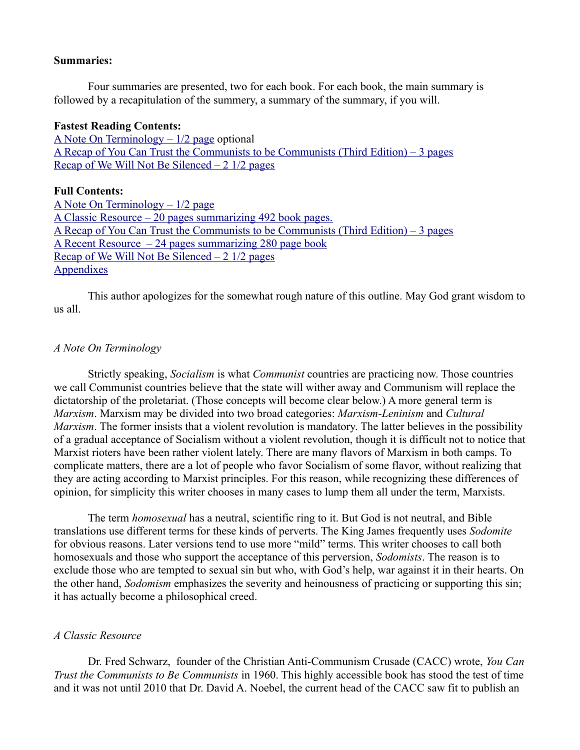**Summaries:**

Four summaries are presented, two for each book. For each book, the main summary is followed by a recapitulation of the summery, a summary of the summary, if you will.

**Fastest Reading Contents:**
[A Note On Terminology – 1/2 page](#) optional
[A Recap of You Can Trust the Communists to be Communists (Third Edition) – 3 pages](#)
[Recap of We Will Not Be Silenced – 2 1/2 pages](#)

**Full Contents:**
[A Note On Terminology – 1/2 page](#)
[A Classic Resource – 20 pages summarizing 492 book pages.](#)
[A Recap of You Can Trust the Communists to be Communists (Third Edition) – 3 pages](#)
[A Recent Resource – 24 pages summarizing 280 page book](#)
[Recap of We Will Not Be Silenced – 2 1/2 pages](#)
[Appendixes](#)

This author apologizes for the somewhat rough nature of this outline. May God grant wisdom to us all.

*A Note On Terminology*

Strictly speaking, *Socialism* is what *Communist* countries are practicing now. Those countries we call Communist countries believe that the state will wither away and Communism will replace the dictatorship of the proletariat. (Those concepts will become clear below.) A more general term is *Marxism*. Marxism may be divided into two broad categories: *Marxism-Leninism* and *Cultural Marxism*. The former insists that a violent revolution is mandatory. The latter believes in the possibility of a gradual acceptance of Socialism without a violent revolution, though it is difficult not to notice that Marxist rioters have been rather violent lately. There are many flavors of Marxism in both camps. To complicate matters, there are a lot of people who favor Socialism of some flavor, without realizing that they are acting according to Marxist principles. For this reason, while recognizing these differences of opinion, for simplicity this writer chooses in many cases to lump them all under the term, Marxists.

The term *homosexual* has a neutral, scientific ring to it. But God is not neutral, and Bible translations use different terms for these kinds of perverts. The King James frequently uses *Sodomite* for obvious reasons. Later versions tend to use more "mild" terms. This writer chooses to call both homosexuals and those who support the acceptance of this perversion, *Sodomists*. The reason is to exclude those who are tempted to sexual sin but who, with God's help, war against it in their hearts. On the other hand, *Sodomism* emphasizes the severity and heinousness of practicing or supporting this sin; it has actually become a philosophical creed.

*A Classic Resource*

Dr. Fred Schwarz, founder of the Christian Anti-Communism Crusade (CACC) wrote, *You Can Trust the Communists to Be Communists* in 1960. This highly accessible book has stood the test of time and it was not until 2010 that Dr. David A. Noebel, the current head of the CACC saw fit to publish an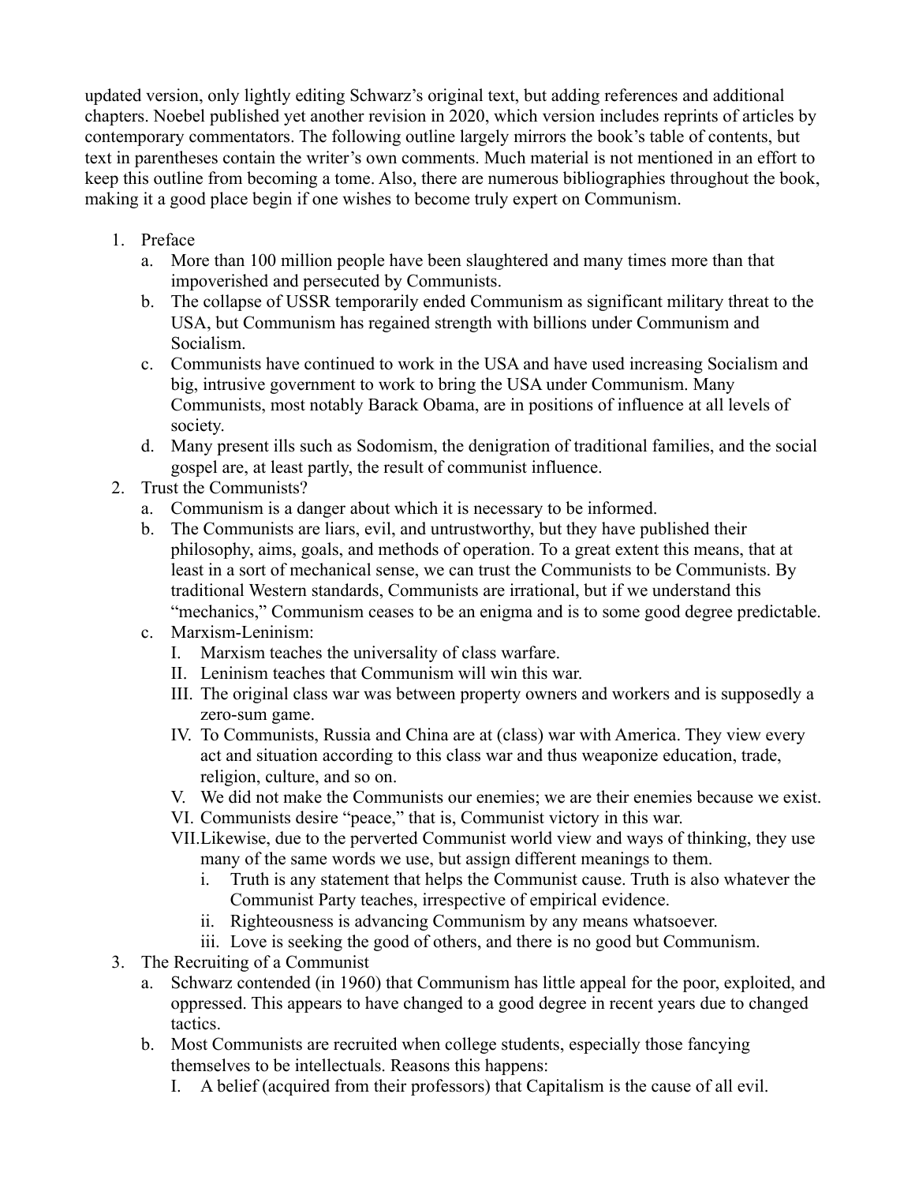updated version, only lightly editing Schwarz's original text, but adding references and additional chapters. Noebel published yet another revision in 2020, which version includes reprints of articles by contemporary commentators. The following outline largely mirrors the book's table of contents, but text in parentheses contain the writer's own comments. Much material is not mentioned in an effort to keep this outline from becoming a tome. Also, there are numerous bibliographies throughout the book, making it a good place begin if one wishes to become truly expert on Communism.

1. Preface
   a. More than 100 million people have been slaughtered and many times more than that impoverished and persecuted by Communists.
   b. The collapse of USSR temporarily ended Communism as significant military threat to the USA, but Communism has regained strength with billions under Communism and Socialism.
   c. Communists have continued to work in the USA and have used increasing Socialism and big, intrusive government to work to bring the USA under Communism. Many Communists, most notably Barack Obama, are in positions of influence at all levels of society.
   d. Many present ills such as Sodomism, the denigration of traditional families, and the social gospel are, at least partly, the result of communist influence.
2. Trust the Communists?
   a. Communism is a danger about which it is necessary to be informed.
   b. The Communists are liars, evil, and untrustworthy, but they have published their philosophy, aims, goals, and methods of operation. To a great extent this means, that at least in a sort of mechanical sense, we can trust the Communists to be Communists. By traditional Western standards, Communists are irrational, but if we understand this "mechanics," Communism ceases to be an enigma and is to some good degree predictable.
   c. Marxism-Leninism:
      I. Marxism teaches the universality of class warfare.
      II. Leninism teaches that Communism will win this war.
      III. The original class war was between property owners and workers and is supposedly a zero-sum game.
      IV. To Communists, Russia and China are at (class) war with America. They view every act and situation according to this class war and thus weaponize education, trade, religion, culture, and so on.
      V. We did not make the Communists our enemies; we are their enemies because we exist.
      VI. Communists desire "peace," that is, Communist victory in this war.
      VII. Likewise, due to the perverted Communist world view and ways of thinking, they use many of the same words we use, but assign different meanings to them.
         i. Truth is any statement that helps the Communist cause. Truth is also whatever the Communist Party teaches, irrespective of empirical evidence.
         ii. Righteousness is advancing Communism by any means whatsoever.
         iii. Love is seeking the good of others, and there is no good but Communism.
3. The Recruiting of a Communist
   a. Schwarz contended (in 1960) that Communism has little appeal for the poor, exploited, and oppressed. This appears to have changed to a good degree in recent years due to changed tactics.
   b. Most Communists are recruited when college students, especially those fancying themselves to be intellectuals. Reasons this happens:
      I. A belief (acquired from their professors) that Capitalism is the cause of all evil.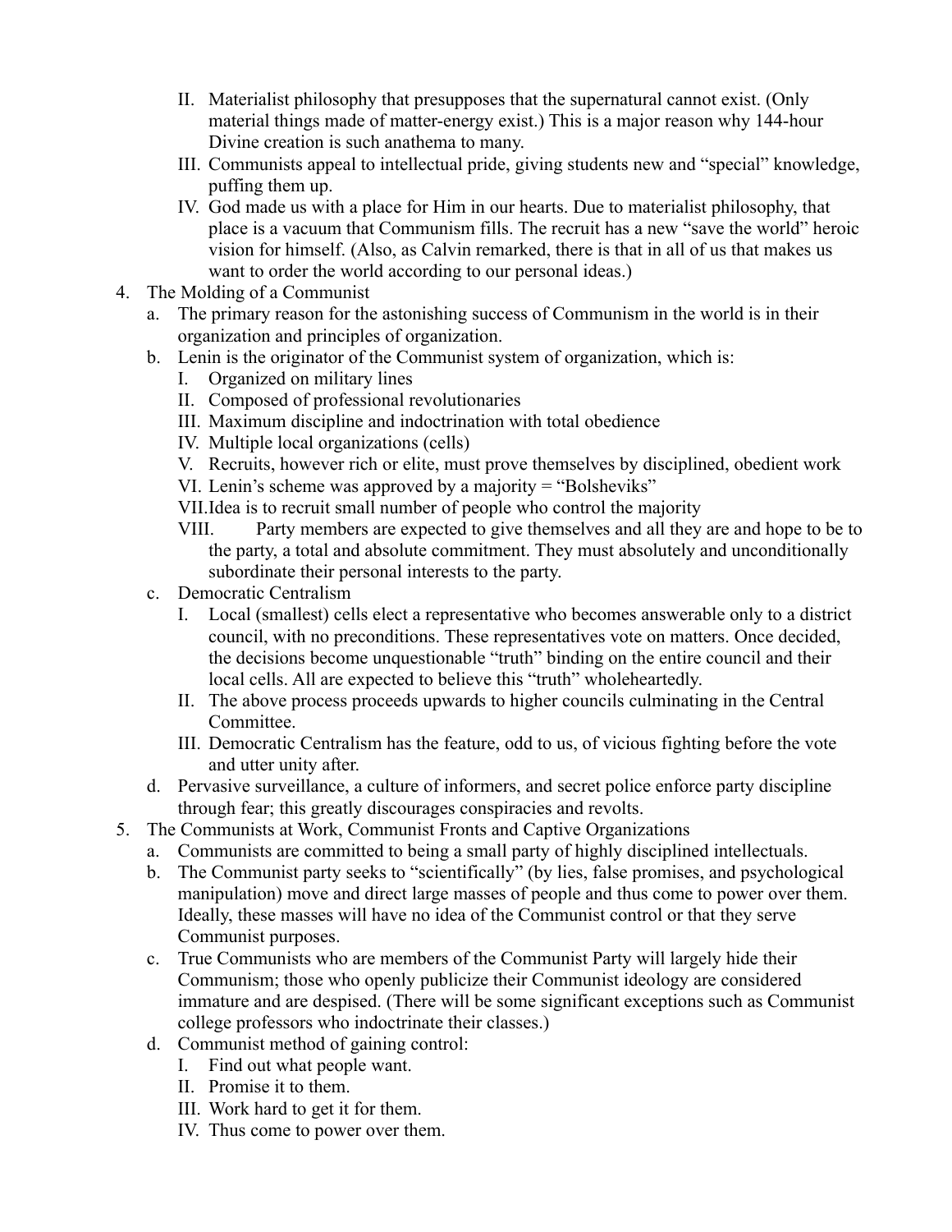II. Materialist philosophy that presupposes that the supernatural cannot exist. (Only material things made of matter-energy exist.) This is a major reason why 144-hour Divine creation is such anathema to many.
   III. Communists appeal to intellectual pride, giving students new and "special" knowledge, puffing them up.
   IV. God made us with a place for Him in our hearts. Due to materialist philosophy, that place is a vacuum that Communism fills. The recruit has a new "save the world" heroic vision for himself. (Also, as Calvin remarked, there is that in all of us that makes us want to order the world according to our personal ideas.)

4. The Molding of a Communist
   a. The primary reason for the astonishing success of Communism in the world is in their organization and principles of organization.
   b. Lenin is the originator of the Communist system of organization, which is:
      I. Organized on military lines
      II. Composed of professional revolutionaries
      III. Maximum discipline and indoctrination with total obedience
      IV. Multiple local organizations (cells)
      V. Recruits, however rich or elite, must prove themselves by disciplined, obedient work
      VI. Lenin's scheme was approved by a majority = "Bolsheviks"
      VII. Idea is to recruit small number of people who control the majority
      VIII. Party members are expected to give themselves and all they are and hope to be to the party, a total and absolute commitment. They must absolutely and unconditionally subordinate their personal interests to the party.
   c. Democratic Centralism
      I. Local (smallest) cells elect a representative who becomes answerable only to a district council, with no preconditions. These representatives vote on matters. Once decided, the decisions become unquestionable "truth" binding on the entire council and their local cells. All are expected to believe this "truth" wholeheartedly.
      II. The above process proceeds upwards to higher councils culminating in the Central Committee.
      III. Democratic Centralism has the feature, odd to us, of vicious fighting before the vote and utter unity after.
   d. Pervasive surveillance, a culture of informers, and secret police enforce party discipline through fear; this greatly discourages conspiracies and revolts.

5. The Communists at Work, Communist Fronts and Captive Organizations
   a. Communists are committed to being a small party of highly disciplined intellectuals.
   b. The Communist party seeks to "scientifically" (by lies, false promises, and psychological manipulation) move and direct large masses of people and thus come to power over them. Ideally, these masses will have no idea of the Communist control or that they serve Communist purposes.
   c. True Communists who are members of the Communist Party will largely hide their Communism; those who openly publicize their Communist ideology are considered immature and are despised. (There will be some significant exceptions such as Communist college professors who indoctrinate their classes.)
   d. Communist method of gaining control:
      I. Find out what people want.
      II. Promise it to them.
      III. Work hard to get it for them.
      IV. Thus come to power over them.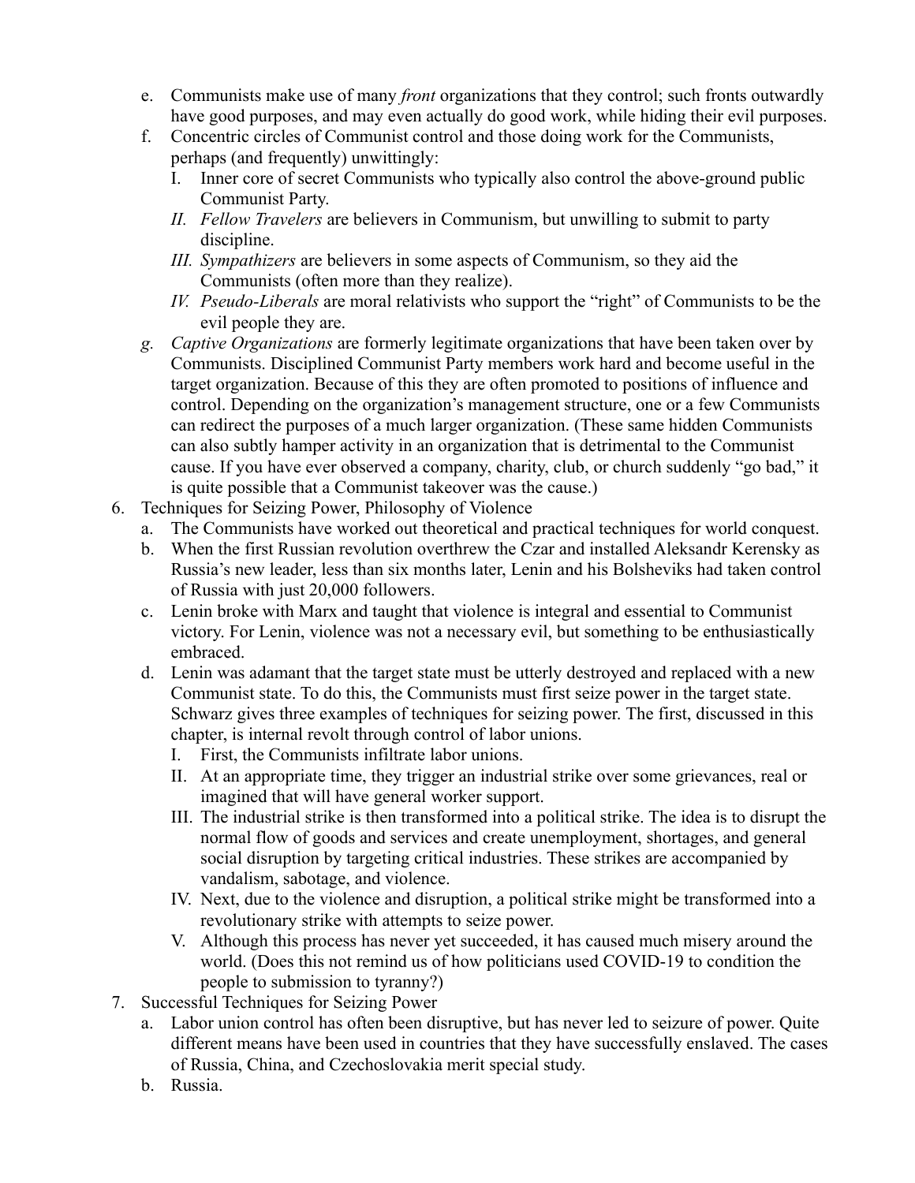e. Communists make use of many *front* organizations that they control; such fronts outwardly have good purposes, and may even actually do good work, while hiding their evil purposes.
   f. Concentric circles of Communist control and those doing work for the Communists, perhaps (and frequently) unwittingly:
      I. Inner core of secret Communists who typically also control the above-ground public Communist Party.
      *II. Fellow Travelers* are believers in Communism, but unwilling to submit to party discipline.
      *III. Sympathizers* are believers in some aspects of Communism, so they aid the Communists (often more than they realize).
      *IV. Pseudo-Liberals* are moral relativists who support the "right" of Communists to be the evil people they are.
   *g. Captive Organizations* are formerly legitimate organizations that have been taken over by Communists. Disciplined Communist Party members work hard and become useful in the target organization. Because of this they are often promoted to positions of influence and control. Depending on the organization's management structure, one or a few Communists can redirect the purposes of a much larger organization. (These same hidden Communists can also subtly hamper activity in an organization that is detrimental to the Communist cause. If you have ever observed a company, charity, club, or church suddenly "go bad," it is quite possible that a Communist takeover was the cause.)

6. Techniques for Seizing Power, Philosophy of Violence
   a. The Communists have worked out theoretical and practical techniques for world conquest.
   b. When the first Russian revolution overthrew the Czar and installed Aleksandr Kerensky as Russia's new leader, less than six months later, Lenin and his Bolsheviks had taken control of Russia with just 20,000 followers.
   c. Lenin broke with Marx and taught that violence is integral and essential to Communist victory. For Lenin, violence was not a necessary evil, but something to be enthusiastically embraced.
   d. Lenin was adamant that the target state must be utterly destroyed and replaced with a new Communist state. To do this, the Communists must first seize power in the target state. Schwarz gives three examples of techniques for seizing power. The first, discussed in this chapter, is internal revolt through control of labor unions.
      I. First, the Communists infiltrate labor unions.
      II. At an appropriate time, they trigger an industrial strike over some grievances, real or imagined that will have general worker support.
      III. The industrial strike is then transformed into a political strike. The idea is to disrupt the normal flow of goods and services and create unemployment, shortages, and general social disruption by targeting critical industries. These strikes are accompanied by vandalism, sabotage, and violence.
      IV. Next, due to the violence and disruption, a political strike might be transformed into a revolutionary strike with attempts to seize power.
      V. Although this process has never yet succeeded, it has caused much misery around the world. (Does this not remind us of how politicians used COVID-19 to condition the people to submission to tyranny?)

7. Successful Techniques for Seizing Power
   a. Labor union control has often been disruptive, but has never led to seizure of power. Quite different means have been used in countries that they have successfully enslaved. The cases of Russia, China, and Czechoslovakia merit special study.
   b. Russia.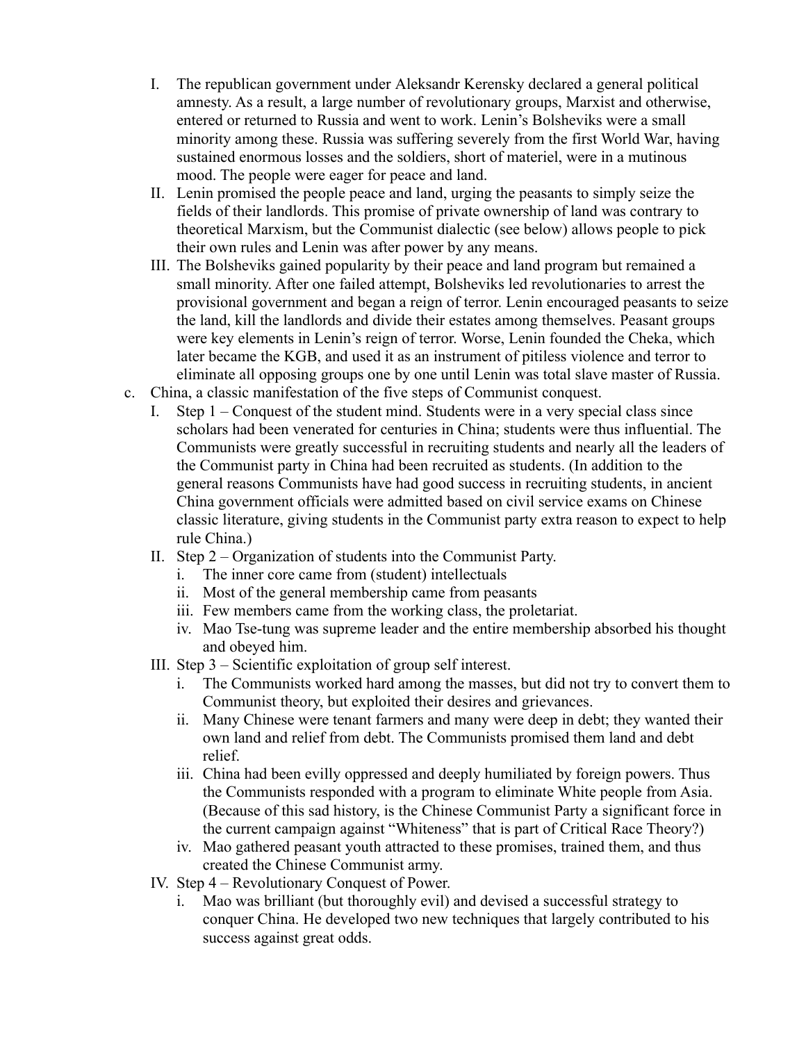I. The republican government under Aleksandr Kerensky declared a general political amnesty. As a result, a large number of revolutionary groups, Marxist and otherwise, entered or returned to Russia and went to work. Lenin's Bolsheviks were a small minority among these. Russia was suffering severely from the first World War, having sustained enormous losses and the soldiers, short of materiel, were in a mutinous mood. The people were eager for peace and land.
   II. Lenin promised the people peace and land, urging the peasants to simply seize the fields of their landlords. This promise of private ownership of land was contrary to theoretical Marxism, but the Communist dialectic (see below) allows people to pick their own rules and Lenin was after power by any means.
   III. The Bolsheviks gained popularity by their peace and land program but remained a small minority. After one failed attempt, Bolsheviks led revolutionaries to arrest the provisional government and began a reign of terror. Lenin encouraged peasants to seize the land, kill the landlords and divide their estates among themselves. Peasant groups were key elements in Lenin's reign of terror. Worse, Lenin founded the Cheka, which later became the KGB, and used it as an instrument of pitiless violence and terror to eliminate all opposing groups one by one until Lenin was total slave master of Russia.

c. China, a classic manifestation of the five steps of Communist conquest.
   I. Step 1 – Conquest of the student mind. Students were in a very special class since scholars had been venerated for centuries in China; students were thus influential. The Communists were greatly successful in recruiting students and nearly all the leaders of the Communist party in China had been recruited as students. (In addition to the general reasons Communists have had good success in recruiting students, in ancient China government officials were admitted based on civil service exams on Chinese classic literature, giving students in the Communist party extra reason to expect to help rule China.)
   II. Step 2 – Organization of students into the Communist Party.
      i. The inner core came from (student) intellectuals
      ii. Most of the general membership came from peasants
      iii. Few members came from the working class, the proletariat.
      iv. Mao Tse-tung was supreme leader and the entire membership absorbed his thought and obeyed him.
   III. Step 3 – Scientific exploitation of group self interest.
      i. The Communists worked hard among the masses, but did not try to convert them to Communist theory, but exploited their desires and grievances.
      ii. Many Chinese were tenant farmers and many were deep in debt; they wanted their own land and relief from debt. The Communists promised them land and debt relief.
      iii. China had been evilly oppressed and deeply humiliated by foreign powers. Thus the Communists responded with a program to eliminate White people from Asia. (Because of this sad history, is the Chinese Communist Party a significant force in the current campaign against "Whiteness" that is part of Critical Race Theory?)
      iv. Mao gathered peasant youth attracted to these promises, trained them, and thus created the Chinese Communist army.
   IV. Step 4 – Revolutionary Conquest of Power.
      i. Mao was brilliant (but thoroughly evil) and devised a successful strategy to conquer China. He developed two new techniques that largely contributed to his success against great odds.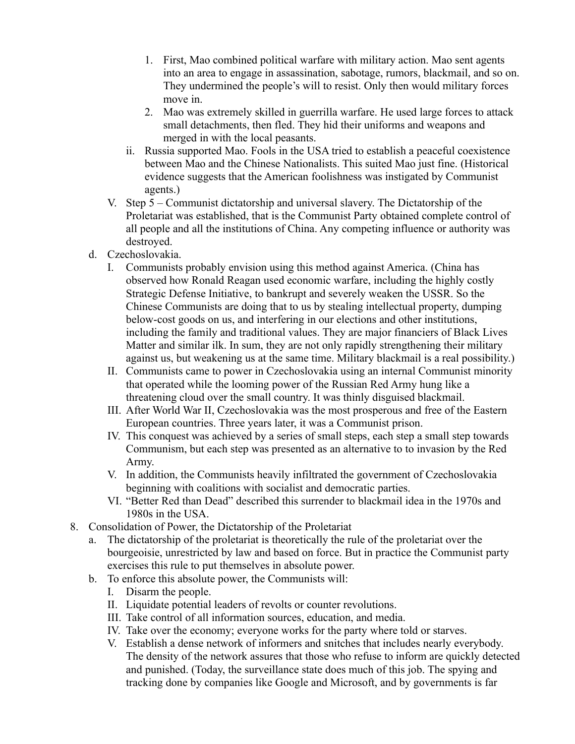1. First, Mao combined political warfare with military action. Mao sent agents into an area to engage in assassination, sabotage, rumors, blackmail, and so on. They undermined the people's will to resist. Only then would military forces move in.
2. Mao was extremely skilled in guerrilla warfare. He used large forces to attack small detachments, then fled. They hid their uniforms and weapons and merged in with the local peasants.

ii. Russia supported Mao. Fools in the USA tried to establish a peaceful coexistence between Mao and the Chinese Nationalists. This suited Mao just fine. (Historical evidence suggests that the American foolishness was instigated by Communist agents.)

V. Step 5 – Communist dictatorship and universal slavery. The Dictatorship of the Proletariat was established, that is the Communist Party obtained complete control of all people and all the institutions of China. Any competing influence or authority was destroyed.

d. Czechoslovakia.

I. Communists probably envision using this method against America. (China has observed how Ronald Reagan used economic warfare, including the highly costly Strategic Defense Initiative, to bankrupt and severely weaken the USSR. So the Chinese Communists are doing that to us by stealing intellectual property, dumping below-cost goods on us, and interfering in our elections and other institutions, including the family and traditional values. They are major financiers of Black Lives Matter and similar ilk. In sum, they are not only rapidly strengthening their military against us, but weakening us at the same time. Military blackmail is a real possibility.)

II. Communists came to power in Czechoslovakia using an internal Communist minority that operated while the looming power of the Russian Red Army hung like a threatening cloud over the small country. It was thinly disguised blackmail.

III. After World War II, Czechoslovakia was the most prosperous and free of the Eastern European countries. Three years later, it was a Communist prison.

IV. This conquest was achieved by a series of small steps, each step a small step towards Communism, but each step was presented as an alternative to to invasion by the Red Army.

V. In addition, the Communists heavily infiltrated the government of Czechoslovakia beginning with coalitions with socialist and democratic parties.

VI. "Better Red than Dead" described this surrender to blackmail idea in the 1970s and 1980s in the USA.

8. Consolidation of Power, the Dictatorship of the Proletariat

a. The dictatorship of the proletariat is theoretically the rule of the proletariat over the bourgeoisie, unrestricted by law and based on force. But in practice the Communist party exercises this rule to put themselves in absolute power.

b. To enforce this absolute power, the Communists will:

I. Disarm the people.

II. Liquidate potential leaders of revolts or counter revolutions.

III. Take control of all information sources, education, and media.

IV. Take over the economy; everyone works for the party where told or starves.

V. Establish a dense network of informers and snitches that includes nearly everybody. The density of the network assures that those who refuse to inform are quickly detected and punished. (Today, the surveillance state does much of this job. The spying and tracking done by companies like Google and Microsoft, and by governments is far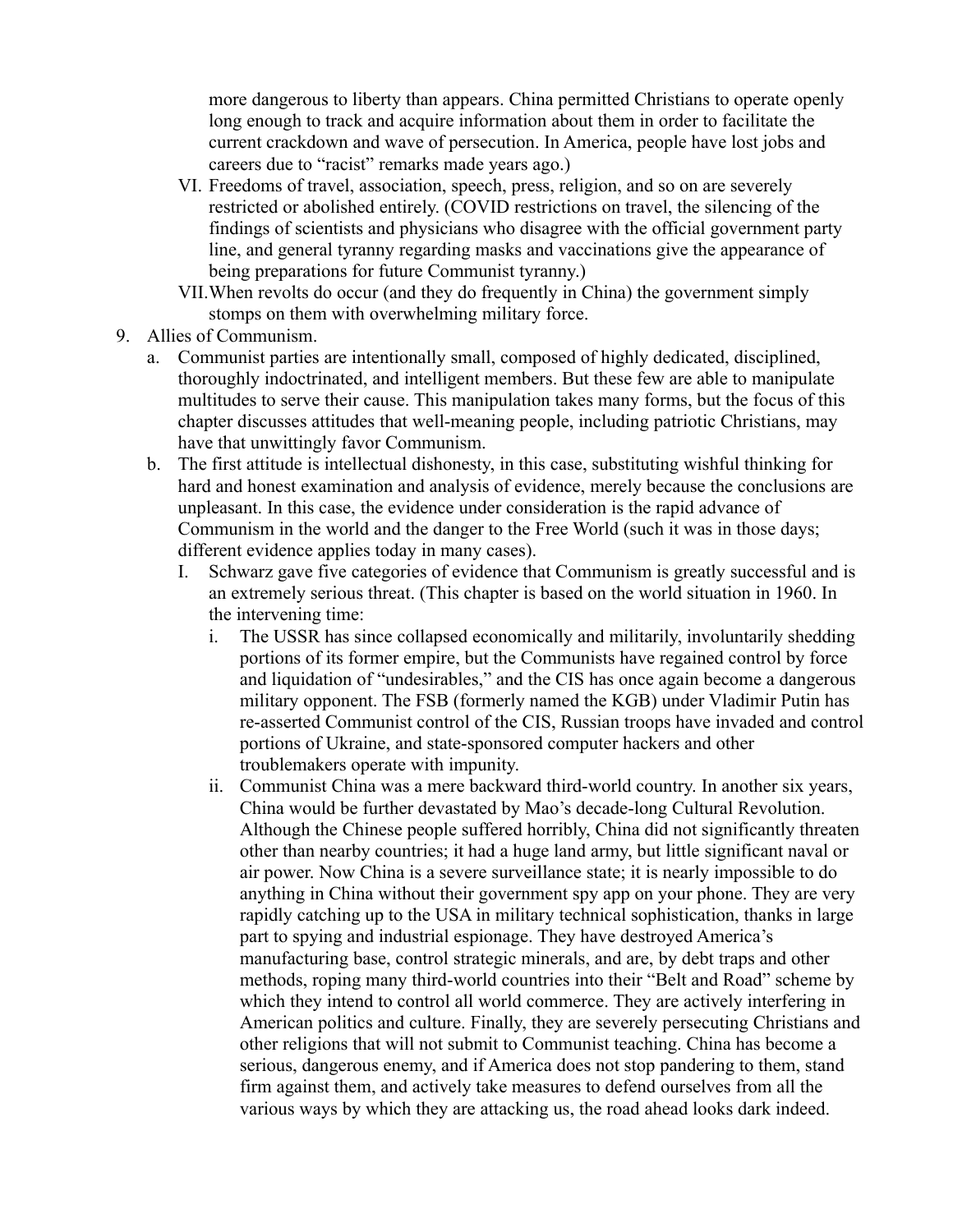more dangerous to liberty than appears. China permitted Christians to operate openly long enough to track and acquire information about them in order to facilitate the current crackdown and wave of persecution. In America, people have lost jobs and careers due to "racist" remarks made years ago.)

VI. Freedoms of travel, association, speech, press, religion, and so on are severely restricted or abolished entirely. (COVID restrictions on travel, the silencing of the findings of scientists and physicians who disagree with the official government party line, and general tyranny regarding masks and vaccinations give the appearance of being preparations for future Communist tyranny.)

VII. When revolts do occur (and they do frequently in China) the government simply stomps on them with overwhelming military force.

9. Allies of Communism.
   a. Communist parties are intentionally small, composed of highly dedicated, disciplined, thoroughly indoctrinated, and intelligent members. But these few are able to manipulate multitudes to serve their cause. This manipulation takes many forms, but the focus of this chapter discusses attitudes that well-meaning people, including patriotic Christians, may have that unwittingly favor Communism.
   b. The first attitude is intellectual dishonesty, in this case, substituting wishful thinking for hard and honest examination and analysis of evidence, merely because the conclusions are unpleasant. In this case, the evidence under consideration is the rapid advance of Communism in the world and the danger to the Free World (such it was in those days; different evidence applies today in many cases).
      I. Schwarz gave five categories of evidence that Communism is greatly successful and is an extremely serious threat. (This chapter is based on the world situation in 1960. In the intervening time:
         i. The USSR has since collapsed economically and militarily, involuntarily shedding portions of its former empire, but the Communists have regained control by force and liquidation of "undesirables," and the CIS has once again become a dangerous military opponent. The FSB (formerly named the KGB) under Vladimir Putin has re-asserted Communist control of the CIS, Russian troops have invaded and control portions of Ukraine, and state-sponsored computer hackers and other troublemakers operate with impunity.
         ii. Communist China was a mere backward third-world country. In another six years, China would be further devastated by Mao's decade-long Cultural Revolution. Although the Chinese people suffered horribly, China did not significantly threaten other than nearby countries; it had a huge land army, but little significant naval or air power. Now China is a severe surveillance state; it is nearly impossible to do anything in China without their government spy app on your phone. They are very rapidly catching up to the USA in military technical sophistication, thanks in large part to spying and industrial espionage. They have destroyed America's manufacturing base, control strategic minerals, and are, by debt traps and other methods, roping many third-world countries into their "Belt and Road" scheme by which they intend to control all world commerce. They are actively interfering in American politics and culture. Finally, they are severely persecuting Christians and other religions that will not submit to Communist teaching. China has become a serious, dangerous enemy, and if America does not stop pandering to them, stand firm against them, and actively take measures to defend ourselves from all the various ways by which they are attacking us, the road ahead looks dark indeed.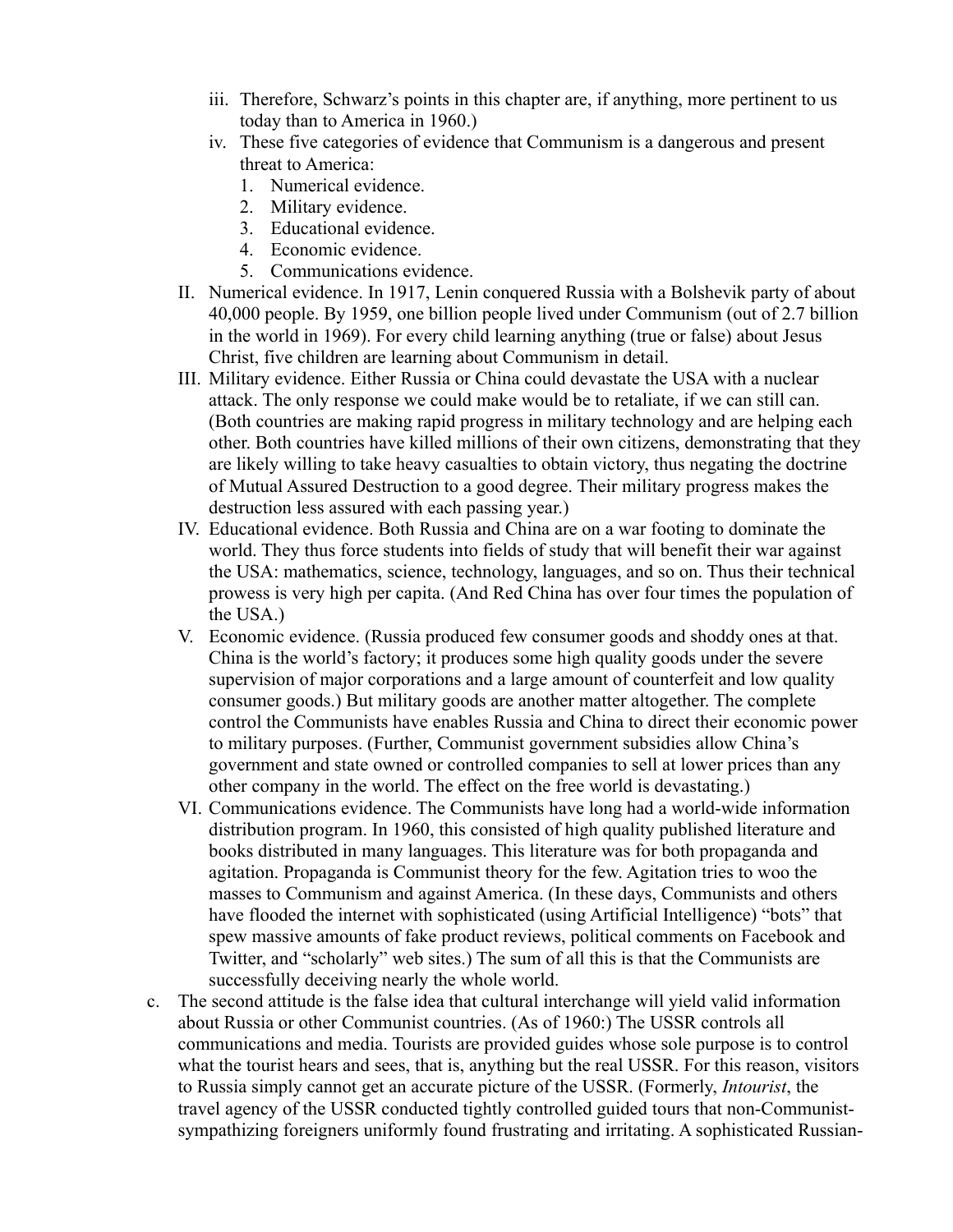iii. Therefore, Schwarz's points in this chapter are, if anything, more pertinent to us today than to America in 1960.)

iv. These five categories of evidence that Communism is a dangerous and present threat to America:
   1. Numerical evidence.
   2. Military evidence.
   3. Educational evidence.
   4. Economic evidence.
   5. Communications evidence.

II. Numerical evidence. In 1917, Lenin conquered Russia with a Bolshevik party of about 40,000 people. By 1959, one billion people lived under Communism (out of 2.7 billion in the world in 1969). For every child learning anything (true or false) about Jesus Christ, five children are learning about Communism in detail.

III. Military evidence. Either Russia or China could devastate the USA with a nuclear attack. The only response we could make would be to retaliate, if we can still can. (Both countries are making rapid progress in military technology and are helping each other. Both countries have killed millions of their own citizens, demonstrating that they are likely willing to take heavy casualties to obtain victory, thus negating the doctrine of Mutual Assured Destruction to a good degree. Their military progress makes the destruction less assured with each passing year.)

IV. Educational evidence. Both Russia and China are on a war footing to dominate the world. They thus force students into fields of study that will benefit their war against the USA: mathematics, science, technology, languages, and so on. Thus their technical prowess is very high per capita. (And Red China has over four times the population of the USA.)

V. Economic evidence. (Russia produced few consumer goods and shoddy ones at that. China is the world's factory; it produces some high quality goods under the severe supervision of major corporations and a large amount of counterfeit and low quality consumer goods.) But military goods are another matter altogether. The complete control the Communists have enables Russia and China to direct their economic power to military purposes. (Further, Communist government subsidies allow China's government and state owned or controlled companies to sell at lower prices than any other company in the world. The effect on the free world is devastating.)

VI. Communications evidence. The Communists have long had a world-wide information distribution program. In 1960, this consisted of high quality published literature and books distributed in many languages. This literature was for both propaganda and agitation. Propaganda is Communist theory for the few. Agitation tries to woo the masses to Communism and against America. (In these days, Communists and others have flooded the internet with sophisticated (using Artificial Intelligence) "bots" that spew massive amounts of fake product reviews, political comments on Facebook and Twitter, and "scholarly" web sites.) The sum of all this is that the Communists are successfully deceiving nearly the whole world.

c. The second attitude is the false idea that cultural interchange will yield valid information about Russia or other Communist countries. (As of 1960:) The USSR controls all communications and media. Tourists are provided guides whose sole purpose is to control what the tourist hears and sees, that is, anything but the real USSR. For this reason, visitors to Russia simply cannot get an accurate picture of the USSR. (Formerly, *Intourist*, the travel agency of the USSR conducted tightly controlled guided tours that non-Communist-sympathizing foreigners uniformly found frustrating and irritating. A sophisticated Russian-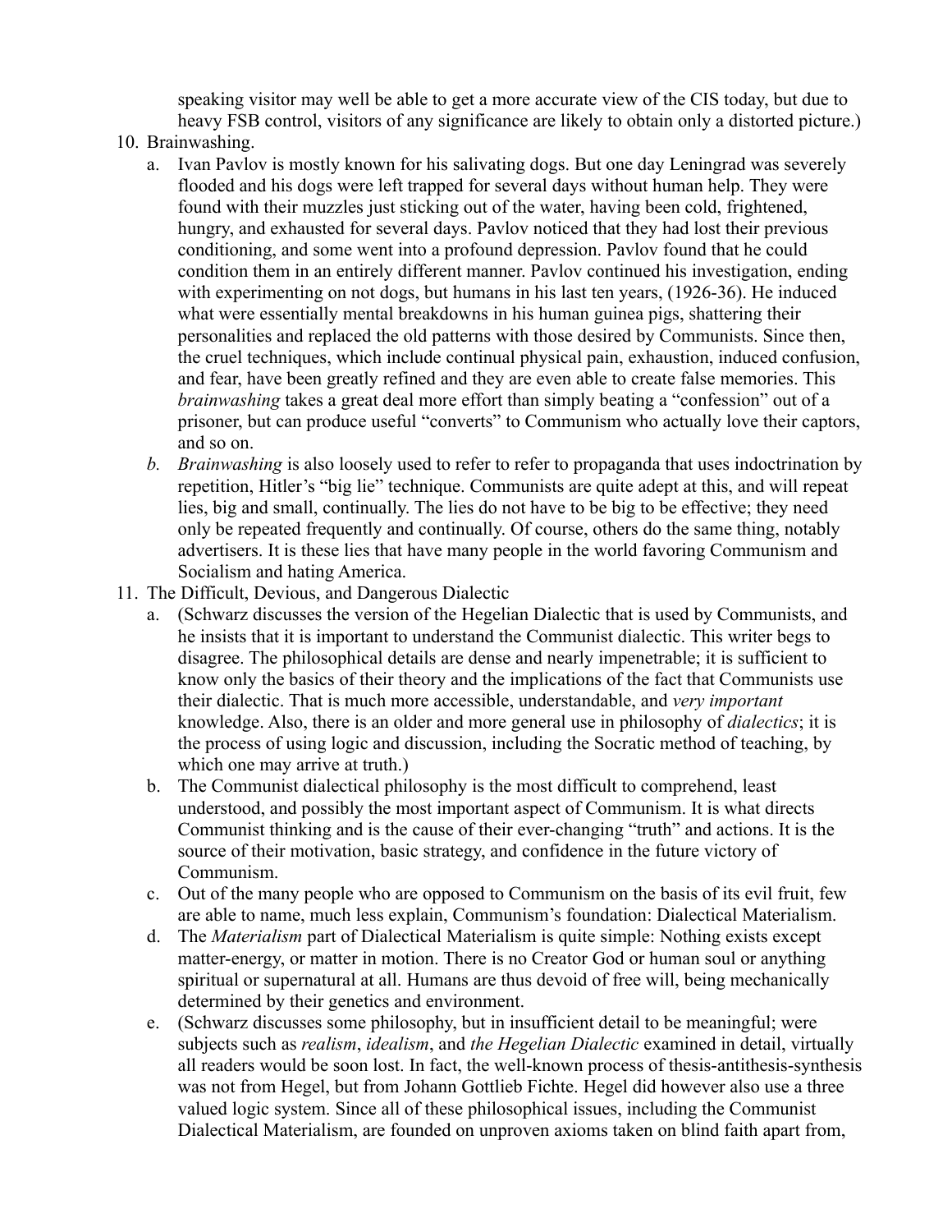speaking visitor may well be able to get a more accurate view of the CIS today, but due to heavy FSB control, visitors of any significance are likely to obtain only a distorted picture.)

10. Brainwashing.
    a. Ivan Pavlov is mostly known for his salivating dogs. But one day Leningrad was severely flooded and his dogs were left trapped for several days without human help. They were found with their muzzles just sticking out of the water, having been cold, frightened, hungry, and exhausted for several days. Pavlov noticed that they had lost their previous conditioning, and some went into a profound depression. Pavlov found that he could condition them in an entirely different manner. Pavlov continued his investigation, ending with experimenting on not dogs, but humans in his last ten years, (1926-36). He induced what were essentially mental breakdowns in his human guinea pigs, shattering their personalities and replaced the old patterns with those desired by Communists. Since then, the cruel techniques, which include continual physical pain, exhaustion, induced confusion, and fear, have been greatly refined and they are even able to create false memories. This *brainwashing* takes a great deal more effort than simply beating a "confession" out of a prisoner, but can produce useful "converts" to Communism who actually love their captors, and so on.
    b. *Brainwashing* is also loosely used to refer to refer to propaganda that uses indoctrination by repetition, Hitler's "big lie" technique. Communists are quite adept at this, and will repeat lies, big and small, continually. The lies do not have to be big to be effective; they need only be repeated frequently and continually. Of course, others do the same thing, notably advertisers. It is these lies that have many people in the world favoring Communism and Socialism and hating America.
11. The Difficult, Devious, and Dangerous Dialectic
    a. (Schwarz discusses the version of the Hegelian Dialectic that is used by Communists, and he insists that it is important to understand the Communist dialectic. This writer begs to disagree. The philosophical details are dense and nearly impenetrable; it is sufficient to know only the basics of their theory and the implications of the fact that Communists use their dialectic. That is much more accessible, understandable, and *very important* knowledge. Also, there is an older and more general use in philosophy of *dialectics*; it is the process of using logic and discussion, including the Socratic method of teaching, by which one may arrive at truth.)
    b. The Communist dialectical philosophy is the most difficult to comprehend, least understood, and possibly the most important aspect of Communism. It is what directs Communist thinking and is the cause of their ever-changing "truth" and actions. It is the source of their motivation, basic strategy, and confidence in the future victory of Communism.
    c. Out of the many people who are opposed to Communism on the basis of its evil fruit, few are able to name, much less explain, Communism's foundation: Dialectical Materialism.
    d. The *Materialism* part of Dialectical Materialism is quite simple: Nothing exists except matter-energy, or matter in motion. There is no Creator God or human soul or anything spiritual or supernatural at all. Humans are thus devoid of free will, being mechanically determined by their genetics and environment.
    e. (Schwarz discusses some philosophy, but in insufficient detail to be meaningful; were subjects such as *realism*, *idealism*, and *the Hegelian Dialectic* examined in detail, virtually all readers would be soon lost. In fact, the well-known process of thesis-antithesis-synthesis was not from Hegel, but from Johann Gottlieb Fichte. Hegel did however also use a three valued logic system. Since all of these philosophical issues, including the Communist Dialectical Materialism, are founded on unproven axioms taken on blind faith apart from,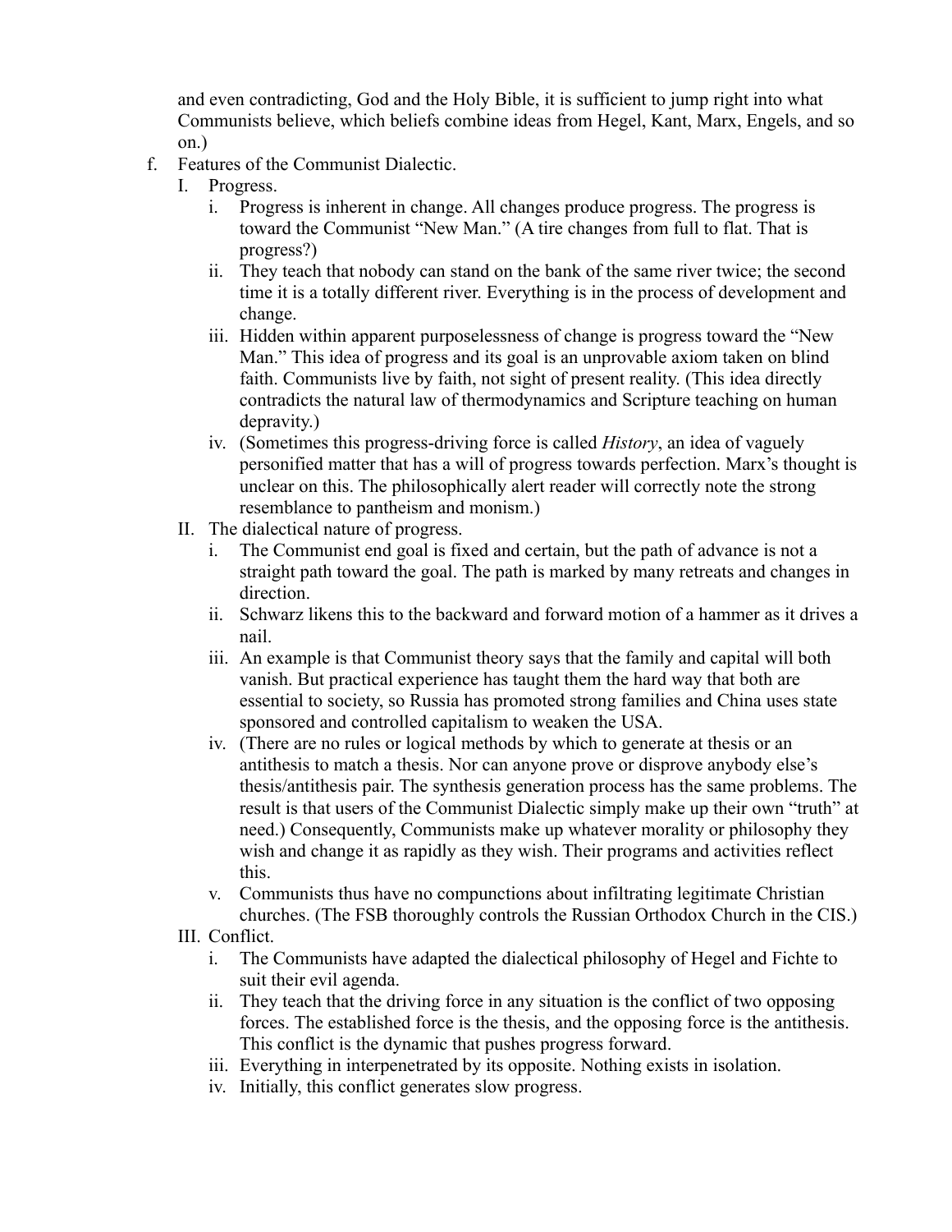and even contradicting, God and the Holy Bible, it is sufficient to jump right into what Communists believe, which beliefs combine ideas from Hegel, Kant, Marx, Engels, and so on.)

f. Features of the Communist Dialectic.

  I. Progress.

    i. Progress is inherent in change. All changes produce progress. The progress is toward the Communist "New Man." (A tire changes from full to flat. That is progress?)

    ii. They teach that nobody can stand on the bank of the same river twice; the second time it is a totally different river. Everything is in the process of development and change.

    iii. Hidden within apparent purposelessness of change is progress toward the "New Man." This idea of progress and its goal is an unprovable axiom taken on blind faith. Communists live by faith, not sight of present reality. (This idea directly contradicts the natural law of thermodynamics and Scripture teaching on human depravity.)

    iv. (Sometimes this progress-driving force is called *History*, an idea of vaguely personified matter that has a will of progress towards perfection. Marx's thought is unclear on this. The philosophically alert reader will correctly note the strong resemblance to pantheism and monism.)

  II. The dialectical nature of progress.

    i. The Communist end goal is fixed and certain, but the path of advance is not a straight path toward the goal. The path is marked by many retreats and changes in direction.

    ii. Schwarz likens this to the backward and forward motion of a hammer as it drives a nail.

    iii. An example is that Communist theory says that the family and capital will both vanish. But practical experience has taught them the hard way that both are essential to society, so Russia has promoted strong families and China uses state sponsored and controlled capitalism to weaken the USA.

    iv. (There are no rules or logical methods by which to generate at thesis or an antithesis to match a thesis. Nor can anyone prove or disprove anybody else's thesis/antithesis pair. The synthesis generation process has the same problems. The result is that users of the Communist Dialectic simply make up their own "truth" at need.) Consequently, Communists make up whatever morality or philosophy they wish and change it as rapidly as they wish. Their programs and activities reflect this.

    v. Communists thus have no compunctions about infiltrating legitimate Christian churches. (The FSB thoroughly controls the Russian Orthodox Church in the CIS.)

  III. Conflict.

    i. The Communists have adapted the dialectical philosophy of Hegel and Fichte to suit their evil agenda.

    ii. They teach that the driving force in any situation is the conflict of two opposing forces. The established force is the thesis, and the opposing force is the antithesis. This conflict is the dynamic that pushes progress forward.

    iii. Everything in interpenetrated by its opposite. Nothing exists in isolation.

    iv. Initially, this conflict generates slow progress.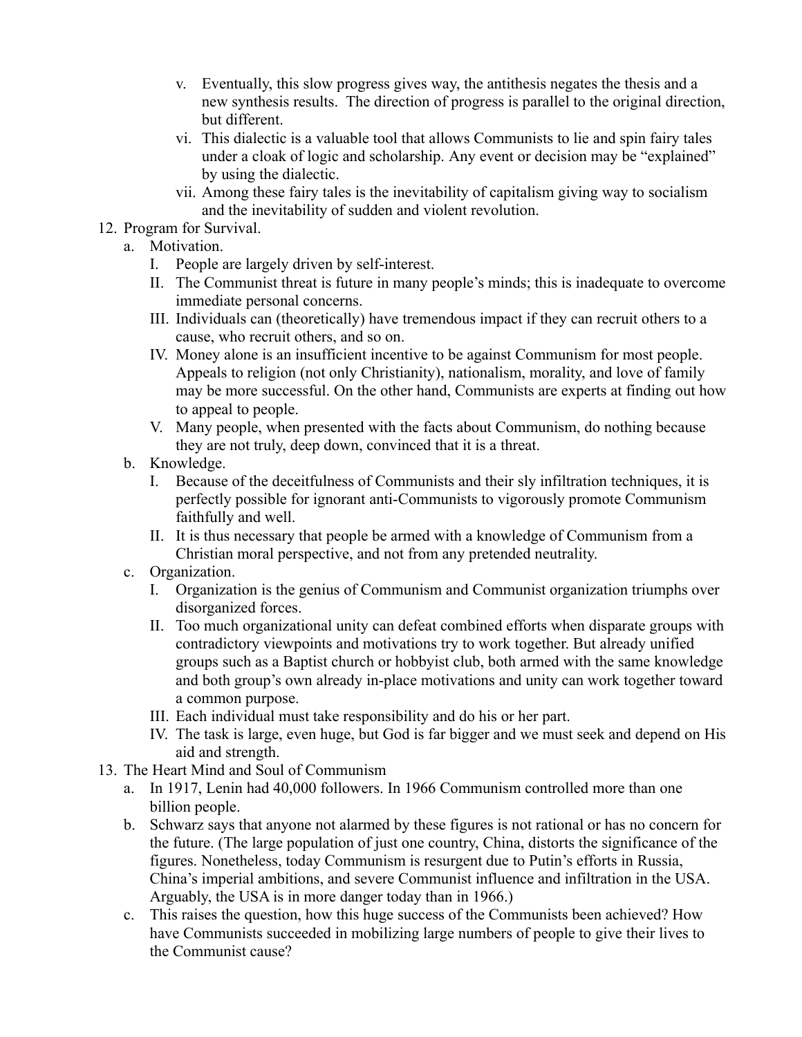v. Eventually, this slow progress gives way, the antithesis negates the thesis and a new synthesis results. The direction of progress is parallel to the original direction, but different.
   vi. This dialectic is a valuable tool that allows Communists to lie and spin fairy tales under a cloak of logic and scholarship. Any event or decision may be "explained" by using the dialectic.
   vii. Among these fairy tales is the inevitability of capitalism giving way to socialism and the inevitability of sudden and violent revolution.

12. Program for Survival.
    a. Motivation.
       I. People are largely driven by self-interest.
       II. The Communist threat is future in many people's minds; this is inadequate to overcome immediate personal concerns.
       III. Individuals can (theoretically) have tremendous impact if they can recruit others to a cause, who recruit others, and so on.
       IV. Money alone is an insufficient incentive to be against Communism for most people. Appeals to religion (not only Christianity), nationalism, morality, and love of family may be more successful. On the other hand, Communists are experts at finding out how to appeal to people.
       V. Many people, when presented with the facts about Communism, do nothing because they are not truly, deep down, convinced that it is a threat.
    b. Knowledge.
       I. Because of the deceitfulness of Communists and their sly infiltration techniques, it is perfectly possible for ignorant anti-Communists to vigorously promote Communism faithfully and well.
       II. It is thus necessary that people be armed with a knowledge of Communism from a Christian moral perspective, and not from any pretended neutrality.
    c. Organization.
       I. Organization is the genius of Communism and Communist organization triumphs over disorganized forces.
       II. Too much organizational unity can defeat combined efforts when disparate groups with contradictory viewpoints and motivations try to work together. But already unified groups such as a Baptist church or hobbyist club, both armed with the same knowledge and both group's own already in-place motivations and unity can work together toward a common purpose.
       III. Each individual must take responsibility and do his or her part.
       IV. The task is large, even huge, but God is far bigger and we must seek and depend on His aid and strength.

13. The Heart Mind and Soul of Communism
    a. In 1917, Lenin had 40,000 followers. In 1966 Communism controlled more than one billion people.
    b. Schwarz says that anyone not alarmed by these figures is not rational or has no concern for the future. (The large population of just one country, China, distorts the significance of the figures. Nonetheless, today Communism is resurgent due to Putin's efforts in Russia, China's imperial ambitions, and severe Communist influence and infiltration in the USA. Arguably, the USA is in more danger today than in 1966.)
    c. This raises the question, how this huge success of the Communists been achieved? How have Communists succeeded in mobilizing large numbers of people to give their lives to the Communist cause?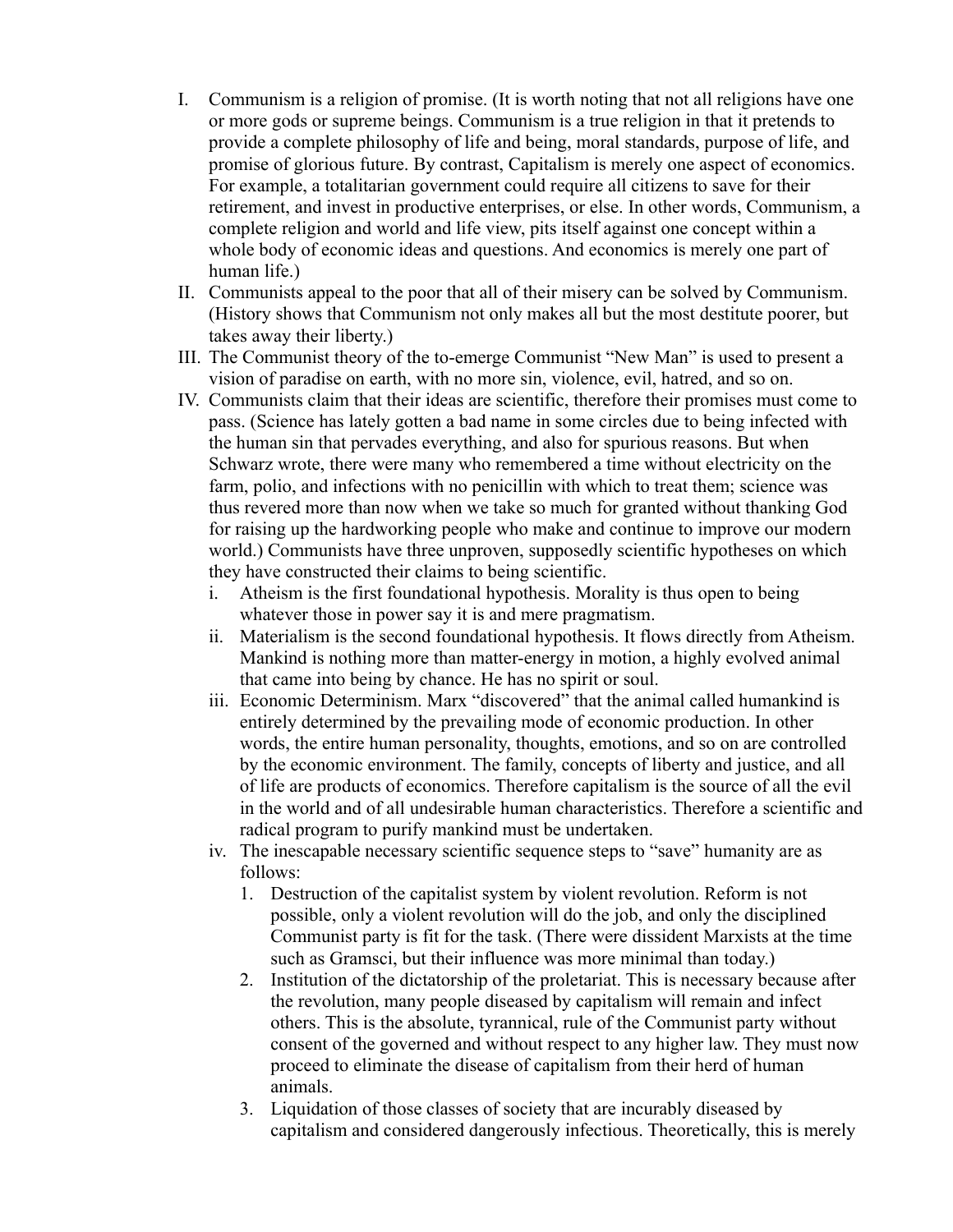I. Communism is a religion of promise. (It is worth noting that not all religions have one or more gods or supreme beings. Communism is a true religion in that it pretends to provide a complete philosophy of life and being, moral standards, purpose of life, and promise of glorious future. By contrast, Capitalism is merely one aspect of economics. For example, a totalitarian government could require all citizens to save for their retirement, and invest in productive enterprises, or else. In other words, Communism, a complete religion and world and life view, pits itself against one concept within a whole body of economic ideas and questions. And economics is merely one part of human life.)
II. Communists appeal to the poor that all of their misery can be solved by Communism. (History shows that Communism not only makes all but the most destitute poorer, but takes away their liberty.)
III. The Communist theory of the to-emerge Communist "New Man" is used to present a vision of paradise on earth, with no more sin, violence, evil, hatred, and so on.
IV. Communists claim that their ideas are scientific, therefore their promises must come to pass. (Science has lately gotten a bad name in some circles due to being infected with the human sin that pervades everything, and also for spurious reasons. But when Schwarz wrote, there were many who remembered a time without electricity on the farm, polio, and infections with no penicillin with which to treat them; science was thus revered more than now when we take so much for granted without thanking God for raising up the hardworking people who make and continue to improve our modern world.) Communists have three unproven, supposedly scientific hypotheses on which they have constructed their claims to being scientific.
   i. Atheism is the first foundational hypothesis. Morality is thus open to being whatever those in power say it is and mere pragmatism.
   ii. Materialism is the second foundational hypothesis. It flows directly from Atheism. Mankind is nothing more than matter-energy in motion, a highly evolved animal that came into being by chance. He has no spirit or soul.
   iii. Economic Determinism. Marx "discovered" that the animal called humankind is entirely determined by the prevailing mode of economic production. In other words, the entire human personality, thoughts, emotions, and so on are controlled by the economic environment. The family, concepts of liberty and justice, and all of life are products of economics. Therefore capitalism is the source of all the evil in the world and of all undesirable human characteristics. Therefore a scientific and radical program to purify mankind must be undertaken.
   iv. The inescapable necessary scientific sequence steps to "save" humanity are as follows:
      1. Destruction of the capitalist system by violent revolution. Reform is not possible, only a violent revolution will do the job, and only the disciplined Communist party is fit for the task. (There were dissident Marxists at the time such as Gramsci, but their influence was more minimal than today.)
      2. Institution of the dictatorship of the proletariat. This is necessary because after the revolution, many people diseased by capitalism will remain and infect others. This is the absolute, tyrannical, rule of the Communist party without consent of the governed and without respect to any higher law. They must now proceed to eliminate the disease of capitalism from their herd of human animals.
      3. Liquidation of those classes of society that are incurably diseased by capitalism and considered dangerously infectious. Theoretically, this is merely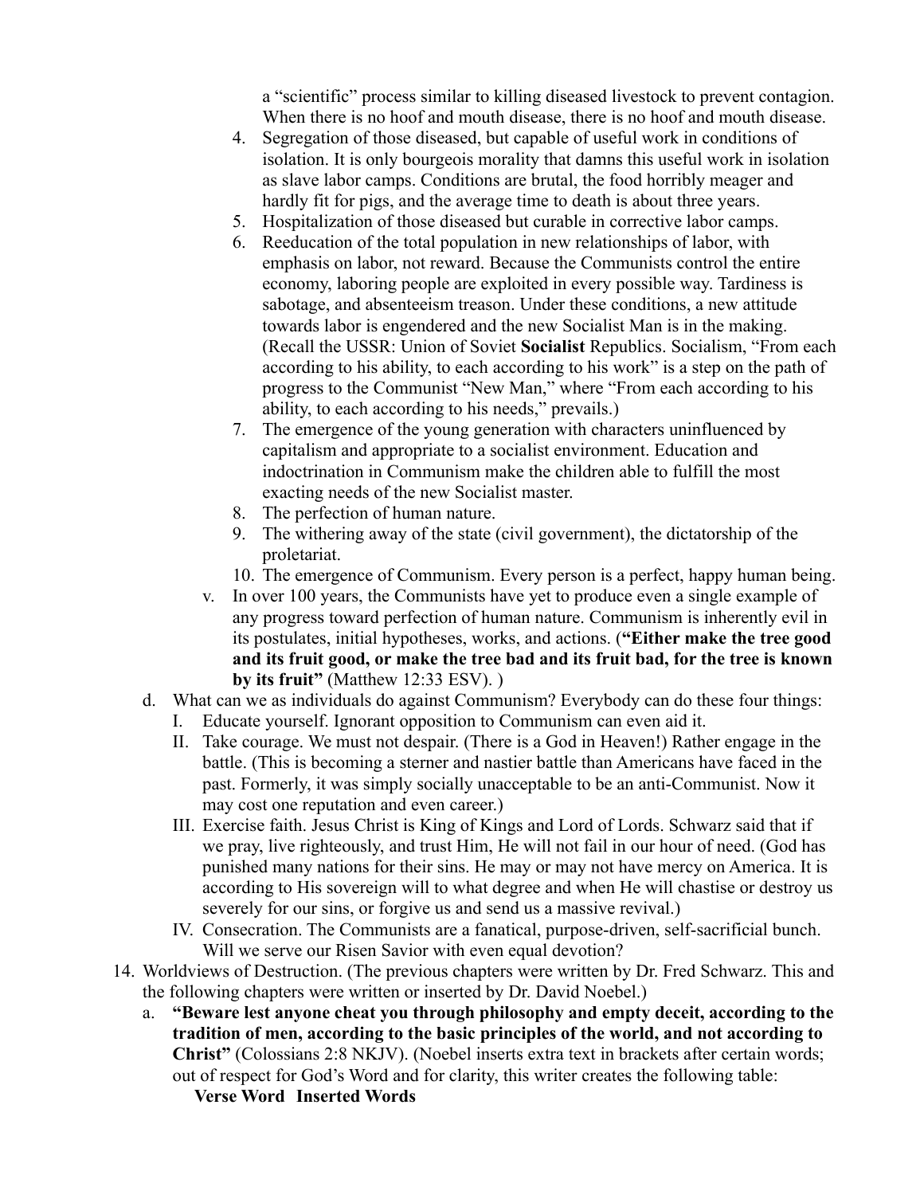a "scientific" process similar to killing diseased livestock to prevent contagion. When there is no hoof and mouth disease, there is no hoof and mouth disease.

4. Segregation of those diseased, but capable of useful work in conditions of isolation. It is only bourgeois morality that damns this useful work in isolation as slave labor camps. Conditions are brutal, the food horribly meager and hardly fit for pigs, and the average time to death is about three years.
5. Hospitalization of those diseased but curable in corrective labor camps.
6. Reeducation of the total population in new relationships of labor, with emphasis on labor, not reward. Because the Communists control the entire economy, laboring people are exploited in every possible way. Tardiness is sabotage, and absenteeism treason. Under these conditions, a new attitude towards labor is engendered and the new Socialist Man is in the making. (Recall the USSR: Union of Soviet **Socialist** Republics. Socialism, "From each according to his ability, to each according to his work" is a step on the path of progress to the Communist "New Man," where "From each according to his ability, to each according to his needs," prevails.)
7. The emergence of the young generation with characters uninfluenced by capitalism and appropriate to a socialist environment. Education and indoctrination in Communism make the children able to fulfill the most exacting needs of the new Socialist master.
8. The perfection of human nature.
9. The withering away of the state (civil government), the dictatorship of the proletariat.
10. The emergence of Communism. Every person is a perfect, happy human being.

v. In over 100 years, the Communists have yet to produce even a single example of any progress toward perfection of human nature. Communism is inherently evil in its postulates, initial hypotheses, works, and actions. (**"Either make the tree good and its fruit good, or make the tree bad and its fruit bad, for the tree is known by its fruit"** (Matthew 12:33 ESV). )

d. What can we as individuals do against Communism? Everybody can do these four things:

I. Educate yourself. Ignorant opposition to Communism can even aid it.

II. Take courage. We must not despair. (There is a God in Heaven!) Rather engage in the battle. (This is becoming a sterner and nastier battle than Americans have faced in the past. Formerly, it was simply socially unacceptable to be an anti-Communist. Now it may cost one reputation and even career.)

III. Exercise faith. Jesus Christ is King of Kings and Lord of Lords. Schwarz said that if we pray, live righteously, and trust Him, He will not fail in our hour of need. (God has punished many nations for their sins. He may or may not have mercy on America. It is according to His sovereign will to what degree and when He will chastise or destroy us severely for our sins, or forgive us and send us a massive revival.)

IV. Consecration. The Communists are a fanatical, purpose-driven, self-sacrificial bunch. Will we serve our Risen Savior with even equal devotion?

14. Worldviews of Destruction. (The previous chapters were written by Dr. Fred Schwarz. This and the following chapters were written or inserted by Dr. David Noebel.)

a. **"Beware lest anyone cheat you through philosophy and empty deceit, according to the tradition of men, according to the basic principles of the world, and not according to Christ"** (Colossians 2:8 NKJV). (Noebel inserts extra text in brackets after certain words; out of respect for God's Word and for clarity, this writer creates the following table:

**Verse Word Inserted Words**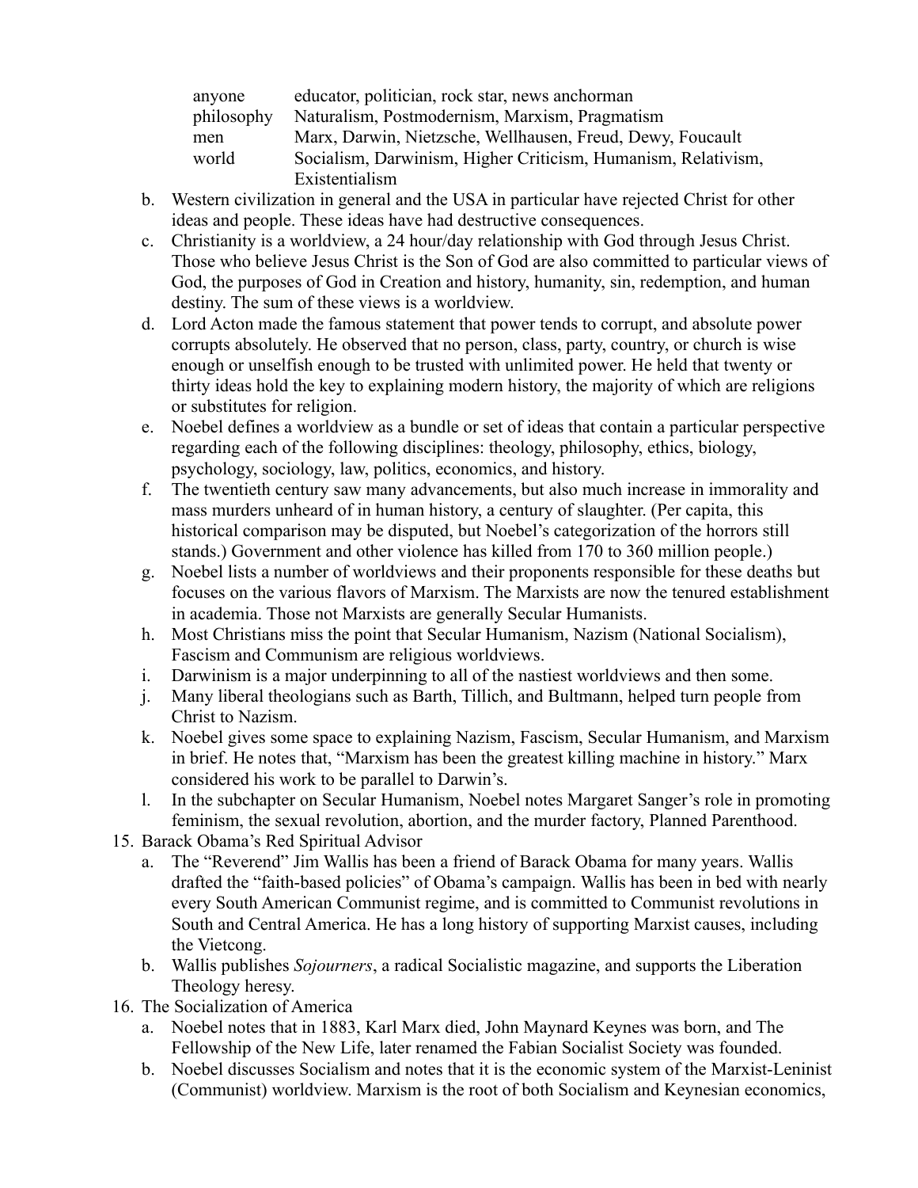| | |
|---|---|
| anyone | educator, politician, rock star, news anchorman |
| philosophy | Naturalism, Postmodernism, Marxism, Pragmatism |
| men | Marx, Darwin, Nietzsche, Wellhausen, Freud, Dewy, Foucault |
| world | Socialism, Darwinism, Higher Criticism, Humanism, Relativism, Existentialism |

b. Western civilization in general and the USA in particular have rejected Christ for other ideas and people. These ideas have had destructive consequences.

c. Christianity is a worldview, a 24 hour/day relationship with God through Jesus Christ. Those who believe Jesus Christ is the Son of God are also committed to particular views of God, the purposes of God in Creation and history, humanity, sin, redemption, and human destiny. The sum of these views is a worldview.

d. Lord Acton made the famous statement that power tends to corrupt, and absolute power corrupts absolutely. He observed that no person, class, party, country, or church is wise enough or unselfish enough to be trusted with unlimited power. He held that twenty or thirty ideas hold the key to explaining modern history, the majority of which are religions or substitutes for religion.

e. Noebel defines a worldview as a bundle or set of ideas that contain a particular perspective regarding each of the following disciplines: theology, philosophy, ethics, biology, psychology, sociology, law, politics, economics, and history.

f. The twentieth century saw many advancements, but also much increase in immorality and mass murders unheard of in human history, a century of slaughter. (Per capita, this historical comparison may be disputed, but Noebel's categorization of the horrors still stands.) Government and other violence has killed from 170 to 360 million people.)

g. Noebel lists a number of worldviews and their proponents responsible for these deaths but focuses on the various flavors of Marxism. The Marxists are now the tenured establishment in academia. Those not Marxists are generally Secular Humanists.

h. Most Christians miss the point that Secular Humanism, Nazism (National Socialism), Fascism and Communism are religious worldviews.

i. Darwinism is a major underpinning to all of the nastiest worldviews and then some.

j. Many liberal theologians such as Barth, Tillich, and Bultmann, helped turn people from Christ to Nazism.

k. Noebel gives some space to explaining Nazism, Fascism, Secular Humanism, and Marxism in brief. He notes that, "Marxism has been the greatest killing machine in history." Marx considered his work to be parallel to Darwin's.

l. In the subchapter on Secular Humanism, Noebel notes Margaret Sanger's role in promoting feminism, the sexual revolution, abortion, and the murder factory, Planned Parenthood.

15. Barack Obama's Red Spiritual Advisor

    a. The "Reverend" Jim Wallis has been a friend of Barack Obama for many years. Wallis drafted the "faith-based policies" of Obama's campaign. Wallis has been in bed with nearly every South American Communist regime, and is committed to Communist revolutions in South and Central America. He has a long history of supporting Marxist causes, including the Vietcong.

    b. Wallis publishes *Sojourners*, a radical Socialistic magazine, and supports the Liberation Theology heresy.

16. The Socialization of America

    a. Noebel notes that in 1883, Karl Marx died, John Maynard Keynes was born, and The Fellowship of the New Life, later renamed the Fabian Socialist Society was founded.

    b. Noebel discusses Socialism and notes that it is the economic system of the Marxist-Leninist (Communist) worldview. Marxism is the root of both Socialism and Keynesian economics,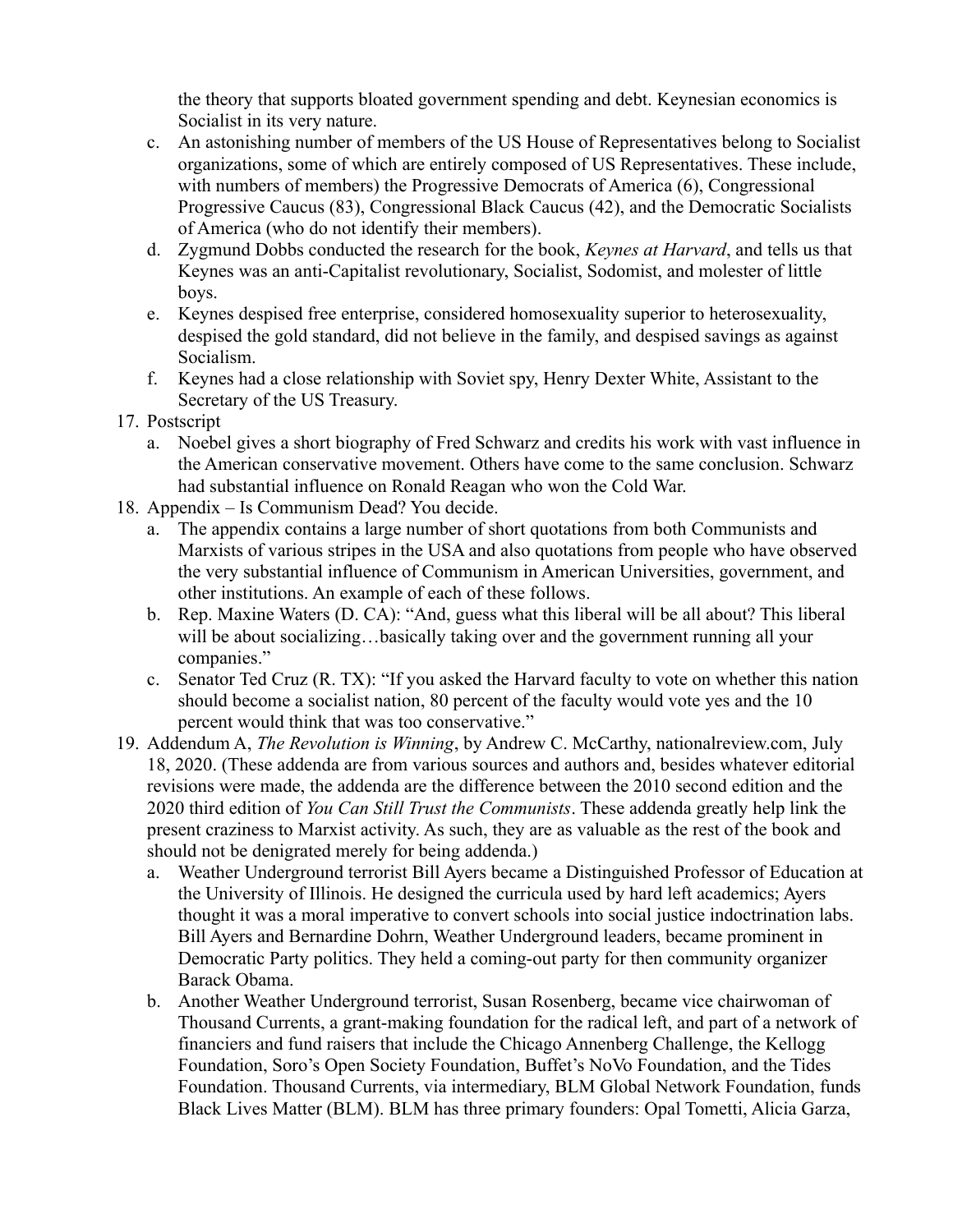the theory that supports bloated government spending and debt. Keynesian economics is Socialist in its very nature.

c. An astonishing number of members of the US House of Representatives belong to Socialist organizations, some of which are entirely composed of US Representatives. These include, with numbers of members) the Progressive Democrats of America (6), Congressional Progressive Caucus (83), Congressional Black Caucus (42), and the Democratic Socialists of America (who do not identify their members).
d. Zygmund Dobbs conducted the research for the book, *Keynes at Harvard*, and tells us that Keynes was an anti-Capitalist revolutionary, Socialist, Sodomist, and molester of little boys.
e. Keynes despised free enterprise, considered homosexuality superior to heterosexuality, despised the gold standard, did not believe in the family, and despised savings as against Socialism.
f. Keynes had a close relationship with Soviet spy, Henry Dexter White, Assistant to the Secretary of the US Treasury.

17. Postscript
    a. Noebel gives a short biography of Fred Schwarz and credits his work with vast influence in the American conservative movement. Others have come to the same conclusion. Schwarz had substantial influence on Ronald Reagan who won the Cold War.
18. Appendix – Is Communism Dead? You decide.
    a. The appendix contains a large number of short quotations from both Communists and Marxists of various stripes in the USA and also quotations from people who have observed the very substantial influence of Communism in American Universities, government, and other institutions. An example of each of these follows.
    b. Rep. Maxine Waters (D. CA): "And, guess what this liberal will be all about? This liberal will be about socializing…basically taking over and the government running all your companies."
    c. Senator Ted Cruz (R. TX): "If you asked the Harvard faculty to vote on whether this nation should become a socialist nation, 80 percent of the faculty would vote yes and the 10 percent would think that was too conservative."
19. Addendum A, *The Revolution is Winning*, by Andrew C. McCarthy, nationalreview.com, July 18, 2020. (These addenda are from various sources and authors and, besides whatever editorial revisions were made, the addenda are the difference between the 2010 second edition and the 2020 third edition of *You Can Still Trust the Communists*. These addenda greatly help link the present craziness to Marxist activity. As such, they are as valuable as the rest of the book and should not be denigrated merely for being addenda.)
    a. Weather Underground terrorist Bill Ayers became a Distinguished Professor of Education at the University of Illinois. He designed the curricula used by hard left academics; Ayers thought it was a moral imperative to convert schools into social justice indoctrination labs. Bill Ayers and Bernardine Dohrn, Weather Underground leaders, became prominent in Democratic Party politics. They held a coming-out party for then community organizer Barack Obama.
    b. Another Weather Underground terrorist, Susan Rosenberg, became vice chairwoman of Thousand Currents, a grant-making foundation for the radical left, and part of a network of financiers and fund raisers that include the Chicago Annenberg Challenge, the Kellogg Foundation, Soro's Open Society Foundation, Buffet's NoVo Foundation, and the Tides Foundation. Thousand Currents, via intermediary, BLM Global Network Foundation, funds Black Lives Matter (BLM). BLM has three primary founders: Opal Tometti, Alicia Garza,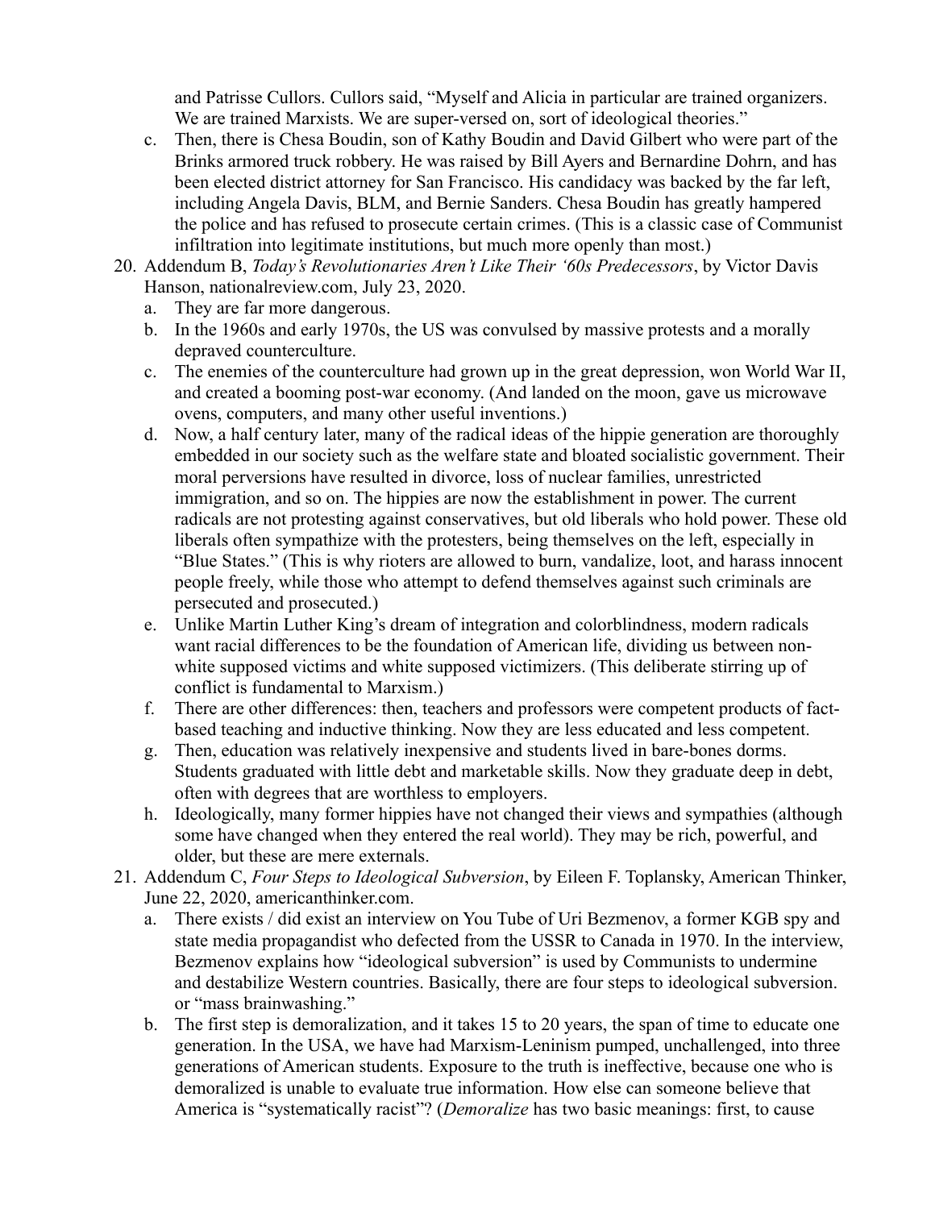and Patrisse Cullors. Cullors said, "Myself and Alicia in particular are trained organizers. We are trained Marxists. We are super-versed on, sort of ideological theories."

   c. Then, there is Chesa Boudin, son of Kathy Boudin and David Gilbert who were part of the Brinks armored truck robbery. He was raised by Bill Ayers and Bernardine Dohrn, and has been elected district attorney for San Francisco. His candidacy was backed by the far left, including Angela Davis, BLM, and Bernie Sanders. Chesa Boudin has greatly hampered the police and has refused to prosecute certain crimes. (This is a classic case of Communist infiltration into legitimate institutions, but much more openly than most.)

20. Addendum B, *Today's Revolutionaries Aren't Like Their '60s Predecessors*, by Victor Davis Hanson, nationalreview.com, July 23, 2020.
   a. They are far more dangerous.
   b. In the 1960s and early 1970s, the US was convulsed by massive protests and a morally depraved counterculture.
   c. The enemies of the counterculture had grown up in the great depression, won World War II, and created a booming post-war economy. (And landed on the moon, gave us microwave ovens, computers, and many other useful inventions.)
   d. Now, a half century later, many of the radical ideas of the hippie generation are thoroughly embedded in our society such as the welfare state and bloated socialistic government. Their moral perversions have resulted in divorce, loss of nuclear families, unrestricted immigration, and so on. The hippies are now the establishment in power. The current radicals are not protesting against conservatives, but old liberals who hold power. These old liberals often sympathize with the protesters, being themselves on the left, especially in "Blue States." (This is why rioters are allowed to burn, vandalize, loot, and harass innocent people freely, while those who attempt to defend themselves against such criminals are persecuted and prosecuted.)
   e. Unlike Martin Luther King's dream of integration and colorblindness, modern radicals want racial differences to be the foundation of American life, dividing us between non-white supposed victims and white supposed victimizers. (This deliberate stirring up of conflict is fundamental to Marxism.)
   f. There are other differences: then, teachers and professors were competent products of fact-based teaching and inductive thinking. Now they are less educated and less competent.
   g. Then, education was relatively inexpensive and students lived in bare-bones dorms. Students graduated with little debt and marketable skills. Now they graduate deep in debt, often with degrees that are worthless to employers.
   h. Ideologically, many former hippies have not changed their views and sympathies (although some have changed when they entered the real world). They may be rich, powerful, and older, but these are mere externals.

21. Addendum C, *Four Steps to Ideological Subversion*, by Eileen F. Toplansky, American Thinker, June 22, 2020, americanthinker.com.
   a. There exists / did exist an interview on You Tube of Uri Bezmenov, a former KGB spy and state media propagandist who defected from the USSR to Canada in 1970. In the interview, Bezmenov explains how "ideological subversion" is used by Communists to undermine and destabilize Western countries. Basically, there are four steps to ideological subversion. or "mass brainwashing."
   b. The first step is demoralization, and it takes 15 to 20 years, the span of time to educate one generation. In the USA, we have had Marxism-Leninism pumped, unchallenged, into three generations of American students. Exposure to the truth is ineffective, because one who is demoralized is unable to evaluate true information. How else can someone believe that America is "systematically racist"? (*Demoralize* has two basic meanings: first, to cause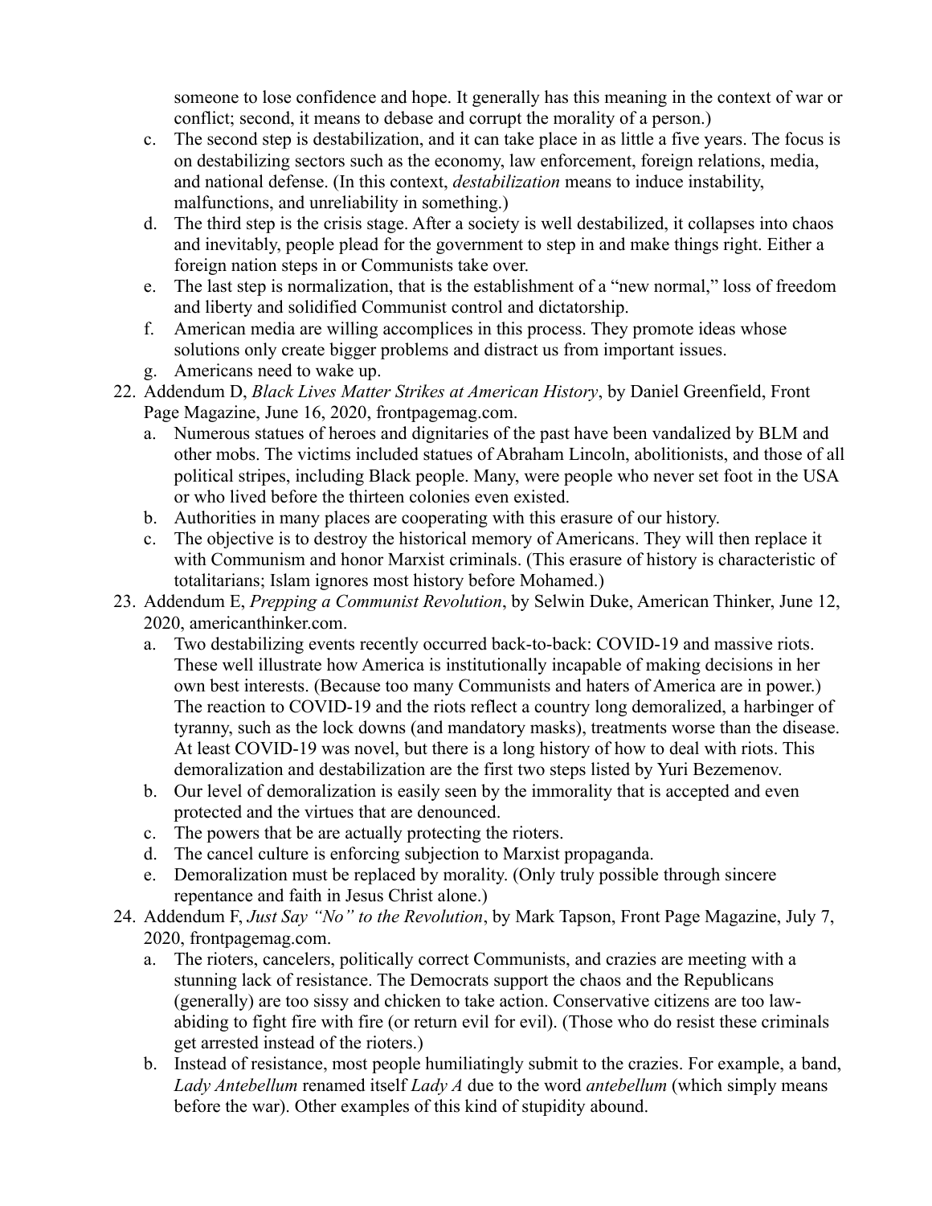someone to lose confidence and hope. It generally has this meaning in the context of war or conflict; second, it means to debase and corrupt the morality of a person.)

c. The second step is destabilization, and it can take place in as little a five years. The focus is on destabilizing sectors such as the economy, law enforcement, foreign relations, media, and national defense. (In this context, *destabilization* means to induce instability, malfunctions, and unreliability in something.)

d. The third step is the crisis stage. After a society is well destabilized, it collapses into chaos and inevitably, people plead for the government to step in and make things right. Either a foreign nation steps in or Communists take over.

e. The last step is normalization, that is the establishment of a "new normal," loss of freedom and liberty and solidified Communist control and dictatorship.

f. American media are willing accomplices in this process. They promote ideas whose solutions only create bigger problems and distract us from important issues.

g. Americans need to wake up.

22. Addendum D, *Black Lives Matter Strikes at American History*, by Daniel Greenfield, Front Page Magazine, June 16, 2020, frontpagemag.com.
    a. Numerous statues of heroes and dignitaries of the past have been vandalized by BLM and other mobs. The victims included statues of Abraham Lincoln, abolitionists, and those of all political stripes, including Black people. Many, were people who never set foot in the USA or who lived before the thirteen colonies even existed.
    b. Authorities in many places are cooperating with this erasure of our history.
    c. The objective is to destroy the historical memory of Americans. They will then replace it with Communism and honor Marxist criminals. (This erasure of history is characteristic of totalitarians; Islam ignores most history before Mohamed.)

23. Addendum E, *Prepping a Communist Revolution*, by Selwin Duke, American Thinker, June 12, 2020, americanthinker.com.
    a. Two destabilizing events recently occurred back-to-back: COVID-19 and massive riots. These well illustrate how America is institutionally incapable of making decisions in her own best interests. (Because too many Communists and haters of America are in power.) The reaction to COVID-19 and the riots reflect a country long demoralized, a harbinger of tyranny, such as the lock downs (and mandatory masks), treatments worse than the disease. At least COVID-19 was novel, but there is a long history of how to deal with riots. This demoralization and destabilization are the first two steps listed by Yuri Bezemenov.
    b. Our level of demoralization is easily seen by the immorality that is accepted and even protected and the virtues that are denounced.
    c. The powers that be are actually protecting the rioters.
    d. The cancel culture is enforcing subjection to Marxist propaganda.
    e. Demoralization must be replaced by morality. (Only truly possible through sincere repentance and faith in Jesus Christ alone.)

24. Addendum F, *Just Say "No" to the Revolution*, by Mark Tapson, Front Page Magazine, July 7, 2020, frontpagemag.com.
    a. The rioters, cancelers, politically correct Communists, and crazies are meeting with a stunning lack of resistance. The Democrats support the chaos and the Republicans (generally) are too sissy and chicken to take action. Conservative citizens are too law-abiding to fight fire with fire (or return evil for evil). (Those who do resist these criminals get arrested instead of the rioters.)
    b. Instead of resistance, most people humiliatingly submit to the crazies. For example, a band, *Lady Antebellum* renamed itself *Lady A* due to the word *antebellum* (which simply means before the war). Other examples of this kind of stupidity abound.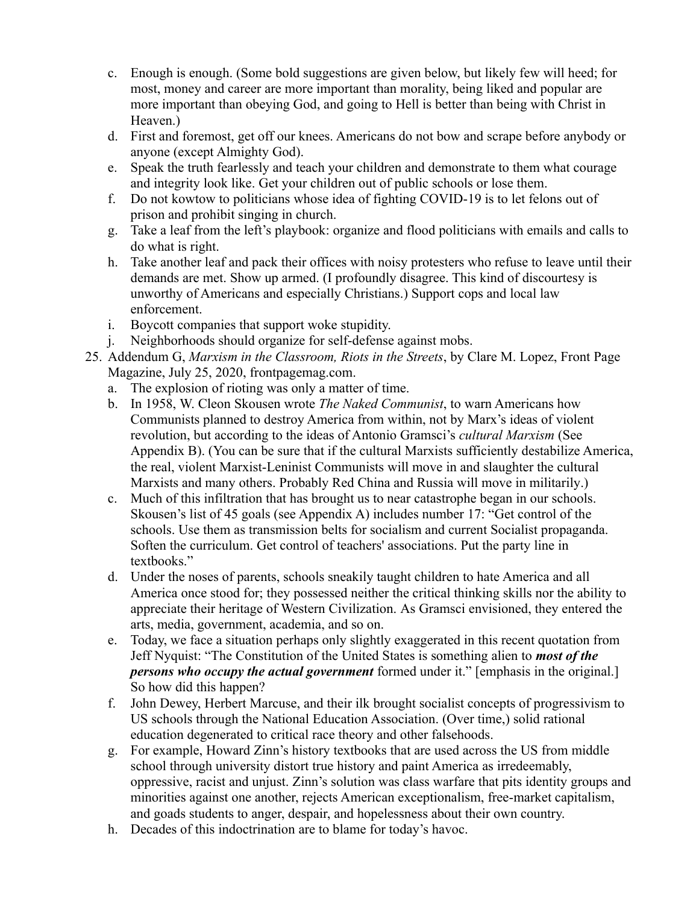c. Enough is enough. (Some bold suggestions are given below, but likely few will heed; for most, money and career are more important than morality, being liked and popular are more important than obeying God, and going to Hell is better than being with Christ in Heaven.)

d. First and foremost, get off our knees. Americans do not bow and scrape before anybody or anyone (except Almighty God).

e. Speak the truth fearlessly and teach your children and demonstrate to them what courage and integrity look like. Get your children out of public schools or lose them.

f. Do not kowtow to politicians whose idea of fighting COVID-19 is to let felons out of prison and prohibit singing in church.

g. Take a leaf from the left's playbook: organize and flood politicians with emails and calls to do what is right.

h. Take another leaf and pack their offices with noisy protesters who refuse to leave until their demands are met. Show up armed. (I profoundly disagree. This kind of discourtesy is unworthy of Americans and especially Christians.) Support cops and local law enforcement.

i. Boycott companies that support woke stupidity.

j. Neighborhoods should organize for self-defense against mobs.

25. Addendum G, *Marxism in the Classroom, Riots in the Streets*, by Clare M. Lopez, Front Page Magazine, July 25, 2020, frontpagemag.com.

    a. The explosion of rioting was only a matter of time.

    b. In 1958, W. Cleon Skousen wrote *The Naked Communist*, to warn Americans how Communists planned to destroy America from within, not by Marx's ideas of violent revolution, but according to the ideas of Antonio Gramsci's *cultural Marxism* (See Appendix B). (You can be sure that if the cultural Marxists sufficiently destabilize America, the real, violent Marxist-Leninist Communists will move in and slaughter the cultural Marxists and many others. Probably Red China and Russia will move in militarily.)

    c. Much of this infiltration that has brought us to near catastrophe began in our schools. Skousen's list of 45 goals (see Appendix A) includes number 17: "Get control of the schools. Use them as transmission belts for socialism and current Socialist propaganda. Soften the curriculum. Get control of teachers' associations. Put the party line in textbooks."

    d. Under the noses of parents, schools sneakily taught children to hate America and all America once stood for; they possessed neither the critical thinking skills nor the ability to appreciate their heritage of Western Civilization. As Gramsci envisioned, they entered the arts, media, government, academia, and so on.

    e. Today, we face a situation perhaps only slightly exaggerated in this recent quotation from Jeff Nyquist: "The Constitution of the United States is something alien to ***most of the persons who occupy the actual government*** formed under it." [emphasis in the original.] So how did this happen?

    f. John Dewey, Herbert Marcuse, and their ilk brought socialist concepts of progressivism to US schools through the National Education Association. (Over time,) solid rational education degenerated to critical race theory and other falsehoods.

    g. For example, Howard Zinn's history textbooks that are used across the US from middle school through university distort true history and paint America as irredeemably, oppressive, racist and unjust. Zinn's solution was class warfare that pits identity groups and minorities against one another, rejects American exceptionalism, free-market capitalism, and goads students to anger, despair, and hopelessness about their own country.

    h. Decades of this indoctrination are to blame for today's havoc.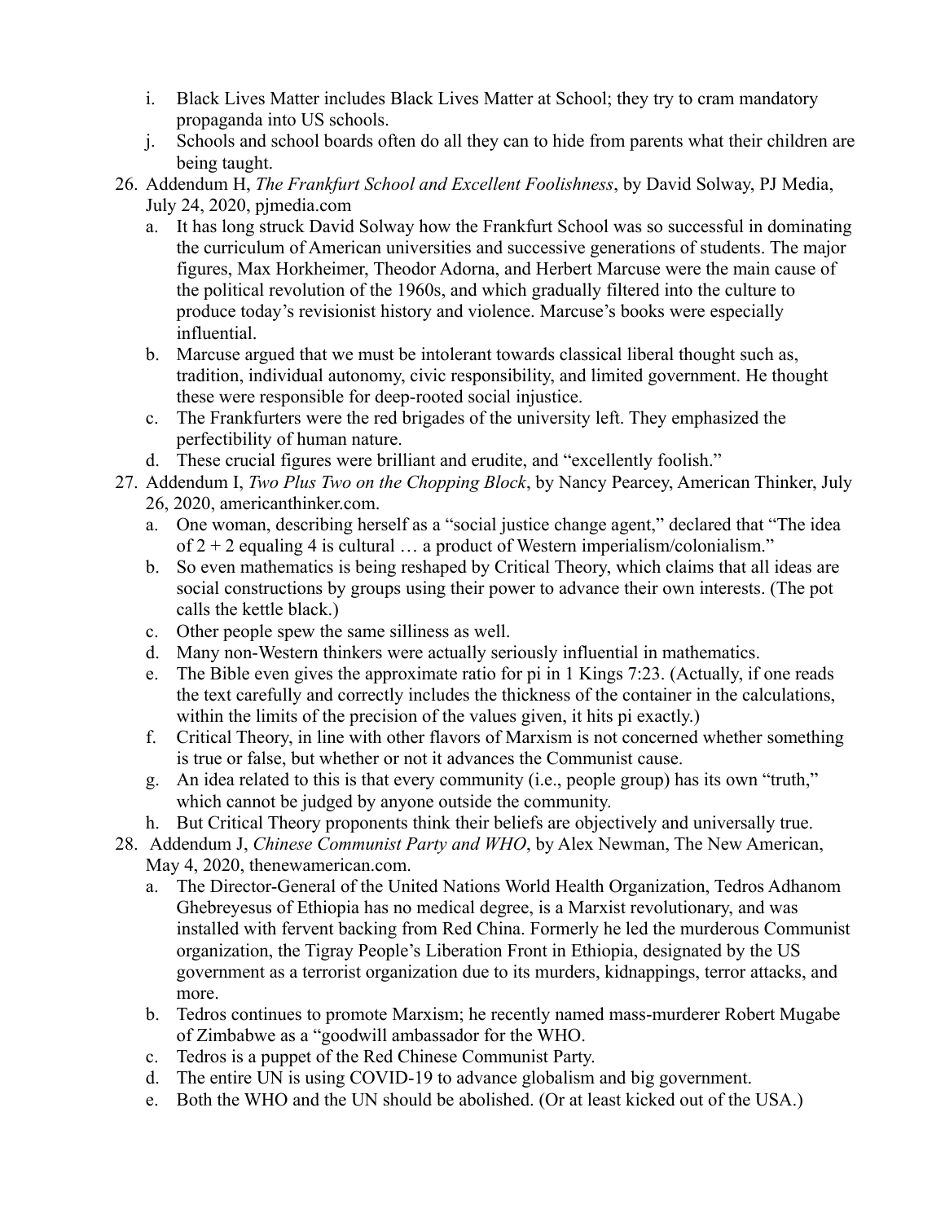i. Black Lives Matter includes Black Lives Matter at School; they try to cram mandatory propaganda into US schools.
j. Schools and school boards often do all they can to hide from parents what their children are being taught.

26. Addendum H, *The Frankfurt School and Excellent Foolishness*, by David Solway, PJ Media, July 24, 2020, pjmedia.com
    a. It has long struck David Solway how the Frankfurt School was so successful in dominating the curriculum of American universities and successive generations of students. The major figures, Max Horkheimer, Theodor Adorna, and Herbert Marcuse were the main cause of the political revolution of the 1960s, and which gradually filtered into the culture to produce today's revisionist history and violence. Marcuse's books were especially influential.
    b. Marcuse argued that we must be intolerant towards classical liberal thought such as, tradition, individual autonomy, civic responsibility, and limited government. He thought these were responsible for deep-rooted social injustice.
    c. The Frankfurters were the red brigades of the university left. They emphasized the perfectibility of human nature.
    d. These crucial figures were brilliant and erudite, and "excellently foolish."

27. Addendum I, *Two Plus Two on the Chopping Block*, by Nancy Pearcey, American Thinker, July 26, 2020, americanthinker.com.
    a. One woman, describing herself as a "social justice change agent," declared that "The idea of 2 + 2 equaling 4 is cultural … a product of Western imperialism/colonialism."
    b. So even mathematics is being reshaped by Critical Theory, which claims that all ideas are social constructions by groups using their power to advance their own interests. (The pot calls the kettle black.)
    c. Other people spew the same silliness as well.
    d. Many non-Western thinkers were actually seriously influential in mathematics.
    e. The Bible even gives the approximate ratio for pi in 1 Kings 7:23. (Actually, if one reads the text carefully and correctly includes the thickness of the container in the calculations, within the limits of the precision of the values given, it hits pi exactly.)
    f. Critical Theory, in line with other flavors of Marxism is not concerned whether something is true or false, but whether or not it advances the Communist cause.
    g. An idea related to this is that every community (i.e., people group) has its own "truth," which cannot be judged by anyone outside the community.
    h. But Critical Theory proponents think their beliefs are objectively and universally true.

28. Addendum J, *Chinese Communist Party and WHO*, by Alex Newman, The New American, May 4, 2020, thenewamerican.com.
    a. The Director-General of the United Nations World Health Organization, Tedros Adhanom Ghebreyesus of Ethiopia has no medical degree, is a Marxist revolutionary, and was installed with fervent backing from Red China. Formerly he led the murderous Communist organization, the Tigray People's Liberation Front in Ethiopia, designated by the US government as a terrorist organization due to its murders, kidnappings, terror attacks, and more.
    b. Tedros continues to promote Marxism; he recently named mass-murderer Robert Mugabe of Zimbabwe as a "goodwill ambassador for the WHO.
    c. Tedros is a puppet of the Red Chinese Communist Party.
    d. The entire UN is using COVID-19 to advance globalism and big government.
    e. Both the WHO and the UN should be abolished. (Or at least kicked out of the USA.)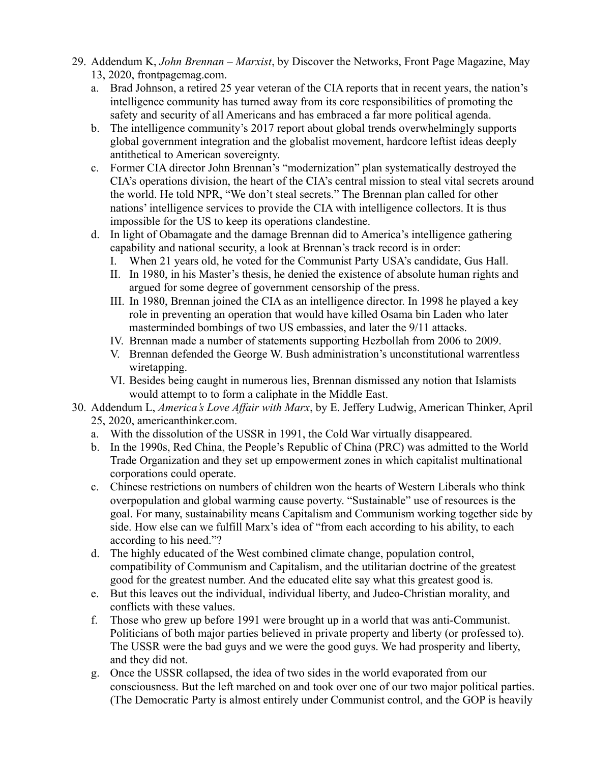29. Addendum K, *John Brennan – Marxist*, by Discover the Networks, Front Page Magazine, May 13, 2020, frontpagemag.com.
    a. Brad Johnson, a retired 25 year veteran of the CIA reports that in recent years, the nation's intelligence community has turned away from its core responsibilities of promoting the safety and security of all Americans and has embraced a far more political agenda.
    b. The intelligence community's 2017 report about global trends overwhelmingly supports global government integration and the globalist movement, hardcore leftist ideas deeply antithetical to American sovereignty.
    c. Former CIA director John Brennan's "modernization" plan systematically destroyed the CIA's operations division, the heart of the CIA's central mission to steal vital secrets around the world. He told NPR, "We don't steal secrets." The Brennan plan called for other nations' intelligence services to provide the CIA with intelligence collectors. It is thus impossible for the US to keep its operations clandestine.
    d. In light of Obamagate and the damage Brennan did to America's intelligence gathering capability and national security, a look at Brennan's track record is in order:
        I. When 21 years old, he voted for the Communist Party USA's candidate, Gus Hall.
        II. In 1980, in his Master's thesis, he denied the existence of absolute human rights and argued for some degree of government censorship of the press.
        III. In 1980, Brennan joined the CIA as an intelligence director. In 1998 he played a key role in preventing an operation that would have killed Osama bin Laden who later masterminded bombings of two US embassies, and later the 9/11 attacks.
        IV. Brennan made a number of statements supporting Hezbollah from 2006 to 2009.
        V. Brennan defended the George W. Bush administration's unconstitutional warrentless wiretapping.
        VI. Besides being caught in numerous lies, Brennan dismissed any notion that Islamists would attempt to to form a caliphate in the Middle East.
30. Addendum L, *America's Love Affair with Marx*, by E. Jeffery Ludwig, American Thinker, April 25, 2020, americanthinker.com.
    a. With the dissolution of the USSR in 1991, the Cold War virtually disappeared.
    b. In the 1990s, Red China, the People's Republic of China (PRC) was admitted to the World Trade Organization and they set up empowerment zones in which capitalist multinational corporations could operate.
    c. Chinese restrictions on numbers of children won the hearts of Western Liberals who think overpopulation and global warming cause poverty. "Sustainable" use of resources is the goal. For many, sustainability means Capitalism and Communism working together side by side. How else can we fulfill Marx's idea of "from each according to his ability, to each according to his need."?
    d. The highly educated of the West combined climate change, population control, compatibility of Communism and Capitalism, and the utilitarian doctrine of the greatest good for the greatest number. And the educated elite say what this greatest good is.
    e. But this leaves out the individual, individual liberty, and Judeo-Christian morality, and conflicts with these values.
    f. Those who grew up before 1991 were brought up in a world that was anti-Communist. Politicians of both major parties believed in private property and liberty (or professed to). The USSR were the bad guys and we were the good guys. We had prosperity and liberty, and they did not.
    g. Once the USSR collapsed, the idea of two sides in the world evaporated from our consciousness. But the left marched on and took over one of our two major political parties. (The Democratic Party is almost entirely under Communist control, and the GOP is heavily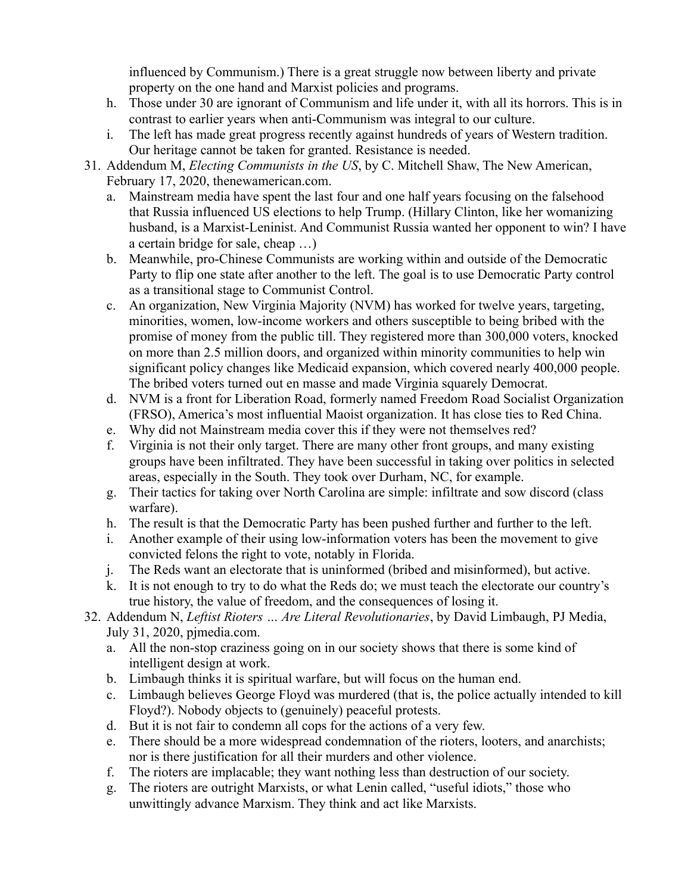influenced by Communism.) There is a great struggle now between liberty and private property on the one hand and Marxist policies and programs.

h. Those under 30 are ignorant of Communism and life under it, with all its horrors. This is in contrast to earlier years when anti-Communism was integral to our culture.
i. The left has made great progress recently against hundreds of years of Western tradition. Our heritage cannot be taken for granted. Resistance is needed.

31. Addendum M, *Electing Communists in the US*, by C. Mitchell Shaw, The New American, February 17, 2020, thenewamerican.com.
    a. Mainstream media have spent the last four and one half years focusing on the falsehood that Russia influenced US elections to help Trump. (Hillary Clinton, like her womanizing husband, is a Marxist-Leninist. And Communist Russia wanted her opponent to win? I have a certain bridge for sale, cheap …)
    b. Meanwhile, pro-Chinese Communists are working within and outside of the Democratic Party to flip one state after another to the left. The goal is to use Democratic Party control as a transitional stage to Communist Control.
    c. An organization, New Virginia Majority (NVM) has worked for twelve years, targeting, minorities, women, low-income workers and others susceptible to being bribed with the promise of money from the public till. They registered more than 300,000 voters, knocked on more than 2.5 million doors, and organized within minority communities to help win significant policy changes like Medicaid expansion, which covered nearly 400,000 people. The bribed voters turned out en masse and made Virginia squarely Democrat.
    d. NVM is a front for Liberation Road, formerly named Freedom Road Socialist Organization (FRSO), America's most influential Maoist organization. It has close ties to Red China.
    e. Why did not Mainstream media cover this if they were not themselves red?
    f. Virginia is not their only target. There are many other front groups, and many existing groups have been infiltrated. They have been successful in taking over politics in selected areas, especially in the South. They took over Durham, NC, for example.
    g. Their tactics for taking over North Carolina are simple: infiltrate and sow discord (class warfare).
    h. The result is that the Democratic Party has been pushed further and further to the left.
    i. Another example of their using low-information voters has been the movement to give convicted felons the right to vote, notably in Florida.
    j. The Reds want an electorate that is uninformed (bribed and misinformed), but active.
    k. It is not enough to try to do what the Reds do; we must teach the electorate our country's true history, the value of freedom, and the consequences of losing it.
32. Addendum N, *Leftist Rioters … Are Literal Revolutionaries*, by David Limbaugh, PJ Media, July 31, 2020, pjmedia.com.
    a. All the non-stop craziness going on in our society shows that there is some kind of intelligent design at work.
    b. Limbaugh thinks it is spiritual warfare, but will focus on the human end.
    c. Limbaugh believes George Floyd was murdered (that is, the police actually intended to kill Floyd?). Nobody objects to (genuinely) peaceful protests.
    d. But it is not fair to condemn all cops for the actions of a very few.
    e. There should be a more widespread condemnation of the rioters, looters, and anarchists; nor is there justification for all their murders and other violence.
    f. The rioters are implacable; they want nothing less than destruction of our society.
    g. The rioters are outright Marxists, or what Lenin called, "useful idiots," those who unwittingly advance Marxism. They think and act like Marxists.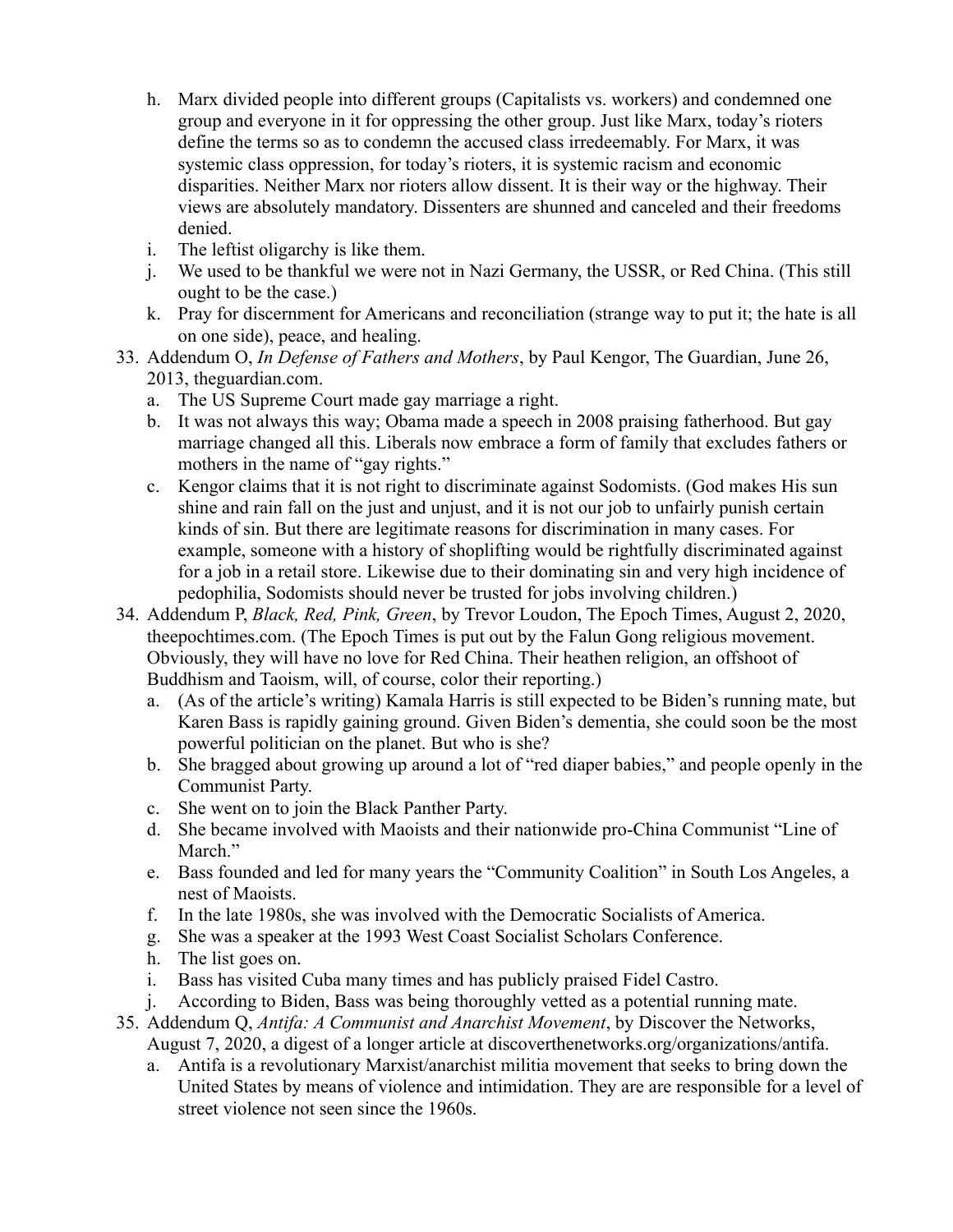h. Marx divided people into different groups (Capitalists vs. workers) and condemned one group and everyone in it for oppressing the other group. Just like Marx, today's rioters define the terms so as to condemn the accused class irredeemably. For Marx, it was systemic class oppression, for today's rioters, it is systemic racism and economic disparities. Neither Marx nor rioters allow dissent. It is their way or the highway. Their views are absolutely mandatory. Dissenters are shunned and canceled and their freedoms denied.
i. The leftist oligarchy is like them.
j. We used to be thankful we were not in Nazi Germany, the USSR, or Red China. (This still ought to be the case.)
k. Pray for discernment for Americans and reconciliation (strange way to put it; the hate is all on one side), peace, and healing.

33. Addendum O, *In Defense of Fathers and Mothers*, by Paul Kengor, The Guardian, June 26, 2013, theguardian.com.
    a. The US Supreme Court made gay marriage a right.
    b. It was not always this way; Obama made a speech in 2008 praising fatherhood. But gay marriage changed all this. Liberals now embrace a form of family that excludes fathers or mothers in the name of "gay rights."
    c. Kengor claims that it is not right to discriminate against Sodomists. (God makes His sun shine and rain fall on the just and unjust, and it is not our job to unfairly punish certain kinds of sin. But there are legitimate reasons for discrimination in many cases. For example, someone with a history of shoplifting would be rightfully discriminated against for a job in a retail store. Likewise due to their dominating sin and very high incidence of pedophilia, Sodomists should never be trusted for jobs involving children.)
34. Addendum P, *Black, Red, Pink, Green*, by Trevor Loudon, The Epoch Times, August 2, 2020, theepochtimes.com. (The Epoch Times is put out by the Falun Gong religious movement. Obviously, they will have no love for Red China. Their heathen religion, an offshoot of Buddhism and Taoism, will, of course, color their reporting.)
    a. (As of the article's writing) Kamala Harris is still expected to be Biden's running mate, but Karen Bass is rapidly gaining ground. Given Biden's dementia, she could soon be the most powerful politician on the planet. But who is she?
    b. She bragged about growing up around a lot of "red diaper babies," and people openly in the Communist Party.
    c. She went on to join the Black Panther Party.
    d. She became involved with Maoists and their nationwide pro-China Communist "Line of March."
    e. Bass founded and led for many years the "Community Coalition" in South Los Angeles, a nest of Maoists.
    f. In the late 1980s, she was involved with the Democratic Socialists of America.
    g. She was a speaker at the 1993 West Coast Socialist Scholars Conference.
    h. The list goes on.
    i. Bass has visited Cuba many times and has publicly praised Fidel Castro.
    j. According to Biden, Bass was being thoroughly vetted as a potential running mate.
35. Addendum Q, *Antifa: A Communist and Anarchist Movement*, by Discover the Networks, August 7, 2020, a digest of a longer article at discoverthenetworks.org/organizations/antifa.
    a. Antifa is a revolutionary Marxist/anarchist militia movement that seeks to bring down the United States by means of violence and intimidation. They are are responsible for a level of street violence not seen since the 1960s.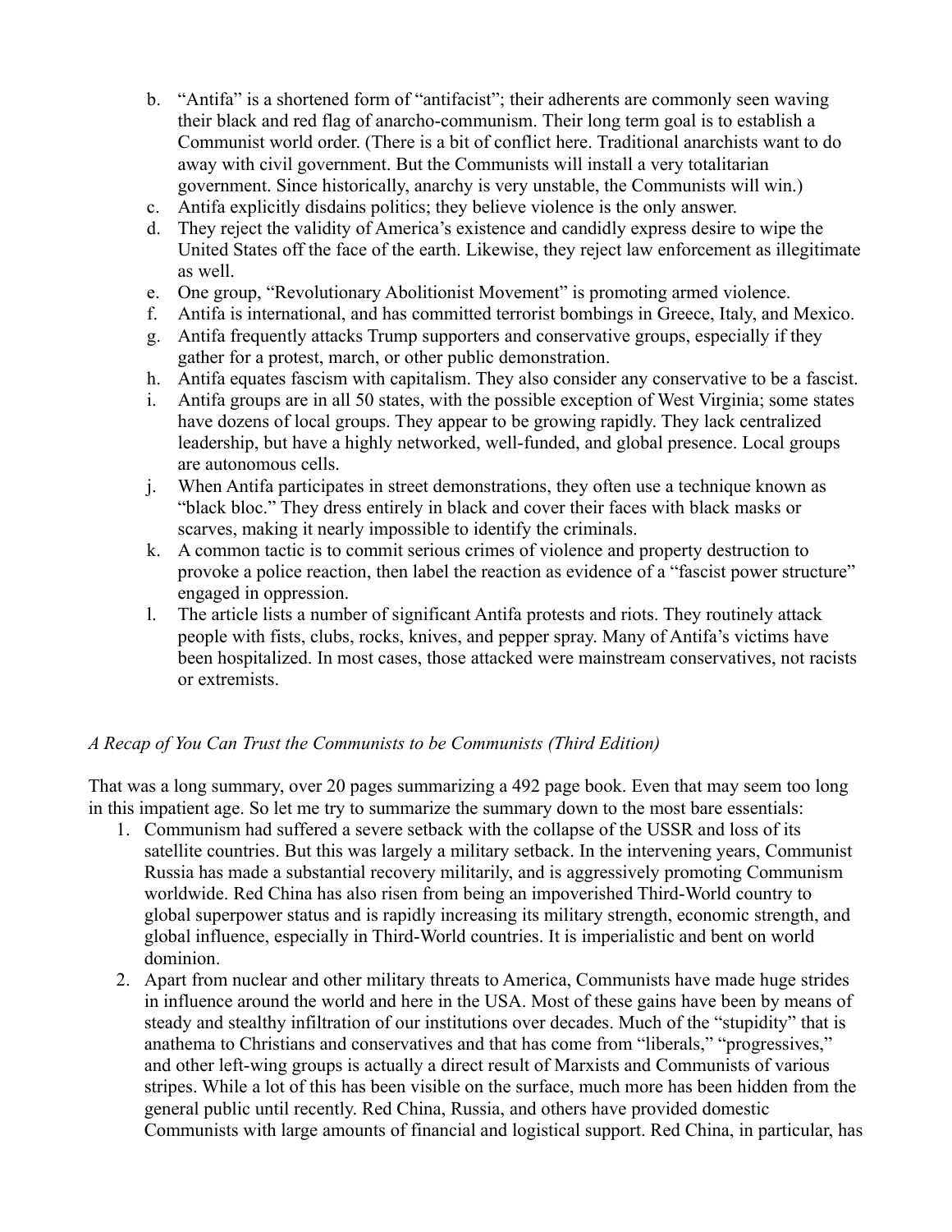b. "Antifa" is a shortened form of "antifacist"; their adherents are commonly seen waving their black and red flag of anarcho-communism. Their long term goal is to establish a Communist world order. (There is a bit of conflict here. Traditional anarchists want to do away with civil government. But the Communists will install a very totalitarian government. Since historically, anarchy is very unstable, the Communists will win.)
c. Antifa explicitly disdains politics; they believe violence is the only answer.
d. They reject the validity of America's existence and candidly express desire to wipe the United States off the face of the earth. Likewise, they reject law enforcement as illegitimate as well.
e. One group, "Revolutionary Abolitionist Movement" is promoting armed violence.
f. Antifa is international, and has committed terrorist bombings in Greece, Italy, and Mexico.
g. Antifa frequently attacks Trump supporters and conservative groups, especially if they gather for a protest, march, or other public demonstration.
h. Antifa equates fascism with capitalism. They also consider any conservative to be a fascist.
i. Antifa groups are in all 50 states, with the possible exception of West Virginia; some states have dozens of local groups. They appear to be growing rapidly. They lack centralized leadership, but have a highly networked, well-funded, and global presence. Local groups are autonomous cells.
j. When Antifa participates in street demonstrations, they often use a technique known as "black bloc." They dress entirely in black and cover their faces with black masks or scarves, making it nearly impossible to identify the criminals.
k. A common tactic is to commit serious crimes of violence and property destruction to provoke a police reaction, then label the reaction as evidence of a "fascist power structure" engaged in oppression.
l. The article lists a number of significant Antifa protests and riots. They routinely attack people with fists, clubs, rocks, knives, and pepper spray. Many of Antifa's victims have been hospitalized. In most cases, those attacked were mainstream conservatives, not racists or extremists.

*A Recap of You Can Trust the Communists to be Communists (Third Edition)*

That was a long summary, over 20 pages summarizing a 492 page book. Even that may seem too long in this impatient age. So let me try to summarize the summary down to the most bare essentials:

1. Communism had suffered a severe setback with the collapse of the USSR and loss of its satellite countries. But this was largely a military setback. In the intervening years, Communist Russia has made a substantial recovery militarily, and is aggressively promoting Communism worldwide. Red China has also risen from being an impoverished Third-World country to global superpower status and is rapidly increasing its military strength, economic strength, and global influence, especially in Third-World countries. It is imperialistic and bent on world dominion.
2. Apart from nuclear and other military threats to America, Communists have made huge strides in influence around the world and here in the USA. Most of these gains have been by means of steady and stealthy infiltration of our institutions over decades. Much of the "stupidity" that is anathema to Christians and conservatives and that has come from "liberals," "progressives," and other left-wing groups is actually a direct result of Marxists and Communists of various stripes. While a lot of this has been visible on the surface, much more has been hidden from the general public until recently. Red China, Russia, and others have provided domestic Communists with large amounts of financial and logistical support. Red China, in particular, has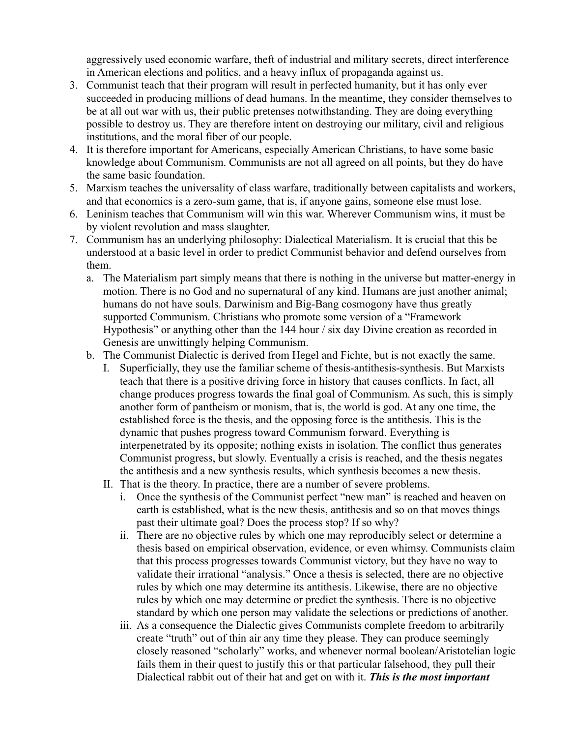aggressively used economic warfare, theft of industrial and military secrets, direct interference in American elections and politics, and a heavy influx of propaganda against us.

3. Communist teach that their program will result in perfected humanity, but it has only ever succeeded in producing millions of dead humans. In the meantime, they consider themselves to be at all out war with us, their public pretenses notwithstanding. They are doing everything possible to destroy us. They are therefore intent on destroying our military, civil and religious institutions, and the moral fiber of our people.
4. It is therefore important for Americans, especially American Christians, to have some basic knowledge about Communism. Communists are not all agreed on all points, but they do have the same basic foundation.
5. Marxism teaches the universality of class warfare, traditionally between capitalists and workers, and that economics is a zero-sum game, that is, if anyone gains, someone else must lose.
6. Leninism teaches that Communism will win this war. Wherever Communism wins, it must be by violent revolution and mass slaughter.
7. Communism has an underlying philosophy: Dialectical Materialism. It is crucial that this be understood at a basic level in order to predict Communist behavior and defend ourselves from them.
   a. The Materialism part simply means that there is nothing in the universe but matter-energy in motion. There is no God and no supernatural of any kind. Humans are just another animal; humans do not have souls. Darwinism and Big-Bang cosmogony have thus greatly supported Communism. Christians who promote some version of a "Framework Hypothesis" or anything other than the 144 hour / six day Divine creation as recorded in Genesis are unwittingly helping Communism.
   b. The Communist Dialectic is derived from Hegel and Fichte, but is not exactly the same.
      I. Superficially, they use the familiar scheme of thesis-antithesis-synthesis. But Marxists teach that there is a positive driving force in history that causes conflicts. In fact, all change produces progress towards the final goal of Communism. As such, this is simply another form of pantheism or monism, that is, the world is god. At any one time, the established force is the thesis, and the opposing force is the antithesis. This is the dynamic that pushes progress toward Communism forward. Everything is interpenetrated by its opposite; nothing exists in isolation. The conflict thus generates Communist progress, but slowly. Eventually a crisis is reached, and the thesis negates the antithesis and a new synthesis results, which synthesis becomes a new thesis.
      II. That is the theory. In practice, there are a number of severe problems.
         i. Once the synthesis of the Communist perfect "new man" is reached and heaven on earth is established, what is the new thesis, antithesis and so on that moves things past their ultimate goal? Does the process stop? If so why?
         ii. There are no objective rules by which one may reproducibly select or determine a thesis based on empirical observation, evidence, or even whimsy. Communists claim that this process progresses towards Communist victory, but they have no way to validate their irrational "analysis." Once a thesis is selected, there are no objective rules by which one may determine its antithesis. Likewise, there are no objective rules by which one may determine or predict the synthesis. There is no objective standard by which one person may validate the selections or predictions of another.
         iii. As a consequence the Dialectic gives Communists complete freedom to arbitrarily create "truth" out of thin air any time they please. They can produce seemingly closely reasoned "scholarly" works, and whenever normal boolean/Aristotelian logic fails them in their quest to justify this or that particular falsehood, they pull their Dialectical rabbit out of their hat and get on with it. ***This is the most important***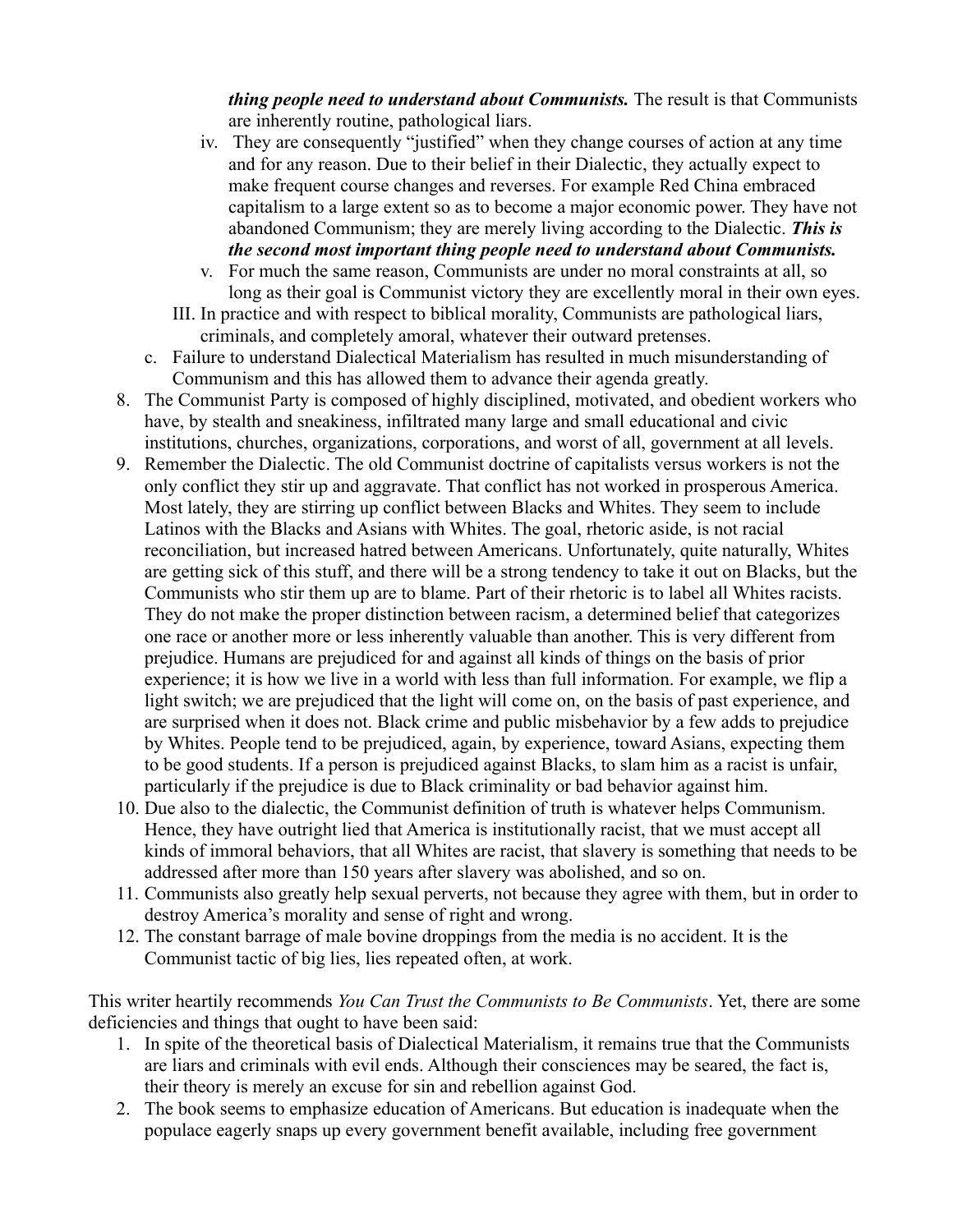***thing people need to understand about Communists.*** The result is that Communists are inherently routine, pathological liars.

iv. They are consequently "justified" when they change courses of action at any time and for any reason. Due to their belief in their Dialectic, they actually expect to make frequent course changes and reverses. For example Red China embraced capitalism to a large extent so as to become a major economic power. They have not abandoned Communism; they are merely living according to the Dialectic. ***This is the second most important thing people need to understand about Communists.***

v. For much the same reason, Communists are under no moral constraints at all, so long as their goal is Communist victory they are excellently moral in their own eyes.

III. In practice and with respect to biblical morality, Communists are pathological liars, criminals, and completely amoral, whatever their outward pretenses.

c. Failure to understand Dialectical Materialism has resulted in much misunderstanding of Communism and this has allowed them to advance their agenda greatly.

8. The Communist Party is composed of highly disciplined, motivated, and obedient workers who have, by stealth and sneakiness, infiltrated many large and small educational and civic institutions, churches, organizations, corporations, and worst of all, government at all levels.
9. Remember the Dialectic. The old Communist doctrine of capitalists versus workers is not the only conflict they stir up and aggravate. That conflict has not worked in prosperous America. Most lately, they are stirring up conflict between Blacks and Whites. They seem to include Latinos with the Blacks and Asians with Whites. The goal, rhetoric aside, is not racial reconciliation, but increased hatred between Americans. Unfortunately, quite naturally, Whites are getting sick of this stuff, and there will be a strong tendency to take it out on Blacks, but the Communists who stir them up are to blame. Part of their rhetoric is to label all Whites racists. They do not make the proper distinction between racism, a determined belief that categorizes one race or another more or less inherently valuable than another. This is very different from prejudice. Humans are prejudiced for and against all kinds of things on the basis of prior experience; it is how we live in a world with less than full information. For example, we flip a light switch; we are prejudiced that the light will come on, on the basis of past experience, and are surprised when it does not. Black crime and public misbehavior by a few adds to prejudice by Whites. People tend to be prejudiced, again, by experience, toward Asians, expecting them to be good students. If a person is prejudiced against Blacks, to slam him as a racist is unfair, particularly if the prejudice is due to Black criminality or bad behavior against him.
10. Due also to the dialectic, the Communist definition of truth is whatever helps Communism. Hence, they have outright lied that America is institutionally racist, that we must accept all kinds of immoral behaviors, that all Whites are racist, that slavery is something that needs to be addressed after more than 150 years after slavery was abolished, and so on.
11. Communists also greatly help sexual perverts, not because they agree with them, but in order to destroy America's morality and sense of right and wrong.
12. The constant barrage of male bovine droppings from the media is no accident. It is the Communist tactic of big lies, lies repeated often, at work.

This writer heartily recommends *You Can Trust the Communists to Be Communists*. Yet, there are some deficiencies and things that ought to have been said:

1. In spite of the theoretical basis of Dialectical Materialism, it remains true that the Communists are liars and criminals with evil ends. Although their consciences may be seared, the fact is, their theory is merely an excuse for sin and rebellion against God.
2. The book seems to emphasize education of Americans. But education is inadequate when the populace eagerly snaps up every government benefit available, including free government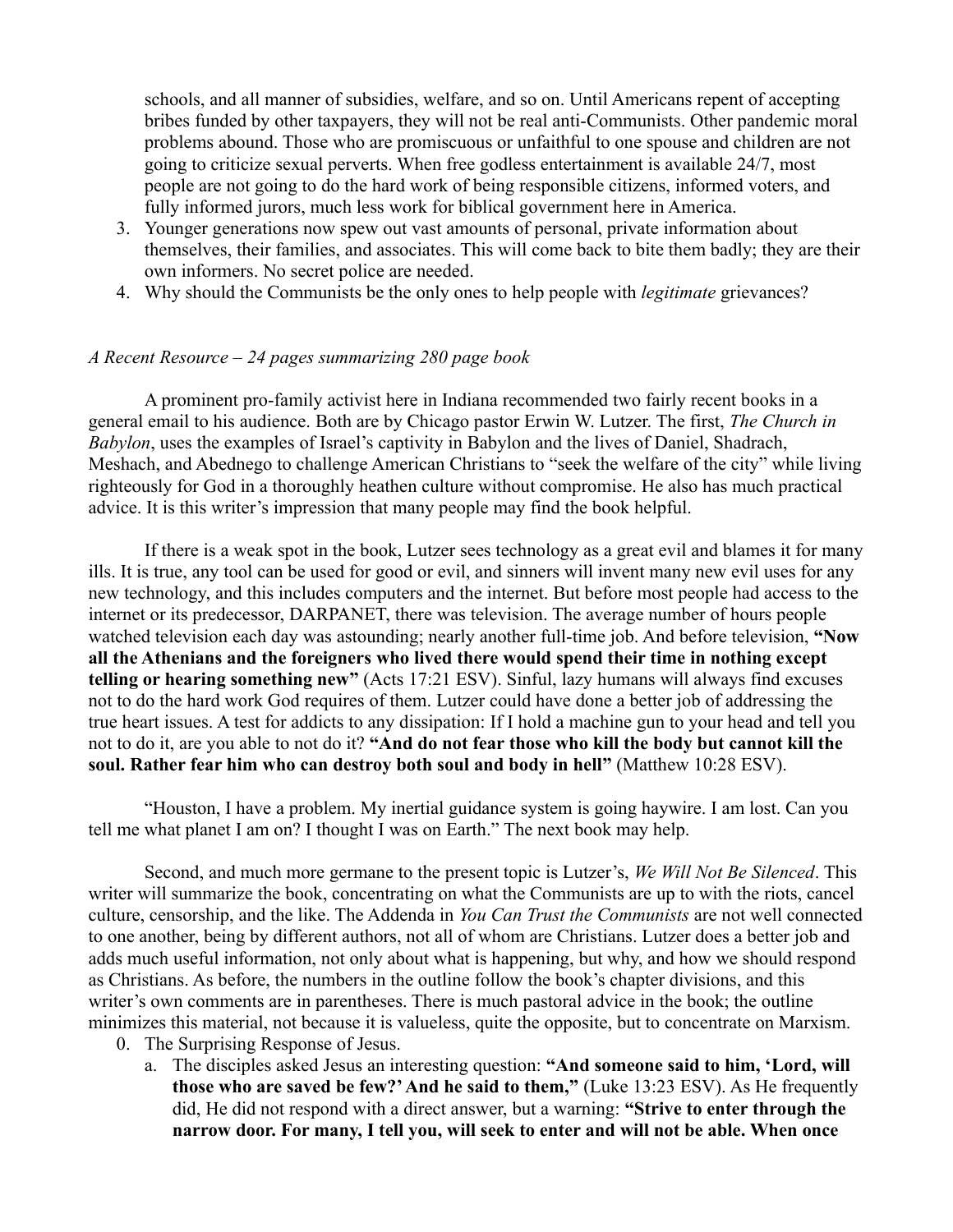schools, and all manner of subsidies, welfare, and so on. Until Americans repent of accepting bribes funded by other taxpayers, they will not be real anti-Communists. Other pandemic moral problems abound. Those who are promiscuous or unfaithful to one spouse and children are not going to criticize sexual perverts. When free godless entertainment is available 24/7, most people are not going to do the hard work of being responsible citizens, informed voters, and fully informed jurors, much less work for biblical government here in America.

3. Younger generations now spew out vast amounts of personal, private information about themselves, their families, and associates. This will come back to bite them badly; they are their own informers. No secret police are needed.
4. Why should the Communists be the only ones to help people with *legitimate* grievances?

*A Recent Resource – 24 pages summarizing 280 page book*

A prominent pro-family activist here in Indiana recommended two fairly recent books in a general email to his audience. Both are by Chicago pastor Erwin W. Lutzer. The first, *The Church in Babylon*, uses the examples of Israel's captivity in Babylon and the lives of Daniel, Shadrach, Meshach, and Abednego to challenge American Christians to "seek the welfare of the city" while living righteously for God in a thoroughly heathen culture without compromise. He also has much practical advice. It is this writer's impression that many people may find the book helpful.

If there is a weak spot in the book, Lutzer sees technology as a great evil and blames it for many ills. It is true, any tool can be used for good or evil, and sinners will invent many new evil uses for any new technology, and this includes computers and the internet. But before most people had access to the internet or its predecessor, DARPANET, there was television. The average number of hours people watched television each day was astounding; nearly another full-time job. And before television, **"Now all the Athenians and the foreigners who lived there would spend their time in nothing except telling or hearing something new"** (Acts 17:21 ESV). Sinful, lazy humans will always find excuses not to do the hard work God requires of them. Lutzer could have done a better job of addressing the true heart issues. A test for addicts to any dissipation: If I hold a machine gun to your head and tell you not to do it, are you able to not do it? **"And do not fear those who kill the body but cannot kill the soul. Rather fear him who can destroy both soul and body in hell"** (Matthew 10:28 ESV).

"Houston, I have a problem. My inertial guidance system is going haywire. I am lost. Can you tell me what planet I am on? I thought I was on Earth." The next book may help.

Second, and much more germane to the present topic is Lutzer's, *We Will Not Be Silenced*. This writer will summarize the book, concentrating on what the Communists are up to with the riots, cancel culture, censorship, and the like. The Addenda in *You Can Trust the Communists* are not well connected to one another, being by different authors, not all of whom are Christians. Lutzer does a better job and adds much useful information, not only about what is happening, but why, and how we should respond as Christians. As before, the numbers in the outline follow the book's chapter divisions, and this writer's own comments are in parentheses. There is much pastoral advice in the book; the outline minimizes this material, not because it is valueless, quite the opposite, but to concentrate on Marxism.

0. The Surprising Response of Jesus.
   a. The disciples asked Jesus an interesting question: **"And someone said to him, 'Lord, will those who are saved be few?' And he said to them,"** (Luke 13:23 ESV). As He frequently did, He did not respond with a direct answer, but a warning: **"Strive to enter through the narrow door. For many, I tell you, will seek to enter and will not be able. When once**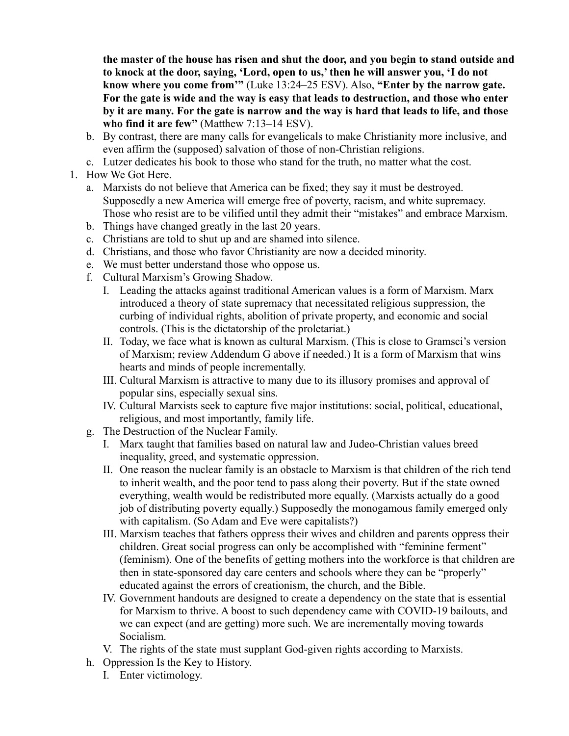**the master of the house has risen and shut the door, and you begin to stand outside and to knock at the door, saying, 'Lord, open to us,' then he will answer you, 'I do not know where you come from'"** (Luke 13:24–25 ESV). Also, **"Enter by the narrow gate. For the gate is wide and the way is easy that leads to destruction, and those who enter by it are many. For the gate is narrow and the way is hard that leads to life, and those who find it are few"** (Matthew 7:13–14 ESV).

   b. By contrast, there are many calls for evangelicals to make Christianity more inclusive, and even affirm the (supposed) salvation of those of non-Christian religions.
   c. Lutzer dedicates his book to those who stand for the truth, no matter what the cost.

1. How We Got Here.
   a. Marxists do not believe that America can be fixed; they say it must be destroyed. Supposedly a new America will emerge free of poverty, racism, and white supremacy. Those who resist are to be vilified until they admit their "mistakes" and embrace Marxism.
   b. Things have changed greatly in the last 20 years.
   c. Christians are told to shut up and are shamed into silence.
   d. Christians, and those who favor Christianity are now a decided minority.
   e. We must better understand those who oppose us.
   f. Cultural Marxism's Growing Shadow.
      I. Leading the attacks against traditional American values is a form of Marxism. Marx introduced a theory of state supremacy that necessitated religious suppression, the curbing of individual rights, abolition of private property, and economic and social controls. (This is the dictatorship of the proletariat.)
      II. Today, we face what is known as cultural Marxism. (This is close to Gramsci's version of Marxism; review Addendum G above if needed.) It is a form of Marxism that wins hearts and minds of people incrementally.
      III. Cultural Marxism is attractive to many due to its illusory promises and approval of popular sins, especially sexual sins.
      IV. Cultural Marxists seek to capture five major institutions: social, political, educational, religious, and most importantly, family life.
   g. The Destruction of the Nuclear Family.
      I. Marx taught that families based on natural law and Judeo-Christian values breed inequality, greed, and systematic oppression.
      II. One reason the nuclear family is an obstacle to Marxism is that children of the rich tend to inherit wealth, and the poor tend to pass along their poverty. But if the state owned everything, wealth would be redistributed more equally. (Marxists actually do a good job of distributing poverty equally.) Supposedly the monogamous family emerged only with capitalism. (So Adam and Eve were capitalists?)
      III. Marxism teaches that fathers oppress their wives and children and parents oppress their children. Great social progress can only be accomplished with "feminine ferment" (feminism). One of the benefits of getting mothers into the workforce is that children are then in state-sponsored day care centers and schools where they can be "properly" educated against the errors of creationism, the church, and the Bible.
      IV. Government handouts are designed to create a dependency on the state that is essential for Marxism to thrive. A boost to such dependency came with COVID-19 bailouts, and we can expect (and are getting) more such. We are incrementally moving towards Socialism.
      V. The rights of the state must supplant God-given rights according to Marxists.
   h. Oppression Is the Key to History.
      I. Enter victimology.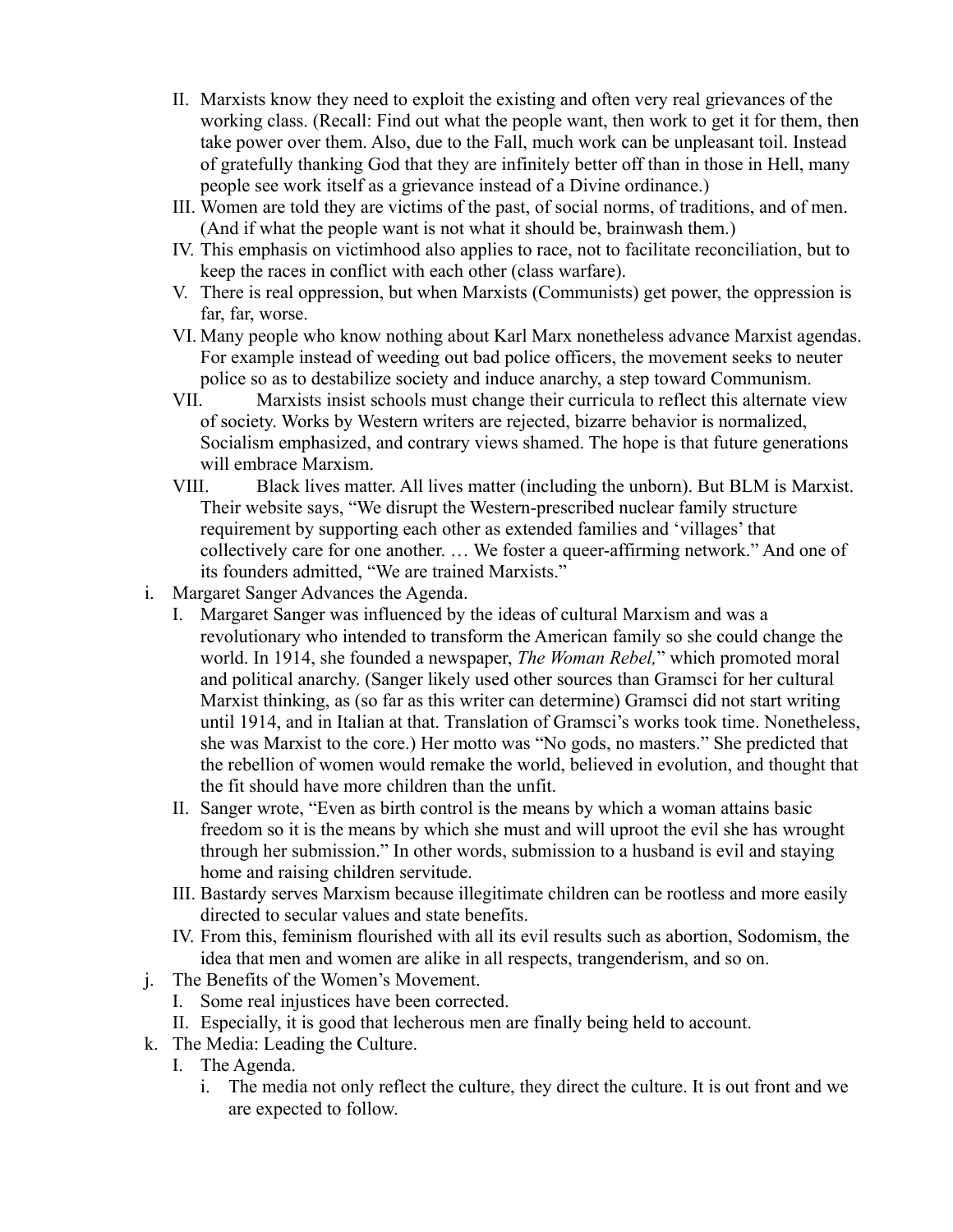II. Marxists know they need to exploit the existing and often very real grievances of the working class. (Recall: Find out what the people want, then work to get it for them, then take power over them. Also, due to the Fall, much work can be unpleasant toil. Instead of gratefully thanking God that they are infinitely better off than in those in Hell, many people see work itself as a grievance instead of a Divine ordinance.)

III. Women are told they are victims of the past, of social norms, of traditions, and of men. (And if what the people want is not what it should be, brainwash them.)

IV. This emphasis on victimhood also applies to race, not to facilitate reconciliation, but to keep the races in conflict with each other (class warfare).

V. There is real oppression, but when Marxists (Communists) get power, the oppression is far, far, worse.

VI. Many people who know nothing about Karl Marx nonetheless advance Marxist agendas. For example instead of weeding out bad police officers, the movement seeks to neuter police so as to destabilize society and induce anarchy, a step toward Communism.

VII. Marxists insist schools must change their curricula to reflect this alternate view of society. Works by Western writers are rejected, bizarre behavior is normalized, Socialism emphasized, and contrary views shamed. The hope is that future generations will embrace Marxism.

VIII. Black lives matter. All lives matter (including the unborn). But BLM is Marxist. Their website says, "We disrupt the Western-prescribed nuclear family structure requirement by supporting each other as extended families and 'villages' that collectively care for one another. … We foster a queer-affirming network." And one of its founders admitted, "We are trained Marxists."

i. Margaret Sanger Advances the Agenda.

I. Margaret Sanger was influenced by the ideas of cultural Marxism and was a revolutionary who intended to transform the American family so she could change the world. In 1914, she founded a newspaper, *The Woman Rebel,*" which promoted moral and political anarchy. (Sanger likely used other sources than Gramsci for her cultural Marxist thinking, as (so far as this writer can determine) Gramsci did not start writing until 1914, and in Italian at that. Translation of Gramsci's works took time. Nonetheless, she was Marxist to the core.) Her motto was "No gods, no masters." She predicted that the rebellion of women would remake the world, believed in evolution, and thought that the fit should have more children than the unfit.

II. Sanger wrote, "Even as birth control is the means by which a woman attains basic freedom so it is the means by which she must and will uproot the evil she has wrought through her submission." In other words, submission to a husband is evil and staying home and raising children servitude.

III. Bastardy serves Marxism because illegitimate children can be rootless and more easily directed to secular values and state benefits.

IV. From this, feminism flourished with all its evil results such as abortion, Sodomism, the idea that men and women are alike in all respects, trangenderism, and so on.

j. The Benefits of the Women's Movement.

I. Some real injustices have been corrected.

II. Especially, it is good that lecherous men are finally being held to account.

k. The Media: Leading the Culture.

I. The Agenda.

i. The media not only reflect the culture, they direct the culture. It is out front and we are expected to follow.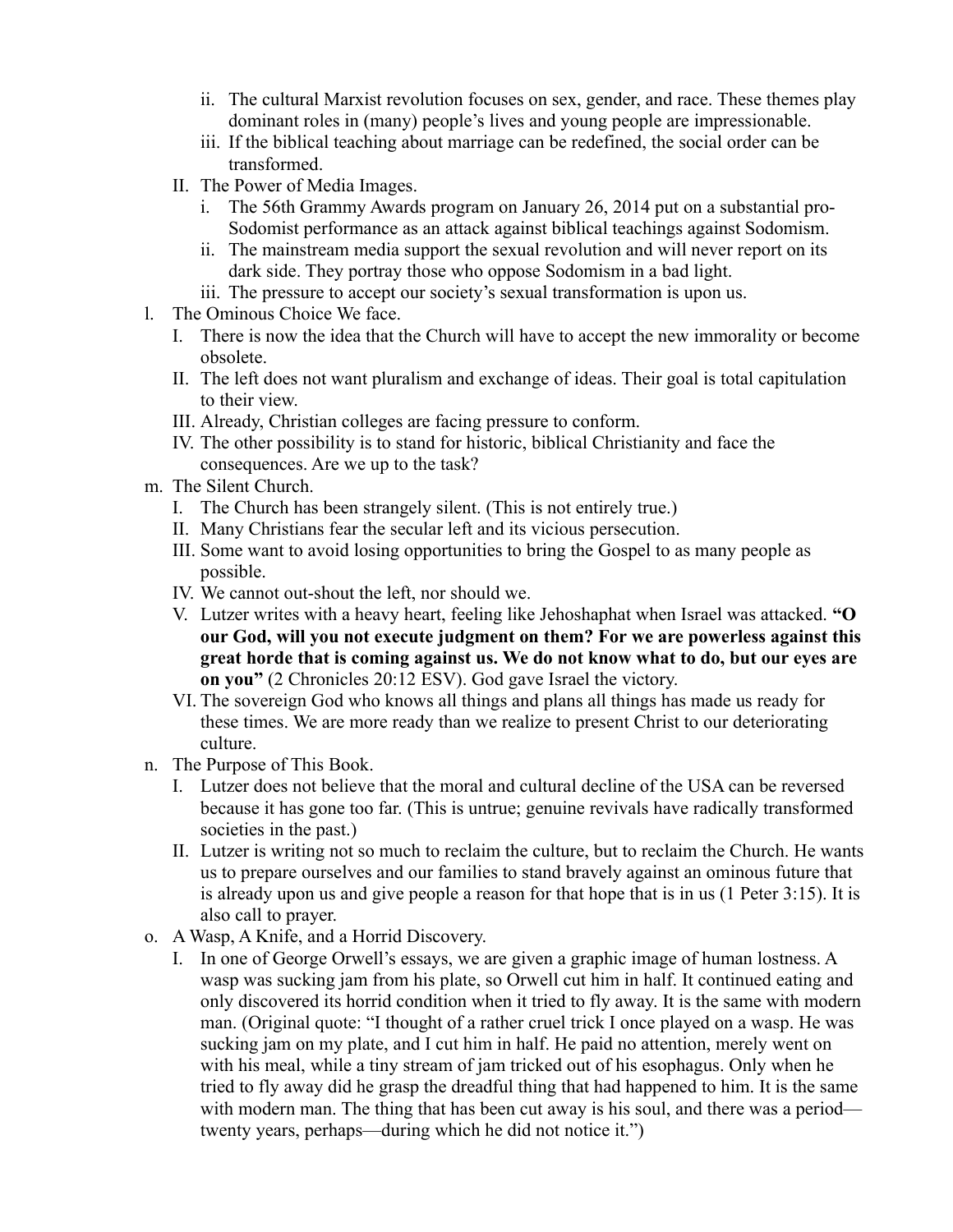- ii. The cultural Marxist revolution focuses on sex, gender, and race. These themes play dominant roles in (many) people's lives and young people are impressionable.
    - iii. If the biblical teaching about marriage can be redefined, the social order can be transformed.
  - II. The Power of Media Images.
    - i. The 56th Grammy Awards program on January 26, 2014 put on a substantial pro-Sodomist performance as an attack against biblical teachings against Sodomism.
    - ii. The mainstream media support the sexual revolution and will never report on its dark side. They portray those who oppose Sodomism in a bad light.
    - iii. The pressure to accept our society's sexual transformation is upon us.

- l. The Ominous Choice We face.
  - I. There is now the idea that the Church will have to accept the new immorality or become obsolete.
  - II. The left does not want pluralism and exchange of ideas. Their goal is total capitulation to their view.
  - III. Already, Christian colleges are facing pressure to conform.
  - IV. The other possibility is to stand for historic, biblical Christianity and face the consequences. Are we up to the task?
- m. The Silent Church.
  - I. The Church has been strangely silent. (This is not entirely true.)
  - II. Many Christians fear the secular left and its vicious persecution.
  - III. Some want to avoid losing opportunities to bring the Gospel to as many people as possible.
  - IV. We cannot out-shout the left, nor should we.
  - V. Lutzer writes with a heavy heart, feeling like Jehoshaphat when Israel was attacked. **"O our God, will you not execute judgment on them? For we are powerless against this great horde that is coming against us. We do not know what to do, but our eyes are on you"** (2 Chronicles 20:12 ESV). God gave Israel the victory.
  - VI. The sovereign God who knows all things and plans all things has made us ready for these times. We are more ready than we realize to present Christ to our deteriorating culture.
- n. The Purpose of This Book.
  - I. Lutzer does not believe that the moral and cultural decline of the USA can be reversed because it has gone too far. (This is untrue; genuine revivals have radically transformed societies in the past.)
  - II. Lutzer is writing not so much to reclaim the culture, but to reclaim the Church. He wants us to prepare ourselves and our families to stand bravely against an ominous future that is already upon us and give people a reason for that hope that is in us (1 Peter 3:15). It is also call to prayer.
- o. A Wasp, A Knife, and a Horrid Discovery.
  - I. In one of George Orwell's essays, we are given a graphic image of human lostness. A wasp was sucking jam from his plate, so Orwell cut him in half. It continued eating and only discovered its horrid condition when it tried to fly away. It is the same with modern man. (Original quote: "I thought of a rather cruel trick I once played on a wasp. He was sucking jam on my plate, and I cut him in half. He paid no attention, merely went on with his meal, while a tiny stream of jam tricked out of his esophagus. Only when he tried to fly away did he grasp the dreadful thing that had happened to him. It is the same with modern man. The thing that has been cut away is his soul, and there was a period—twenty years, perhaps—during which he did not notice it.")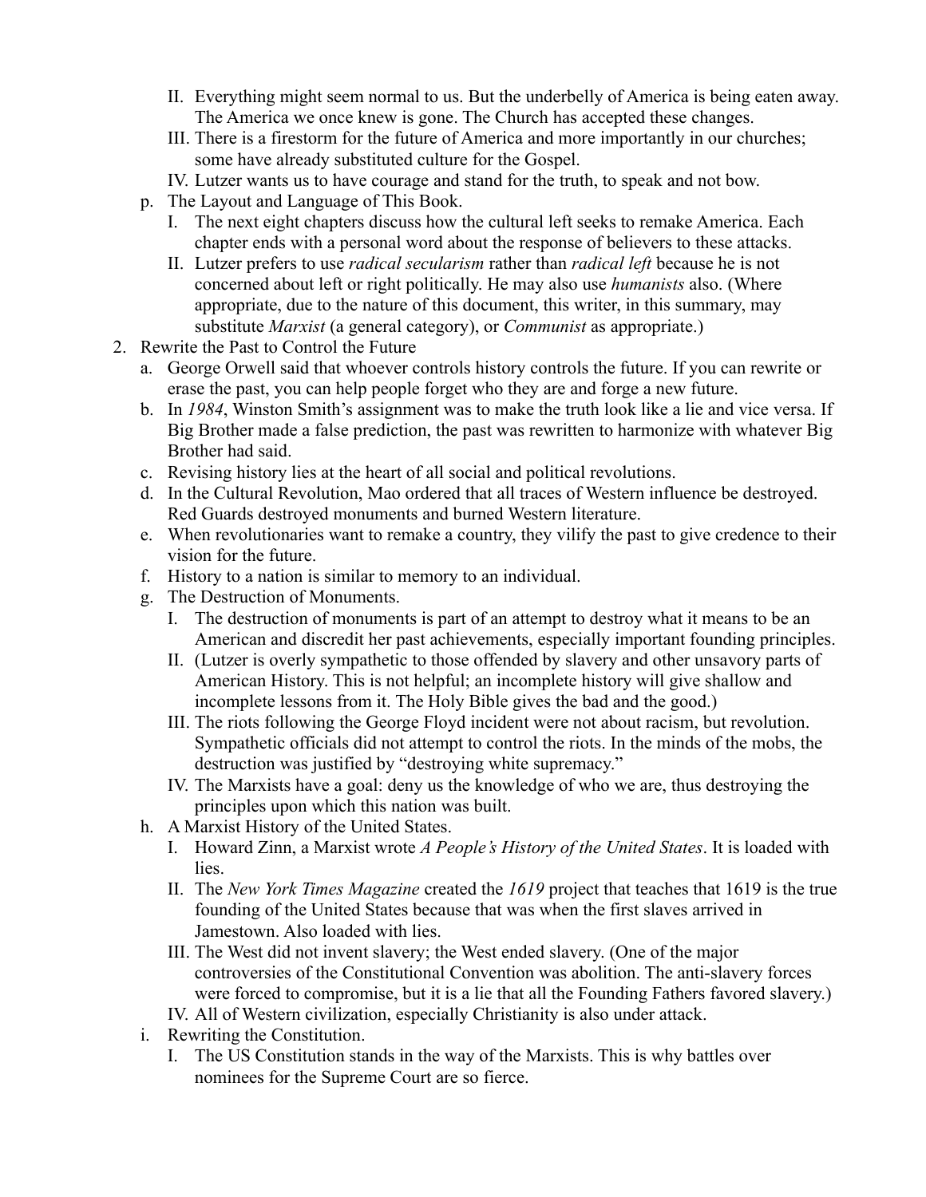II. Everything might seem normal to us. But the underbelly of America is being eaten away. The America we once knew is gone. The Church has accepted these changes.

III. There is a firestorm for the future of America and more importantly in our churches; some have already substituted culture for the Gospel.

IV. Lutzer wants us to have courage and stand for the truth, to speak and not bow.

p. The Layout and Language of This Book.

I. The next eight chapters discuss how the cultural left seeks to remake America. Each chapter ends with a personal word about the response of believers to these attacks.

II. Lutzer prefers to use *radical secularism* rather than *radical left* because he is not concerned about left or right politically. He may also use *humanists* also. (Where appropriate, due to the nature of this document, this writer, in this summary, may substitute *Marxist* (a general category), or *Communist* as appropriate.)

2. Rewrite the Past to Control the Future

a. George Orwell said that whoever controls history controls the future. If you can rewrite or erase the past, you can help people forget who they are and forge a new future.

b. In *1984*, Winston Smith's assignment was to make the truth look like a lie and vice versa. If Big Brother made a false prediction, the past was rewritten to harmonize with whatever Big Brother had said.

c. Revising history lies at the heart of all social and political revolutions.

d. In the Cultural Revolution, Mao ordered that all traces of Western influence be destroyed. Red Guards destroyed monuments and burned Western literature.

e. When revolutionaries want to remake a country, they vilify the past to give credence to their vision for the future.

f. History to a nation is similar to memory to an individual.

g. The Destruction of Monuments.

I. The destruction of monuments is part of an attempt to destroy what it means to be an American and discredit her past achievements, especially important founding principles.

II. (Lutzer is overly sympathetic to those offended by slavery and other unsavory parts of American History. This is not helpful; an incomplete history will give shallow and incomplete lessons from it. The Holy Bible gives the bad and the good.)

III. The riots following the George Floyd incident were not about racism, but revolution. Sympathetic officials did not attempt to control the riots. In the minds of the mobs, the destruction was justified by "destroying white supremacy."

IV. The Marxists have a goal: deny us the knowledge of who we are, thus destroying the principles upon which this nation was built.

h. A Marxist History of the United States.

I. Howard Zinn, a Marxist wrote *A People's History of the United States*. It is loaded with lies.

II. The *New York Times Magazine* created the *1619* project that teaches that 1619 is the true founding of the United States because that was when the first slaves arrived in Jamestown. Also loaded with lies.

III. The West did not invent slavery; the West ended slavery. (One of the major controversies of the Constitutional Convention was abolition. The anti-slavery forces were forced to compromise, but it is a lie that all the Founding Fathers favored slavery.)

IV. All of Western civilization, especially Christianity is also under attack.

i. Rewriting the Constitution.

I. The US Constitution stands in the way of the Marxists. This is why battles over nominees for the Supreme Court are so fierce.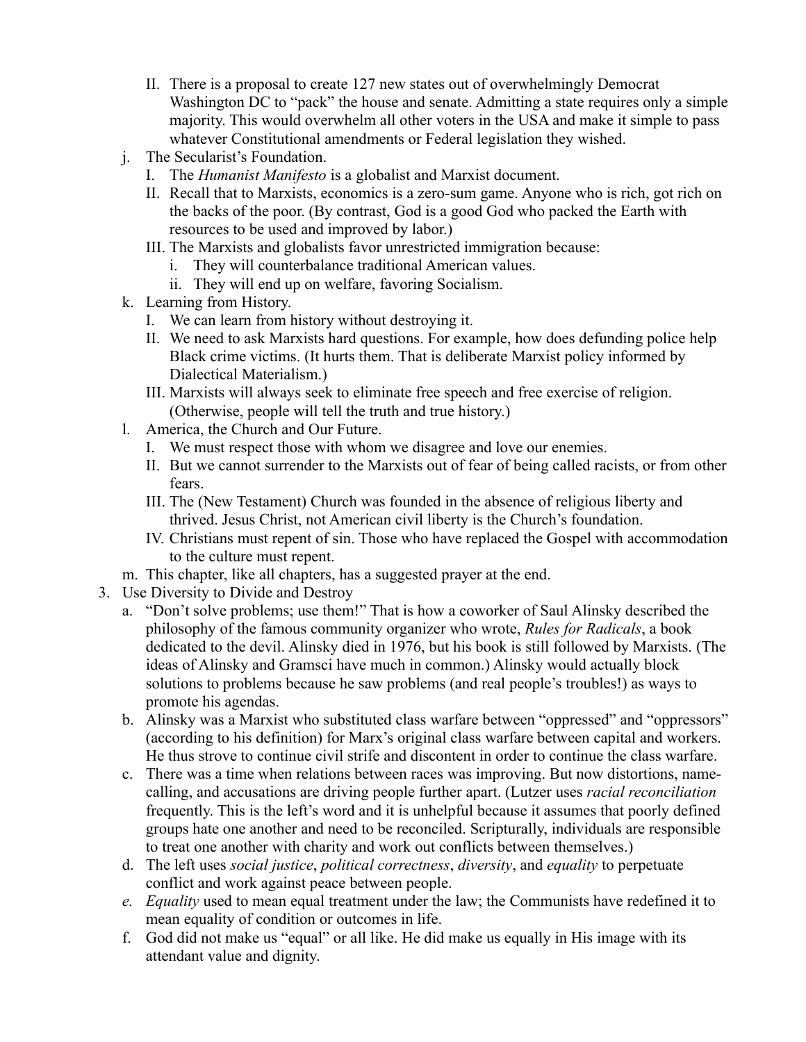- II. There is a proposal to create 127 new states out of overwhelmingly Democrat Washington DC to "pack" the house and senate. Admitting a state requires only a simple majority. This would overwhelm all other voters in the USA and make it simple to pass whatever Constitutional amendments or Federal legislation they wished.
- j. The Secularist's Foundation.
   - I. The *Humanist Manifesto* is a globalist and Marxist document.
   - II. Recall that to Marxists, economics is a zero-sum game. Anyone who is rich, got rich on the backs of the poor. (By contrast, God is a good God who packed the Earth with resources to be used and improved by labor.)
   - III. The Marxists and globalists favor unrestricted immigration because:
      - i. They will counterbalance traditional American values.
      - ii. They will end up on welfare, favoring Socialism.
- k. Learning from History.
   - I. We can learn from history without destroying it.
   - II. We need to ask Marxists hard questions. For example, how does defunding police help Black crime victims. (It hurts them. That is deliberate Marxist policy informed by Dialectical Materialism.)
   - III. Marxists will always seek to eliminate free speech and free exercise of religion. (Otherwise, people will tell the truth and true history.)
- l. America, the Church and Our Future.
   - I. We must respect those with whom we disagree and love our enemies.
   - II. But we cannot surrender to the Marxists out of fear of being called racists, or from other fears.
   - III. The (New Testament) Church was founded in the absence of religious liberty and thrived. Jesus Christ, not American civil liberty is the Church's foundation.
   - IV. Christians must repent of sin. Those who have replaced the Gospel with accommodation to the culture must repent.
- m. This chapter, like all chapters, has a suggested prayer at the end.

3. Use Diversity to Divide and Destroy
   - a. "Don't solve problems; use them!" That is how a coworker of Saul Alinsky described the philosophy of the famous community organizer who wrote, *Rules for Radicals*, a book dedicated to the devil. Alinsky died in 1976, but his book is still followed by Marxists. (The ideas of Alinsky and Gramsci have much in common.) Alinsky would actually block solutions to problems because he saw problems (and real people's troubles!) as ways to promote his agendas.
   - b. Alinsky was a Marxist who substituted class warfare between "oppressed" and "oppressors" (according to his definition) for Marx's original class warfare between capital and workers. He thus strove to continue civil strife and discontent in order to continue the class warfare.
   - c. There was a time when relations between races was improving. But now distortions, name-calling, and accusations are driving people further apart. (Lutzer uses *racial reconciliation* frequently. This is the left's word and it is unhelpful because it assumes that poorly defined groups hate one another and need to be reconciled. Scripturally, individuals are responsible to treat one another with charity and work out conflicts between themselves.)
   - d. The left uses *social justice*, *political correctness*, *diversity*, and *equality* to perpetuate conflict and work against peace between people.
   - *e.* *Equality* used to mean equal treatment under the law; the Communists have redefined it to mean equality of condition or outcomes in life.
   - f. God did not make us "equal" or all like. He did make us equally in His image with its attendant value and dignity.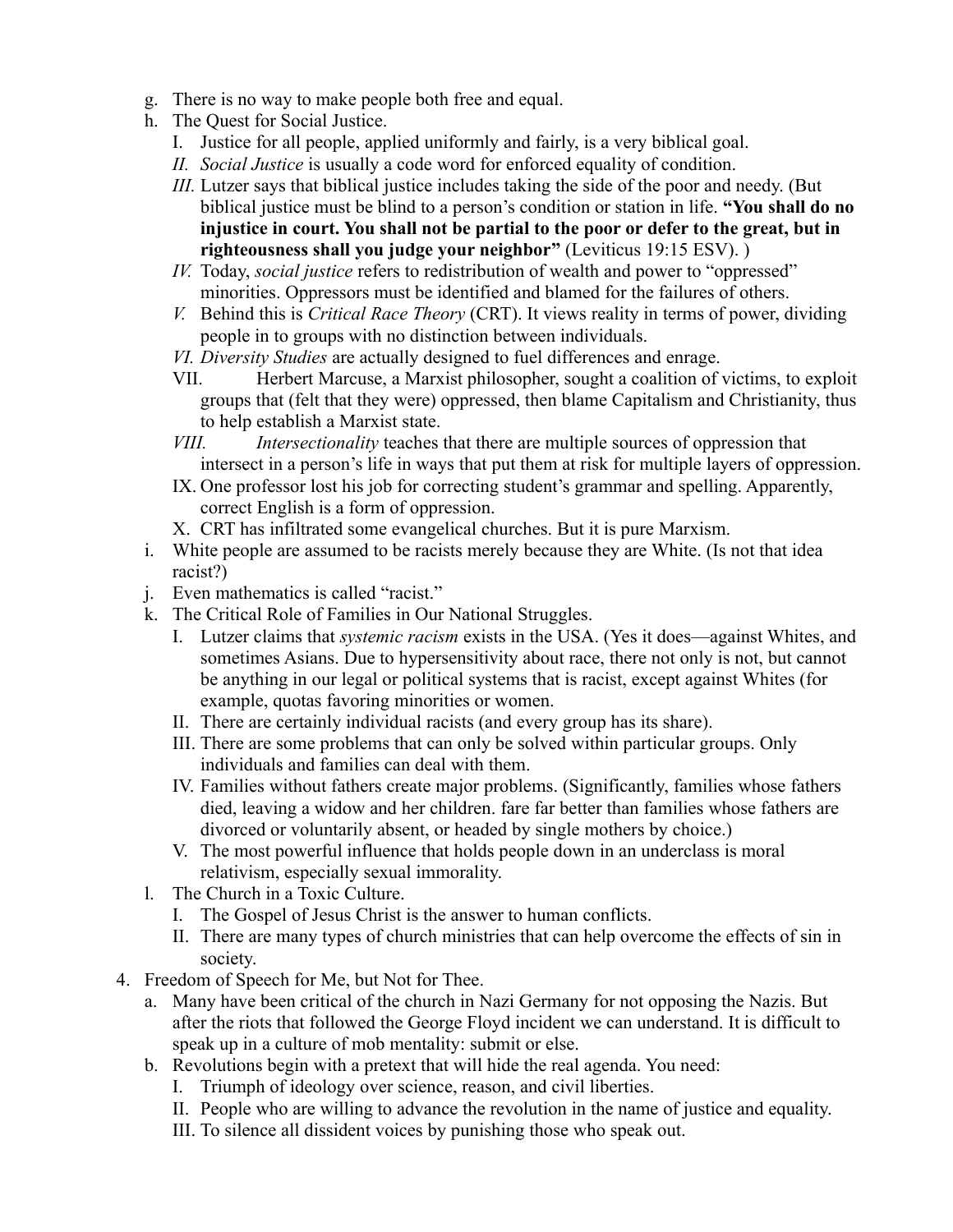g. There is no way to make people both free and equal.
h. The Quest for Social Justice.
   I. Justice for all people, applied uniformly and fairly, is a very biblical goal.
   *II. Social Justice* is usually a code word for enforced equality of condition.
   *III.* Lutzer says that biblical justice includes taking the side of the poor and needy. (But biblical justice must be blind to a person's condition or station in life. **"You shall do no injustice in court. You shall not be partial to the poor or defer to the great, but in righteousness shall you judge your neighbor"** (Leviticus 19:15 ESV). )
   *IV.* Today, *social justice* refers to redistribution of wealth and power to "oppressed" minorities. Oppressors must be identified and blamed for the failures of others.
   *V.* Behind this is *Critical Race Theory* (CRT). It views reality in terms of power, dividing people in to groups with no distinction between individuals.
   *VI. Diversity Studies* are actually designed to fuel differences and enrage.
   VII. Herbert Marcuse, a Marxist philosopher, sought a coalition of victims, to exploit groups that (felt that they were) oppressed, then blame Capitalism and Christianity, thus to help establish a Marxist state.
   *VIII.* *Intersectionality* teaches that there are multiple sources of oppression that intersect in a person's life in ways that put them at risk for multiple layers of oppression.
   IX. One professor lost his job for correcting student's grammar and spelling. Apparently, correct English is a form of oppression.
   X. CRT has infiltrated some evangelical churches. But it is pure Marxism.
i. White people are assumed to be racists merely because they are White. (Is not that idea racist?)
j. Even mathematics is called "racist."
k. The Critical Role of Families in Our National Struggles.
   I. Lutzer claims that *systemic racism* exists in the USA. (Yes it does—against Whites, and sometimes Asians. Due to hypersensitivity about race, there not only is not, but cannot be anything in our legal or political systems that is racist, except against Whites (for example, quotas favoring minorities or women.
   II. There are certainly individual racists (and every group has its share).
   III. There are some problems that can only be solved within particular groups. Only individuals and families can deal with them.
   IV. Families without fathers create major problems. (Significantly, families whose fathers died, leaving a widow and her children. fare far better than families whose fathers are divorced or voluntarily absent, or headed by single mothers by choice.)
   V. The most powerful influence that holds people down in an underclass is moral relativism, especially sexual immorality.
l. The Church in a Toxic Culture.
   I. The Gospel of Jesus Christ is the answer to human conflicts.
   II. There are many types of church ministries that can help overcome the effects of sin in society.

4. Freedom of Speech for Me, but Not for Thee.
   a. Many have been critical of the church in Nazi Germany for not opposing the Nazis. But after the riots that followed the George Floyd incident we can understand. It is difficult to speak up in a culture of mob mentality: submit or else.
   b. Revolutions begin with a pretext that will hide the real agenda. You need:
      I. Triumph of ideology over science, reason, and civil liberties.
      II. People who are willing to advance the revolution in the name of justice and equality.
      III. To silence all dissident voices by punishing those who speak out.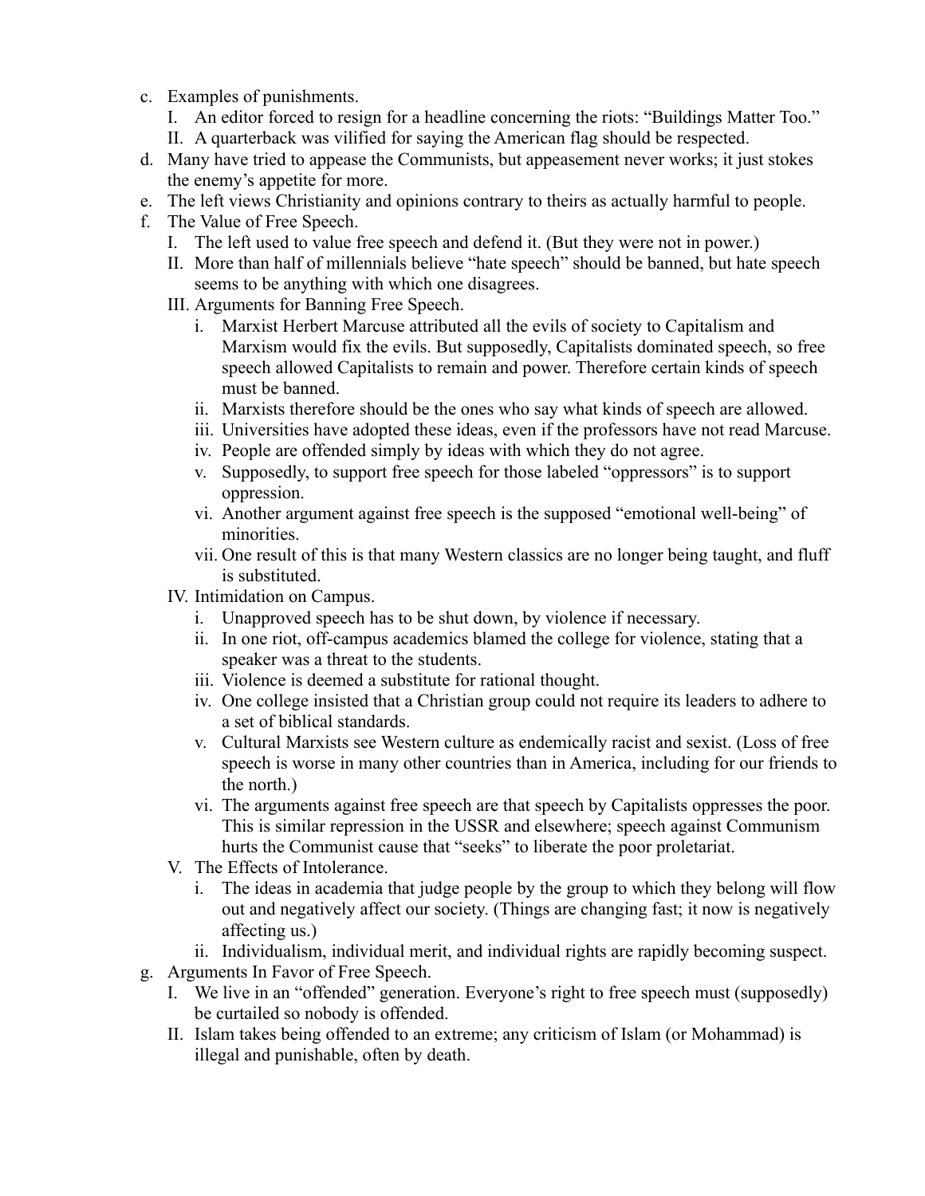c. Examples of punishments.
   I. An editor forced to resign for a headline concerning the riots: "Buildings Matter Too."
   II. A quarterback was vilified for saying the American flag should be respected.
d. Many have tried to appease the Communists, but appeasement never works; it just stokes the enemy's appetite for more.
e. The left views Christianity and opinions contrary to theirs as actually harmful to people.
f. The Value of Free Speech.
   I. The left used to value free speech and defend it. (But they were not in power.)
   II. More than half of millennials believe "hate speech" should be banned, but hate speech seems to be anything with which one disagrees.
   III. Arguments for Banning Free Speech.
      i. Marxist Herbert Marcuse attributed all the evils of society to Capitalism and Marxism would fix the evils. But supposedly, Capitalists dominated speech, so free speech allowed Capitalists to remain and power. Therefore certain kinds of speech must be banned.
      ii. Marxists therefore should be the ones who say what kinds of speech are allowed.
      iii. Universities have adopted these ideas, even if the professors have not read Marcuse.
      iv. People are offended simply by ideas with which they do not agree.
      v. Supposedly, to support free speech for those labeled "oppressors" is to support oppression.
      vi. Another argument against free speech is the supposed "emotional well-being" of minorities.
      vii. One result of this is that many Western classics are no longer being taught, and fluff is substituted.
   IV. Intimidation on Campus.
      i. Unapproved speech has to be shut down, by violence if necessary.
      ii. In one riot, off-campus academics blamed the college for violence, stating that a speaker was a threat to the students.
      iii. Violence is deemed a substitute for rational thought.
      iv. One college insisted that a Christian group could not require its leaders to adhere to a set of biblical standards.
      v. Cultural Marxists see Western culture as endemically racist and sexist. (Loss of free speech is worse in many other countries than in America, including for our friends to the north.)
      vi. The arguments against free speech are that speech by Capitalists oppresses the poor. This is similar repression in the USSR and elsewhere; speech against Communism hurts the Communist cause that "seeks" to liberate the poor proletariat.
   V. The Effects of Intolerance.
      i. The ideas in academia that judge people by the group to which they belong will flow out and negatively affect our society. (Things are changing fast; it now is negatively affecting us.)
      ii. Individualism, individual merit, and individual rights are rapidly becoming suspect.
g. Arguments In Favor of Free Speech.
   I. We live in an "offended" generation. Everyone's right to free speech must (supposedly) be curtailed so nobody is offended.
   II. Islam takes being offended to an extreme; any criticism of Islam (or Mohammad) is illegal and punishable, often by death.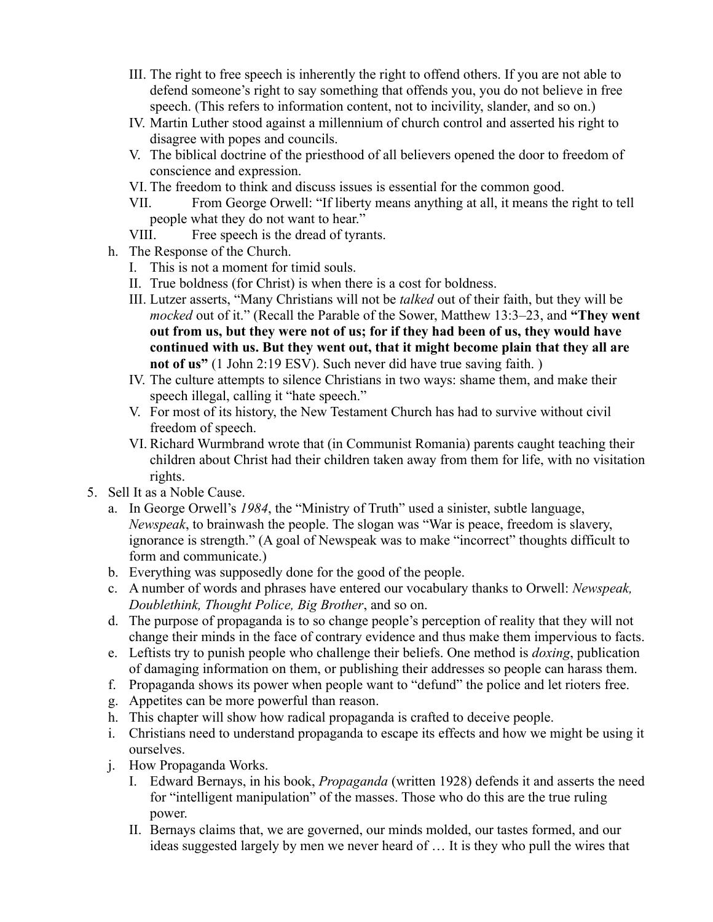III. The right to free speech is inherently the right to offend others. If you are not able to defend someone's right to say something that offends you, you do not believe in free speech. (This refers to information content, not to incivility, slander, and so on.)
IV. Martin Luther stood against a millennium of church control and asserted his right to disagree with popes and councils.
V. The biblical doctrine of the priesthood of all believers opened the door to freedom of conscience and expression.
VI. The freedom to think and discuss issues is essential for the common good.
VII. From George Orwell: "If liberty means anything at all, it means the right to tell people what they do not want to hear."
VIII. Free speech is the dread of tyrants.

h. The Response of the Church.
   I. This is not a moment for timid souls.
   II. True boldness (for Christ) is when there is a cost for boldness.
   III. Lutzer asserts, "Many Christians will not be *talked* out of their faith, but they will be *mocked* out of it." (Recall the Parable of the Sower, Matthew 13:3–23, and **"They went out from us, but they were not of us; for if they had been of us, they would have continued with us. But they went out, that it might become plain that they all are not of us"** (1 John 2:19 ESV). Such never did have true saving faith. )
   IV. The culture attempts to silence Christians in two ways: shame them, and make their speech illegal, calling it "hate speech."
   V. For most of its history, the New Testament Church has had to survive without civil freedom of speech.
   VI. Richard Wurmbrand wrote that (in Communist Romania) parents caught teaching their children about Christ had their children taken away from them for life, with no visitation rights.

5. Sell It as a Noble Cause.
   a. In George Orwell's *1984*, the "Ministry of Truth" used a sinister, subtle language, *Newspeak*, to brainwash the people. The slogan was "War is peace, freedom is slavery, ignorance is strength." (A goal of Newspeak was to make "incorrect" thoughts difficult to form and communicate.)
   b. Everything was supposedly done for the good of the people.
   c. A number of words and phrases have entered our vocabulary thanks to Orwell: *Newspeak, Doublethink, Thought Police, Big Brother*, and so on.
   d. The purpose of propaganda is to so change people's perception of reality that they will not change their minds in the face of contrary evidence and thus make them impervious to facts.
   e. Leftists try to punish people who challenge their beliefs. One method is *doxing*, publication of damaging information on them, or publishing their addresses so people can harass them.
   f. Propaganda shows its power when people want to "defund" the police and let rioters free.
   g. Appetites can be more powerful than reason.
   h. This chapter will show how radical propaganda is crafted to deceive people.
   i. Christians need to understand propaganda to escape its effects and how we might be using it ourselves.
   j. How Propaganda Works.
      I. Edward Bernays, in his book, *Propaganda* (written 1928) defends it and asserts the need for "intelligent manipulation" of the masses. Those who do this are the true ruling power.
      II. Bernays claims that, we are governed, our minds molded, our tastes formed, and our ideas suggested largely by men we never heard of … It is they who pull the wires that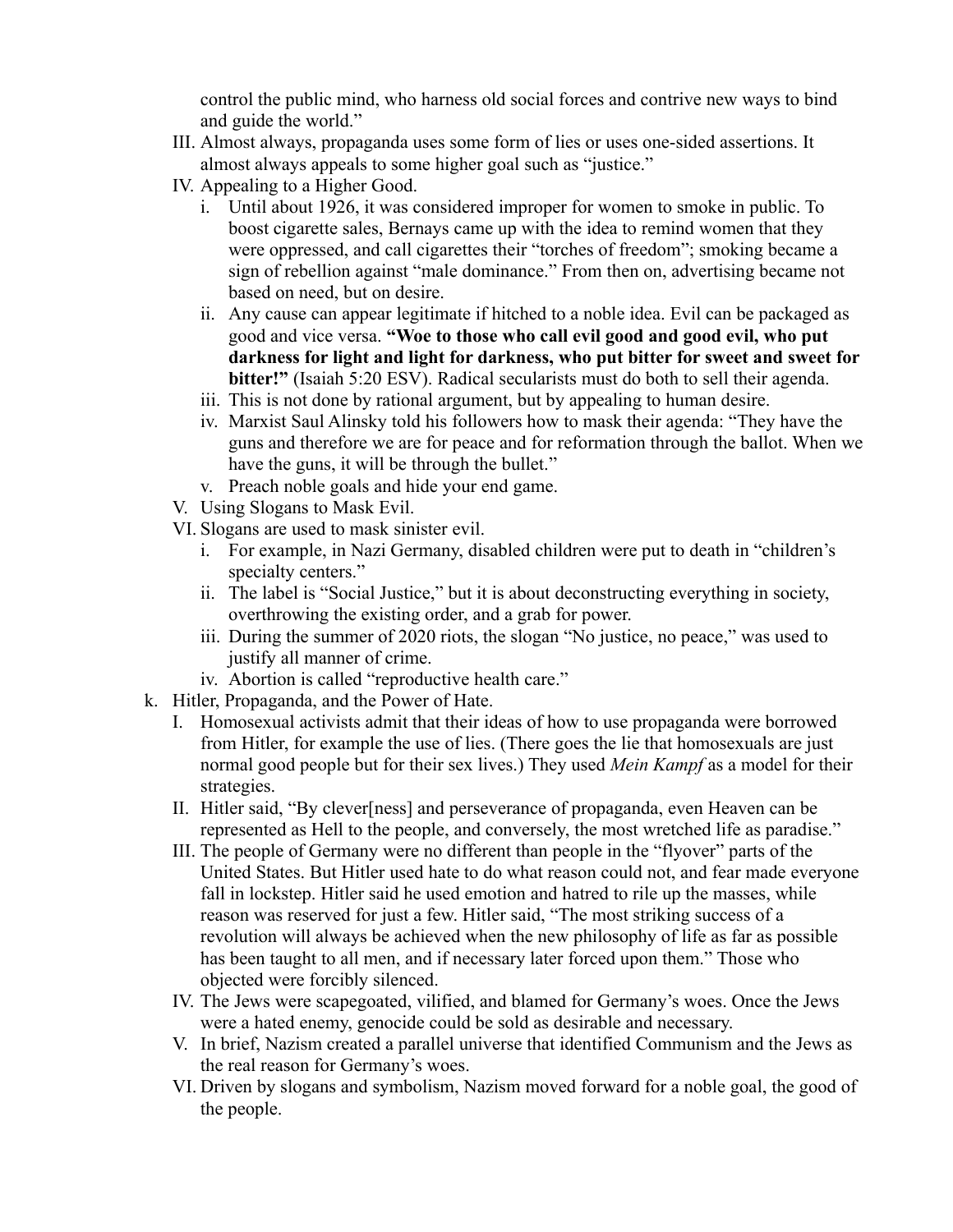control the public mind, who harness old social forces and contrive new ways to bind and guide the world."

III. Almost always, propaganda uses some form of lies or uses one-sided assertions. It almost always appeals to some higher goal such as "justice."

IV. Appealing to a Higher Good.

   i. Until about 1926, it was considered improper for women to smoke in public. To boost cigarette sales, Bernays came up with the idea to remind women that they were oppressed, and call cigarettes their "torches of freedom"; smoking became a sign of rebellion against "male dominance." From then on, advertising became not based on need, but on desire.

   ii. Any cause can appear legitimate if hitched to a noble idea. Evil can be packaged as good and vice versa. **"Woe to those who call evil good and good evil, who put darkness for light and light for darkness, who put bitter for sweet and sweet for bitter!"** (Isaiah 5:20 ESV). Radical secularists must do both to sell their agenda.

   iii. This is not done by rational argument, but by appealing to human desire.

   iv. Marxist Saul Alinsky told his followers how to mask their agenda: "They have the guns and therefore we are for peace and for reformation through the ballot. When we have the guns, it will be through the bullet."

   v. Preach noble goals and hide your end game.

V. Using Slogans to Mask Evil.

VI. Slogans are used to mask sinister evil.

   i. For example, in Nazi Germany, disabled children were put to death in "children's specialty centers."

   ii. The label is "Social Justice," but it is about deconstructing everything in society, overthrowing the existing order, and a grab for power.

   iii. During the summer of 2020 riots, the slogan "No justice, no peace," was used to justify all manner of crime.

   iv. Abortion is called "reproductive health care."

k. Hitler, Propaganda, and the Power of Hate.

I. Homosexual activists admit that their ideas of how to use propaganda were borrowed from Hitler, for example the use of lies. (There goes the lie that homosexuals are just normal good people but for their sex lives.) They used *Mein Kampf* as a model for their strategies.

II. Hitler said, "By clever[ness] and perseverance of propaganda, even Heaven can be represented as Hell to the people, and conversely, the most wretched life as paradise."

III. The people of Germany were no different than people in the "flyover" parts of the United States. But Hitler used hate to do what reason could not, and fear made everyone fall in lockstep. Hitler said he used emotion and hatred to rile up the masses, while reason was reserved for just a few. Hitler said, "The most striking success of a revolution will always be achieved when the new philosophy of life as far as possible has been taught to all men, and if necessary later forced upon them." Those who objected were forcibly silenced.

IV. The Jews were scapegoated, vilified, and blamed for Germany's woes. Once the Jews were a hated enemy, genocide could be sold as desirable and necessary.

V. In brief, Nazism created a parallel universe that identified Communism and the Jews as the real reason for Germany's woes.

VI. Driven by slogans and symbolism, Nazism moved forward for a noble goal, the good of the people.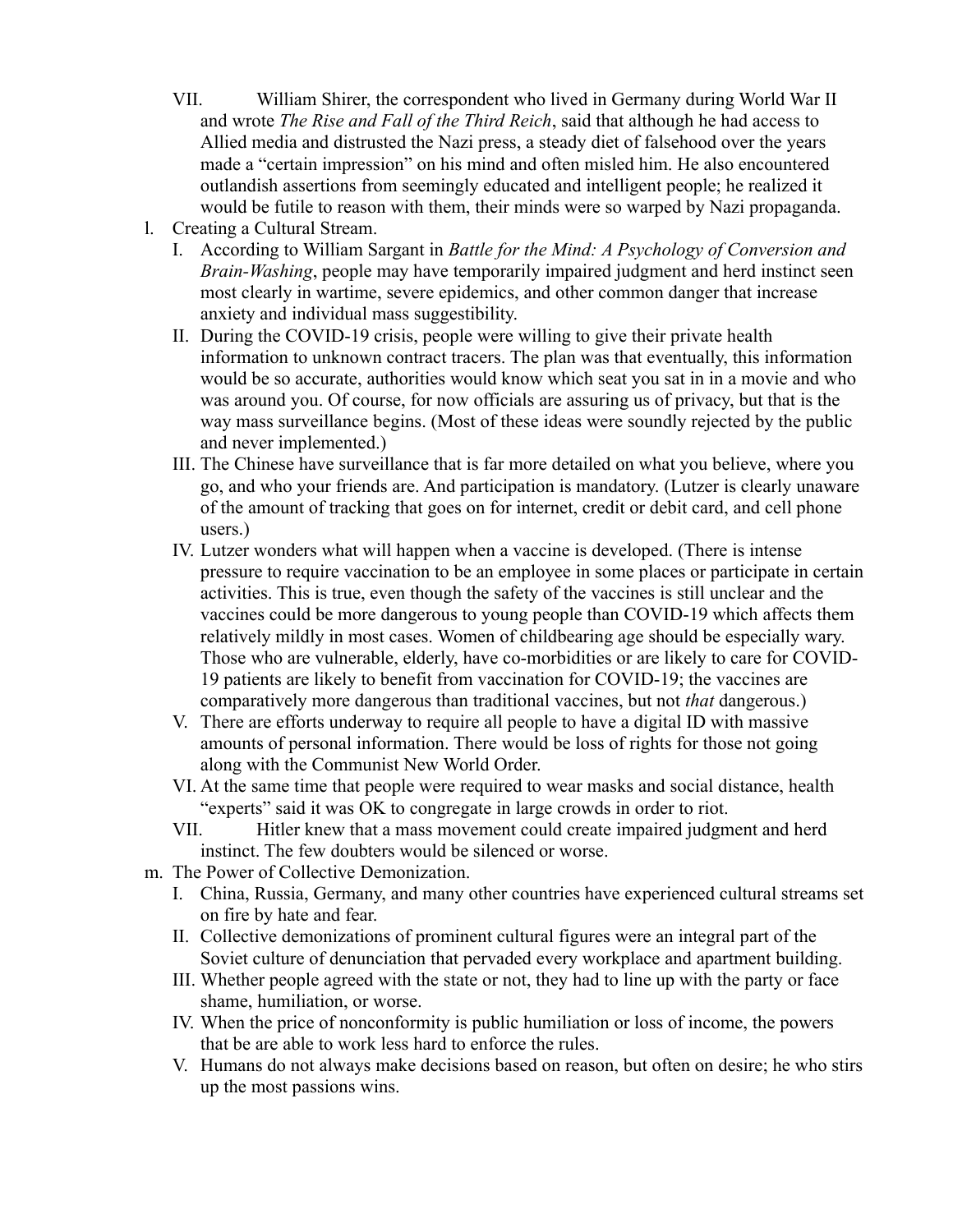VII. William Shirer, the correspondent who lived in Germany during World War II and wrote *The Rise and Fall of the Third Reich*, said that although he had access to Allied media and distrusted the Nazi press, a steady diet of falsehood over the years made a "certain impression" on his mind and often misled him. He also encountered outlandish assertions from seemingly educated and intelligent people; he realized it would be futile to reason with them, their minds were so warped by Nazi propaganda.

l. Creating a Cultural Stream.

I. According to William Sargant in *Battle for the Mind: A Psychology of Conversion and Brain-Washing*, people may have temporarily impaired judgment and herd instinct seen most clearly in wartime, severe epidemics, and other common danger that increase anxiety and individual mass suggestibility.

II. During the COVID-19 crisis, people were willing to give their private health information to unknown contract tracers. The plan was that eventually, this information would be so accurate, authorities would know which seat you sat in in a movie and who was around you. Of course, for now officials are assuring us of privacy, but that is the way mass surveillance begins. (Most of these ideas were soundly rejected by the public and never implemented.)

III. The Chinese have surveillance that is far more detailed on what you believe, where you go, and who your friends are. And participation is mandatory. (Lutzer is clearly unaware of the amount of tracking that goes on for internet, credit or debit card, and cell phone users.)

IV. Lutzer wonders what will happen when a vaccine is developed. (There is intense pressure to require vaccination to be an employee in some places or participate in certain activities. This is true, even though the safety of the vaccines is still unclear and the vaccines could be more dangerous to young people than COVID-19 which affects them relatively mildly in most cases. Women of childbearing age should be especially wary. Those who are vulnerable, elderly, have co-morbidities or are likely to care for COVID-19 patients are likely to benefit from vaccination for COVID-19; the vaccines are comparatively more dangerous than traditional vaccines, but not *that* dangerous.)

V. There are efforts underway to require all people to have a digital ID with massive amounts of personal information. There would be loss of rights for those not going along with the Communist New World Order.

VI. At the same time that people were required to wear masks and social distance, health "experts" said it was OK to congregate in large crowds in order to riot.

VII. Hitler knew that a mass movement could create impaired judgment and herd instinct. The few doubters would be silenced or worse.

m. The Power of Collective Demonization.

I. China, Russia, Germany, and many other countries have experienced cultural streams set on fire by hate and fear.

II. Collective demonizations of prominent cultural figures were an integral part of the Soviet culture of denunciation that pervaded every workplace and apartment building.

III. Whether people agreed with the state or not, they had to line up with the party or face shame, humiliation, or worse.

IV. When the price of nonconformity is public humiliation or loss of income, the powers that be are able to work less hard to enforce the rules.

V. Humans do not always make decisions based on reason, but often on desire; he who stirs up the most passions wins.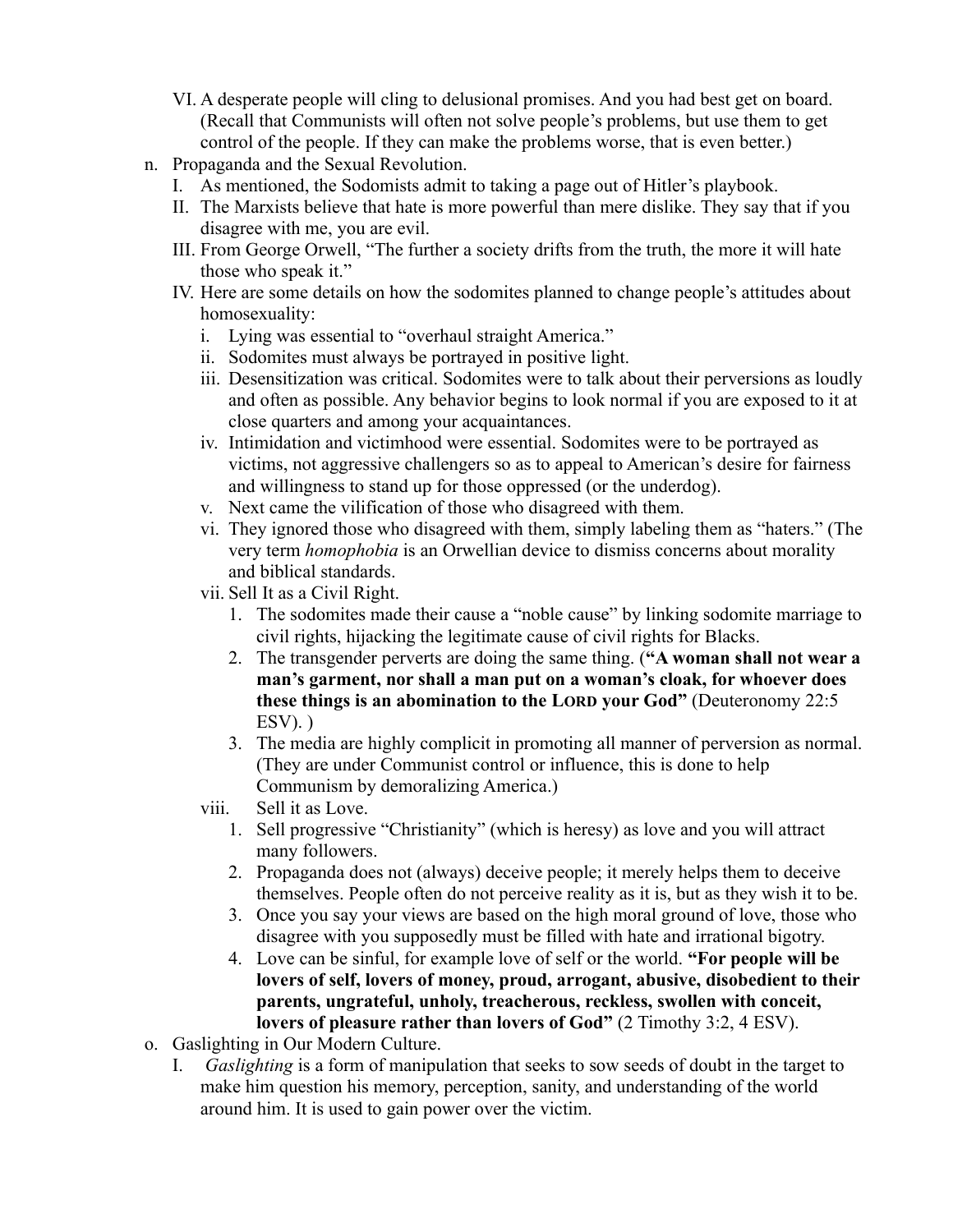VI. A desperate people will cling to delusional promises. And you had best get on board. (Recall that Communists will often not solve people's problems, but use them to get control of the people. If they can make the problems worse, that is even better.)

n. Propaganda and the Sexual Revolution.

   I. As mentioned, the Sodomists admit to taking a page out of Hitler's playbook.

   II. The Marxists believe that hate is more powerful than mere dislike. They say that if you disagree with me, you are evil.

   III. From George Orwell, "The further a society drifts from the truth, the more it will hate those who speak it."

   IV. Here are some details on how the sodomites planned to change people's attitudes about homosexuality:

      i. Lying was essential to "overhaul straight America."

      ii. Sodomites must always be portrayed in positive light.

      iii. Desensitization was critical. Sodomites were to talk about their perversions as loudly and often as possible. Any behavior begins to look normal if you are exposed to it at close quarters and among your acquaintances.

      iv. Intimidation and victimhood were essential. Sodomites were to be portrayed as victims, not aggressive challengers so as to appeal to American's desire for fairness and willingness to stand up for those oppressed (or the underdog).

      v. Next came the vilification of those who disagreed with them.

      vi. They ignored those who disagreed with them, simply labeling them as "haters." (The very term *homophobia* is an Orwellian device to dismiss concerns about morality and biblical standards.

      vii. Sell It as a Civil Right.

         1. The sodomites made their cause a "noble cause" by linking sodomite marriage to civil rights, hijacking the legitimate cause of civil rights for Blacks.

         2. The transgender perverts are doing the same thing. (**"A woman shall not wear a man's garment, nor shall a man put on a woman's cloak, for whoever does these things is an abomination to the LORD your God"** (Deuteronomy 22:5 ESV). )

         3. The media are highly complicit in promoting all manner of perversion as normal. (They are under Communist control or influence, this is done to help Communism by demoralizing America.)

      viii. Sell it as Love.

         1. Sell progressive "Christianity" (which is heresy) as love and you will attract many followers.

         2. Propaganda does not (always) deceive people; it merely helps them to deceive themselves. People often do not perceive reality as it is, but as they wish it to be.

         3. Once you say your views are based on the high moral ground of love, those who disagree with you supposedly must be filled with hate and irrational bigotry.

         4. Love can be sinful, for example love of self or the world. **"For people will be lovers of self, lovers of money, proud, arrogant, abusive, disobedient to their parents, ungrateful, unholy, treacherous, reckless, swollen with conceit, lovers of pleasure rather than lovers of God"** (2 Timothy 3:2, 4 ESV).

o. Gaslighting in Our Modern Culture.

   I. *Gaslighting* is a form of manipulation that seeks to sow seeds of doubt in the target to make him question his memory, perception, sanity, and understanding of the world around him. It is used to gain power over the victim.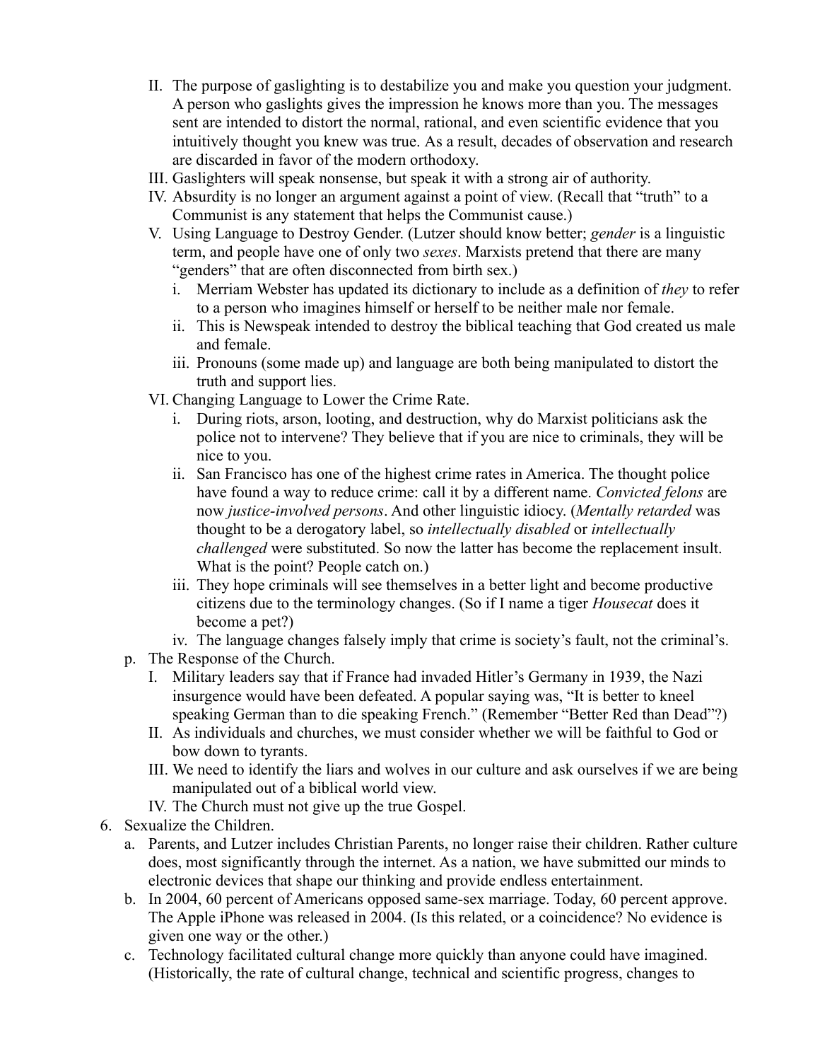II. The purpose of gaslighting is to destabilize you and make you question your judgment. A person who gaslights gives the impression he knows more than you. The messages sent are intended to distort the normal, rational, and even scientific evidence that you intuitively thought you knew was true. As a result, decades of observation and research are discarded in favor of the modern orthodoxy.
   III. Gaslighters will speak nonsense, but speak it with a strong air of authority.
   IV. Absurdity is no longer an argument against a point of view. (Recall that "truth" to a Communist is any statement that helps the Communist cause.)
   V. Using Language to Destroy Gender. (Lutzer should know better; *gender* is a linguistic term, and people have one of only two *sexes*. Marxists pretend that there are many "genders" that are often disconnected from birth sex.)
      i. Merriam Webster has updated its dictionary to include as a definition of *they* to refer to a person who imagines himself or herself to be neither male nor female.
      ii. This is Newspeak intended to destroy the biblical teaching that God created us male and female.
      iii. Pronouns (some made up) and language are both being manipulated to distort the truth and support lies.
   VI. Changing Language to Lower the Crime Rate.
      i. During riots, arson, looting, and destruction, why do Marxist politicians ask the police not to intervene? They believe that if you are nice to criminals, they will be nice to you.
      ii. San Francisco has one of the highest crime rates in America. The thought police have found a way to reduce crime: call it by a different name. *Convicted felons* are now *justice-involved persons*. And other linguistic idiocy. (*Mentally retarded* was thought to be a derogatory label, so *intellectually disabled* or *intellectually challenged* were substituted. So now the latter has become the replacement insult. What is the point? People catch on.)
      iii. They hope criminals will see themselves in a better light and become productive citizens due to the terminology changes. (So if I name a tiger *Housecat* does it become a pet?)
      iv. The language changes falsely imply that crime is society's fault, not the criminal's.

p. The Response of the Church.
   I. Military leaders say that if France had invaded Hitler's Germany in 1939, the Nazi insurgence would have been defeated. A popular saying was, "It is better to kneel speaking German than to die speaking French." (Remember "Better Red than Dead"?)
   II. As individuals and churches, we must consider whether we will be faithful to God or bow down to tyrants.
   III. We need to identify the liars and wolves in our culture and ask ourselves if we are being manipulated out of a biblical world view.
   IV. The Church must not give up the true Gospel.

6. Sexualize the Children.
   a. Parents, and Lutzer includes Christian Parents, no longer raise their children. Rather culture does, most significantly through the internet. As a nation, we have submitted our minds to electronic devices that shape our thinking and provide endless entertainment.
   b. In 2004, 60 percent of Americans opposed same-sex marriage. Today, 60 percent approve. The Apple iPhone was released in 2004. (Is this related, or a coincidence? No evidence is given one way or the other.)
   c. Technology facilitated cultural change more quickly than anyone could have imagined. (Historically, the rate of cultural change, technical and scientific progress, changes to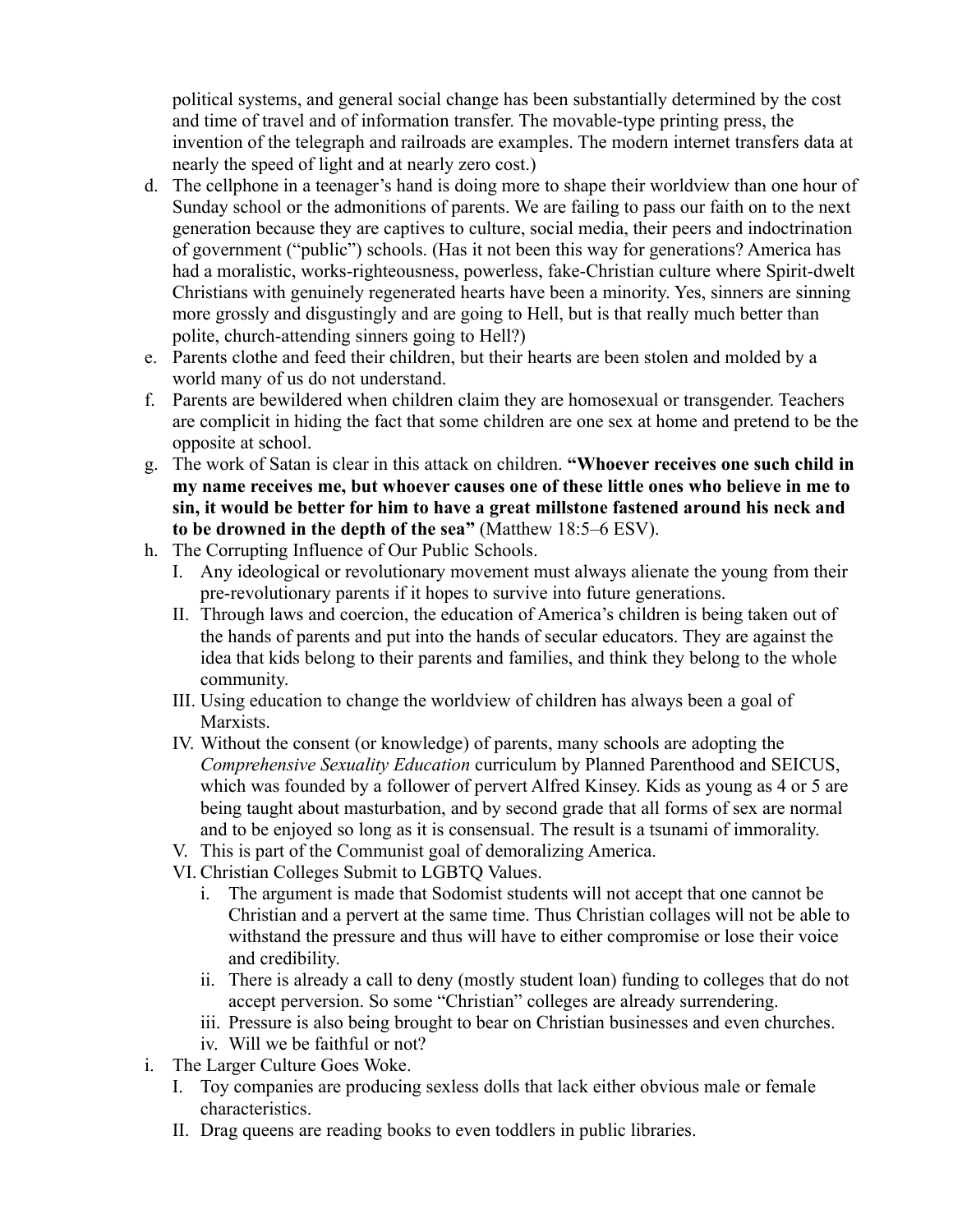political systems, and general social change has been substantially determined by the cost and time of travel and of information transfer. The movable-type printing press, the invention of the telegraph and railroads are examples. The modern internet transfers data at nearly the speed of light and at nearly zero cost.)

d. The cellphone in a teenager's hand is doing more to shape their worldview than one hour of Sunday school or the admonitions of parents. We are failing to pass our faith on to the next generation because they are captives to culture, social media, their peers and indoctrination of government ("public") schools. (Has it not been this way for generations? America has had a moralistic, works-righteousness, powerless, fake-Christian culture where Spirit-dwelt Christians with genuinely regenerated hearts have been a minority. Yes, sinners are sinning more grossly and disgustingly and are going to Hell, but is that really much better than polite, church-attending sinners going to Hell?)
e. Parents clothe and feed their children, but their hearts are been stolen and molded by a world many of us do not understand.
f. Parents are bewildered when children claim they are homosexual or transgender. Teachers are complicit in hiding the fact that some children are one sex at home and pretend to be the opposite at school.
g. The work of Satan is clear in this attack on children. **"Whoever receives one such child in my name receives me, but whoever causes one of these little ones who believe in me to sin, it would be better for him to have a great millstone fastened around his neck and to be drowned in the depth of the sea"** (Matthew 18:5–6 ESV).
h. The Corrupting Influence of Our Public Schools.
    I. Any ideological or revolutionary movement must always alienate the young from their pre-revolutionary parents if it hopes to survive into future generations.
    II. Through laws and coercion, the education of America's children is being taken out of the hands of parents and put into the hands of secular educators. They are against the idea that kids belong to their parents and families, and think they belong to the whole community.
    III. Using education to change the worldview of children has always been a goal of Marxists.
    IV. Without the consent (or knowledge) of parents, many schools are adopting the *Comprehensive Sexuality Education* curriculum by Planned Parenthood and SEICUS, which was founded by a follower of pervert Alfred Kinsey. Kids as young as 4 or 5 are being taught about masturbation, and by second grade that all forms of sex are normal and to be enjoyed so long as it is consensual. The result is a tsunami of immorality.
    V. This is part of the Communist goal of demoralizing America.
    VI. Christian Colleges Submit to LGBTQ Values.
        i. The argument is made that Sodomist students will not accept that one cannot be Christian and a pervert at the same time. Thus Christian collages will not be able to withstand the pressure and thus will have to either compromise or lose their voice and credibility.
        ii. There is already a call to deny (mostly student loan) funding to colleges that do not accept perversion. So some "Christian" colleges are already surrendering.
        iii. Pressure is also being brought to bear on Christian businesses and even churches.
        iv. Will we be faithful or not?
i. The Larger Culture Goes Woke.
    I. Toy companies are producing sexless dolls that lack either obvious male or female characteristics.
    II. Drag queens are reading books to even toddlers in public libraries.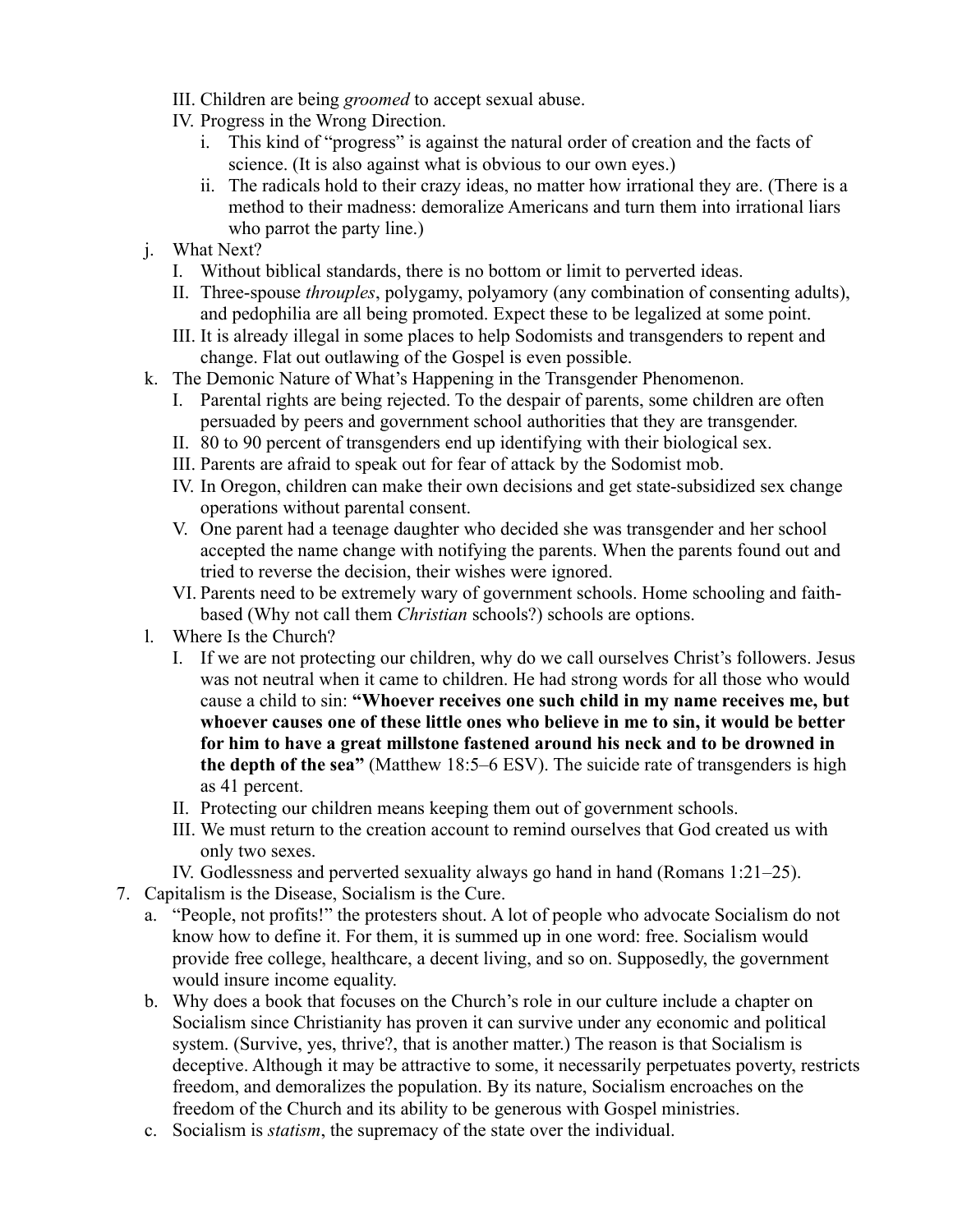III. Children are being *groomed* to accept sexual abuse.
   IV. Progress in the Wrong Direction.
      i. This kind of "progress" is against the natural order of creation and the facts of science. (It is also against what is obvious to our own eyes.)
      ii. The radicals hold to their crazy ideas, no matter how irrational they are. (There is a method to their madness: demoralize Americans and turn them into irrational liars who parrot the party line.)

j. What Next?
   I. Without biblical standards, there is no bottom or limit to perverted ideas.
   II. Three-spouse *throuples*, polygamy, polyamory (any combination of consenting adults), and pedophilia are all being promoted. Expect these to be legalized at some point.
   III. It is already illegal in some places to help Sodomists and transgenders to repent and change. Flat out outlawing of the Gospel is even possible.

k. The Demonic Nature of What's Happening in the Transgender Phenomenon.
   I. Parental rights are being rejected. To the despair of parents, some children are often persuaded by peers and government school authorities that they are transgender.
   II. 80 to 90 percent of transgenders end up identifying with their biological sex.
   III. Parents are afraid to speak out for fear of attack by the Sodomist mob.
   IV. In Oregon, children can make their own decisions and get state-subsidized sex change operations without parental consent.
   V. One parent had a teenage daughter who decided she was transgender and her school accepted the name change with notifying the parents. When the parents found out and tried to reverse the decision, their wishes were ignored.
   VI. Parents need to be extremely wary of government schools. Home schooling and faith-based (Why not call them *Christian* schools?) schools are options.

l. Where Is the Church?
   I. If we are not protecting our children, why do we call ourselves Christ's followers. Jesus was not neutral when it came to children. He had strong words for all those who would cause a child to sin: **"Whoever receives one such child in my name receives me, but whoever causes one of these little ones who believe in me to sin, it would be better for him to have a great millstone fastened around his neck and to be drowned in the depth of the sea"** (Matthew 18:5–6 ESV). The suicide rate of transgenders is high as 41 percent.
   II. Protecting our children means keeping them out of government schools.
   III. We must return to the creation account to remind ourselves that God created us with only two sexes.
   IV. Godlessness and perverted sexuality always go hand in hand (Romans 1:21–25).

7. Capitalism is the Disease, Socialism is the Cure.
   a. "People, not profits!" the protesters shout. A lot of people who advocate Socialism do not know how to define it. For them, it is summed up in one word: free. Socialism would provide free college, healthcare, a decent living, and so on. Supposedly, the government would insure income equality.
   b. Why does a book that focuses on the Church's role in our culture include a chapter on Socialism since Christianity has proven it can survive under any economic and political system. (Survive, yes, thrive?, that is another matter.) The reason is that Socialism is deceptive. Although it may be attractive to some, it necessarily perpetuates poverty, restricts freedom, and demoralizes the population. By its nature, Socialism encroaches on the freedom of the Church and its ability to be generous with Gospel ministries.
   c. Socialism is *statism*, the supremacy of the state over the individual.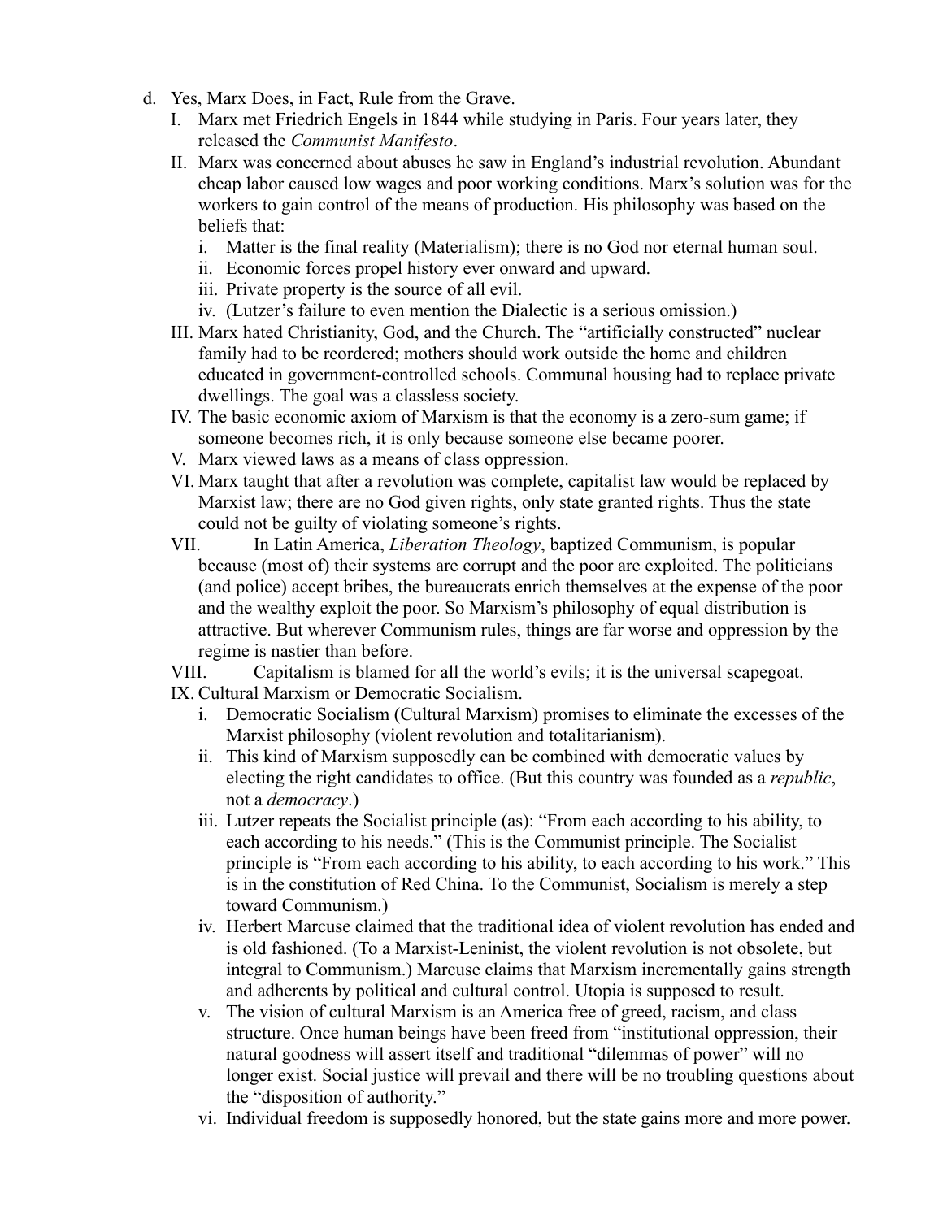d. Yes, Marx Does, in Fact, Rule from the Grave.
   I. Marx met Friedrich Engels in 1844 while studying in Paris. Four years later, they released the *Communist Manifesto*.
   II. Marx was concerned about abuses he saw in England's industrial revolution. Abundant cheap labor caused low wages and poor working conditions. Marx's solution was for the workers to gain control of the means of production. His philosophy was based on the beliefs that:
      i. Matter is the final reality (Materialism); there is no God nor eternal human soul.
      ii. Economic forces propel history ever onward and upward.
      iii. Private property is the source of all evil.
      iv. (Lutzer's failure to even mention the Dialectic is a serious omission.)
   III. Marx hated Christianity, God, and the Church. The "artificially constructed" nuclear family had to be reordered; mothers should work outside the home and children educated in government-controlled schools. Communal housing had to replace private dwellings. The goal was a classless society.
   IV. The basic economic axiom of Marxism is that the economy is a zero-sum game; if someone becomes rich, it is only because someone else became poorer.
   V. Marx viewed laws as a means of class oppression.
   VI. Marx taught that after a revolution was complete, capitalist law would be replaced by Marxist law; there are no God given rights, only state granted rights. Thus the state could not be guilty of violating someone's rights.
   VII. In Latin America, *Liberation Theology*, baptized Communism, is popular because (most of) their systems are corrupt and the poor are exploited. The politicians (and police) accept bribes, the bureaucrats enrich themselves at the expense of the poor and the wealthy exploit the poor. So Marxism's philosophy of equal distribution is attractive. But wherever Communism rules, things are far worse and oppression by the regime is nastier than before.
   VIII. Capitalism is blamed for all the world's evils; it is the universal scapegoat.
   IX. Cultural Marxism or Democratic Socialism.
      i. Democratic Socialism (Cultural Marxism) promises to eliminate the excesses of the Marxist philosophy (violent revolution and totalitarianism).
      ii. This kind of Marxism supposedly can be combined with democratic values by electing the right candidates to office. (But this country was founded as a *republic*, not a *democracy*.)
      iii. Lutzer repeats the Socialist principle (as): "From each according to his ability, to each according to his needs." (This is the Communist principle. The Socialist principle is "From each according to his ability, to each according to his work." This is in the constitution of Red China. To the Communist, Socialism is merely a step toward Communism.)
      iv. Herbert Marcuse claimed that the traditional idea of violent revolution has ended and is old fashioned. (To a Marxist-Leninist, the violent revolution is not obsolete, but integral to Communism.) Marcuse claims that Marxism incrementally gains strength and adherents by political and cultural control. Utopia is supposed to result.
      v. The vision of cultural Marxism is an America free of greed, racism, and class structure. Once human beings have been freed from "institutional oppression, their natural goodness will assert itself and traditional "dilemmas of power" will no longer exist. Social justice will prevail and there will be no troubling questions about the "disposition of authority."
      vi. Individual freedom is supposedly honored, but the state gains more and more power.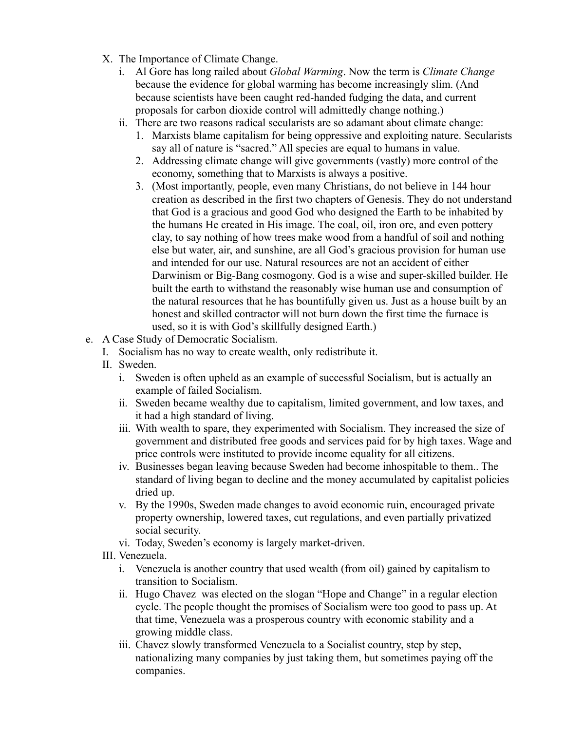X. The Importance of Climate Change.
   i. Al Gore has long railed about *Global Warming*. Now the term is *Climate Change* because the evidence for global warming has become increasingly slim. (And because scientists have been caught red-handed fudging the data, and current proposals for carbon dioxide control will admittedly change nothing.)
   ii. There are two reasons radical secularists are so adamant about climate change:
      1. Marxists blame capitalism for being oppressive and exploiting nature. Secularists say all of nature is "sacred." All species are equal to humans in value.
      2. Addressing climate change will give governments (vastly) more control of the economy, something that to Marxists is always a positive.
      3. (Most importantly, people, even many Christians, do not believe in 144 hour creation as described in the first two chapters of Genesis. They do not understand that God is a gracious and good God who designed the Earth to be inhabited by the humans He created in His image. The coal, oil, iron ore, and even pottery clay, to say nothing of how trees make wood from a handful of soil and nothing else but water, air, and sunshine, are all God's gracious provision for human use and intended for our use. Natural resources are not an accident of either Darwinism or Big-Bang cosmogony. God is a wise and super-skilled builder. He built the earth to withstand the reasonably wise human use and consumption of the natural resources that he has bountifully given us. Just as a house built by an honest and skilled contractor will not burn down the first time the furnace is used, so it is with God's skillfully designed Earth.)

e. A Case Study of Democratic Socialism.
   I. Socialism has no way to create wealth, only redistribute it.
   II. Sweden.
      i. Sweden is often upheld as an example of successful Socialism, but is actually an example of failed Socialism.
      ii. Sweden became wealthy due to capitalism, limited government, and low taxes, and it had a high standard of living.
      iii. With wealth to spare, they experimented with Socialism. They increased the size of government and distributed free goods and services paid for by high taxes. Wage and price controls were instituted to provide income equality for all citizens.
      iv. Businesses began leaving because Sweden had become inhospitable to them.. The standard of living began to decline and the money accumulated by capitalist policies dried up.
      v. By the 1990s, Sweden made changes to avoid economic ruin, encouraged private property ownership, lowered taxes, cut regulations, and even partially privatized social security.
      vi. Today, Sweden's economy is largely market-driven.
   III. Venezuela.
      i. Venezuela is another country that used wealth (from oil) gained by capitalism to transition to Socialism.
      ii. Hugo Chavez was elected on the slogan "Hope and Change" in a regular election cycle. The people thought the promises of Socialism were too good to pass up. At that time, Venezuela was a prosperous country with economic stability and a growing middle class.
      iii. Chavez slowly transformed Venezuela to a Socialist country, step by step, nationalizing many companies by just taking them, but sometimes paying off the companies.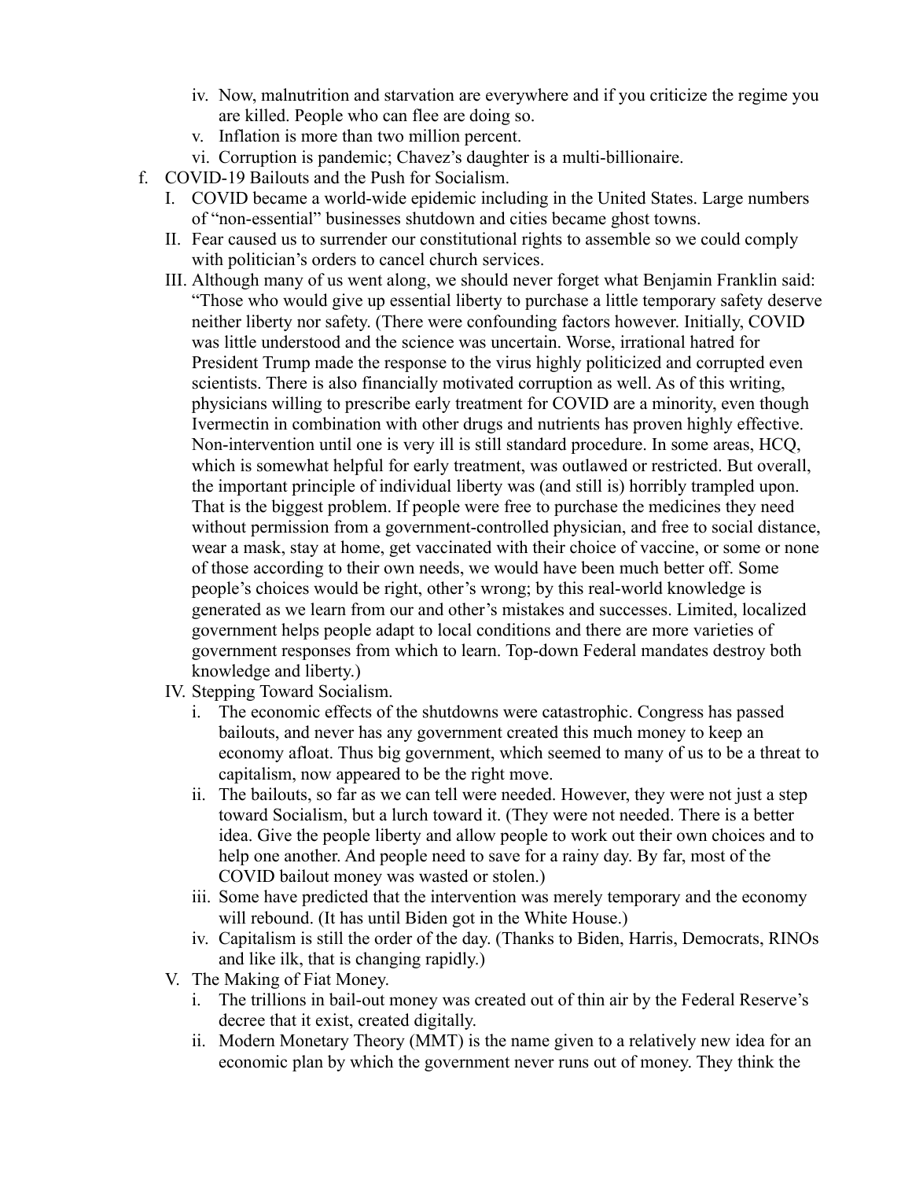iv. Now, malnutrition and starvation are everywhere and if you criticize the regime you are killed. People who can flee are doing so.
   v. Inflation is more than two million percent.
   vi. Corruption is pandemic; Chavez's daughter is a multi-billionaire.

f. COVID-19 Bailouts and the Push for Socialism.
   I. COVID became a world-wide epidemic including in the United States. Large numbers of "non-essential" businesses shutdown and cities became ghost towns.
   II. Fear caused us to surrender our constitutional rights to assemble so we could comply with politician's orders to cancel church services.
   III. Although many of us went along, we should never forget what Benjamin Franklin said: "Those who would give up essential liberty to purchase a little temporary safety deserve neither liberty nor safety. (There were confounding factors however. Initially, COVID was little understood and the science was uncertain. Worse, irrational hatred for President Trump made the response to the virus highly politicized and corrupted even scientists. There is also financially motivated corruption as well. As of this writing, physicians willing to prescribe early treatment for COVID are a minority, even though Ivermectin in combination with other drugs and nutrients has proven highly effective. Non-intervention until one is very ill is still standard procedure. In some areas, HCQ, which is somewhat helpful for early treatment, was outlawed or restricted. But overall, the important principle of individual liberty was (and still is) horribly trampled upon. That is the biggest problem. If people were free to purchase the medicines they need without permission from a government-controlled physician, and free to social distance, wear a mask, stay at home, get vaccinated with their choice of vaccine, or some or none of those according to their own needs, we would have been much better off. Some people's choices would be right, other's wrong; by this real-world knowledge is generated as we learn from our and other's mistakes and successes. Limited, localized government helps people adapt to local conditions and there are more varieties of government responses from which to learn. Top-down Federal mandates destroy both knowledge and liberty.)
   IV. Stepping Toward Socialism.
      i. The economic effects of the shutdowns were catastrophic. Congress has passed bailouts, and never has any government created this much money to keep an economy afloat. Thus big government, which seemed to many of us to be a threat to capitalism, now appeared to be the right move.
      ii. The bailouts, so far as we can tell were needed. However, they were not just a step toward Socialism, but a lurch toward it. (They were not needed. There is a better idea. Give the people liberty and allow people to work out their own choices and to help one another. And people need to save for a rainy day. By far, most of the COVID bailout money was wasted or stolen.)
      iii. Some have predicted that the intervention was merely temporary and the economy will rebound. (It has until Biden got in the White House.)
      iv. Capitalism is still the order of the day. (Thanks to Biden, Harris, Democrats, RINOs and like ilk, that is changing rapidly.)
   V. The Making of Fiat Money.
      i. The trillions in bail-out money was created out of thin air by the Federal Reserve's decree that it exist, created digitally.
      ii. Modern Monetary Theory (MMT) is the name given to a relatively new idea for an economic plan by which the government never runs out of money. They think the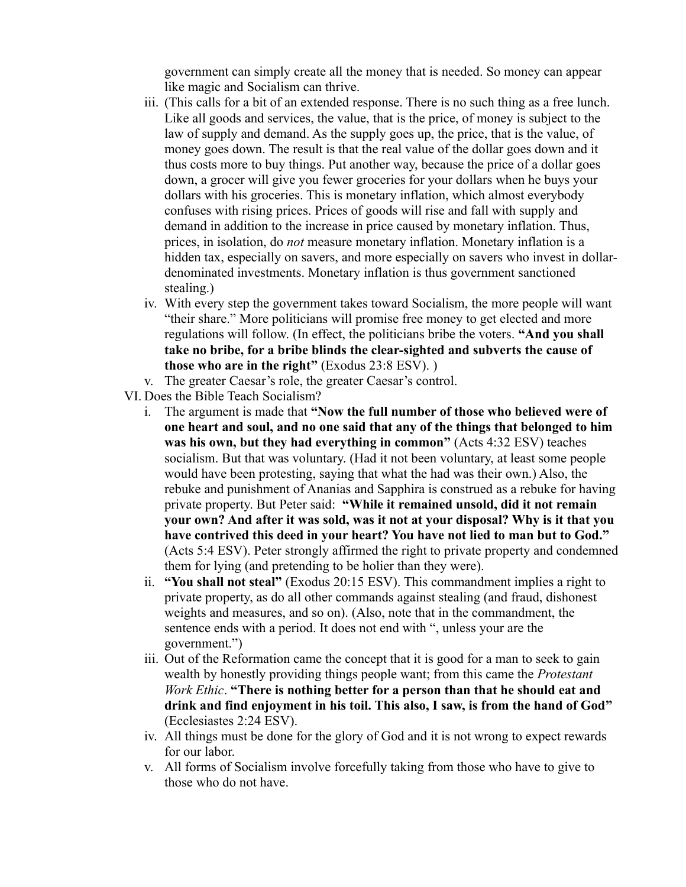government can simply create all the money that is needed. So money can appear like magic and Socialism can thrive.

iii. (This calls for a bit of an extended response. There is no such thing as a free lunch. Like all goods and services, the value, that is the price, of money is subject to the law of supply and demand. As the supply goes up, the price, that is the value, of money goes down. The result is that the real value of the dollar goes down and it thus costs more to buy things. Put another way, because the price of a dollar goes down, a grocer will give you fewer groceries for your dollars when he buys your dollars with his groceries. This is monetary inflation, which almost everybody confuses with rising prices. Prices of goods will rise and fall with supply and demand in addition to the increase in price caused by monetary inflation. Thus, prices, in isolation, do *not* measure monetary inflation. Monetary inflation is a hidden tax, especially on savers, and more especially on savers who invest in dollar-denominated investments. Monetary inflation is thus government sanctioned stealing.)

iv. With every step the government takes toward Socialism, the more people will want "their share." More politicians will promise free money to get elected and more regulations will follow. (In effect, the politicians bribe the voters. **"And you shall take no bribe, for a bribe blinds the clear-sighted and subverts the cause of those who are in the right"** (Exodus 23:8 ESV). )

v. The greater Caesar's role, the greater Caesar's control.

VI. Does the Bible Teach Socialism?

i. The argument is made that **"Now the full number of those who believed were of one heart and soul, and no one said that any of the things that belonged to him was his own, but they had everything in common"** (Acts 4:32 ESV) teaches socialism. But that was voluntary. (Had it not been voluntary, at least some people would have been protesting, saying that what the had was their own.) Also, the rebuke and punishment of Ananias and Sapphira is construed as a rebuke for having private property. But Peter said: **"While it remained unsold, did it not remain your own? And after it was sold, was it not at your disposal? Why is it that you have contrived this deed in your heart? You have not lied to man but to God."** (Acts 5:4 ESV). Peter strongly affirmed the right to private property and condemned them for lying (and pretending to be holier than they were).

ii. **"You shall not steal"** (Exodus 20:15 ESV). This commandment implies a right to private property, as do all other commands against stealing (and fraud, dishonest weights and measures, and so on). (Also, note that in the commandment, the sentence ends with a period. It does not end with ", unless your are the government.")

iii. Out of the Reformation came the concept that it is good for a man to seek to gain wealth by honestly providing things people want; from this came the *Protestant Work Ethic*. **"There is nothing better for a person than that he should eat and drink and find enjoyment in his toil. This also, I saw, is from the hand of God"** (Ecclesiastes 2:24 ESV).

iv. All things must be done for the glory of God and it is not wrong to expect rewards for our labor.

v. All forms of Socialism involve forcefully taking from those who have to give to those who do not have.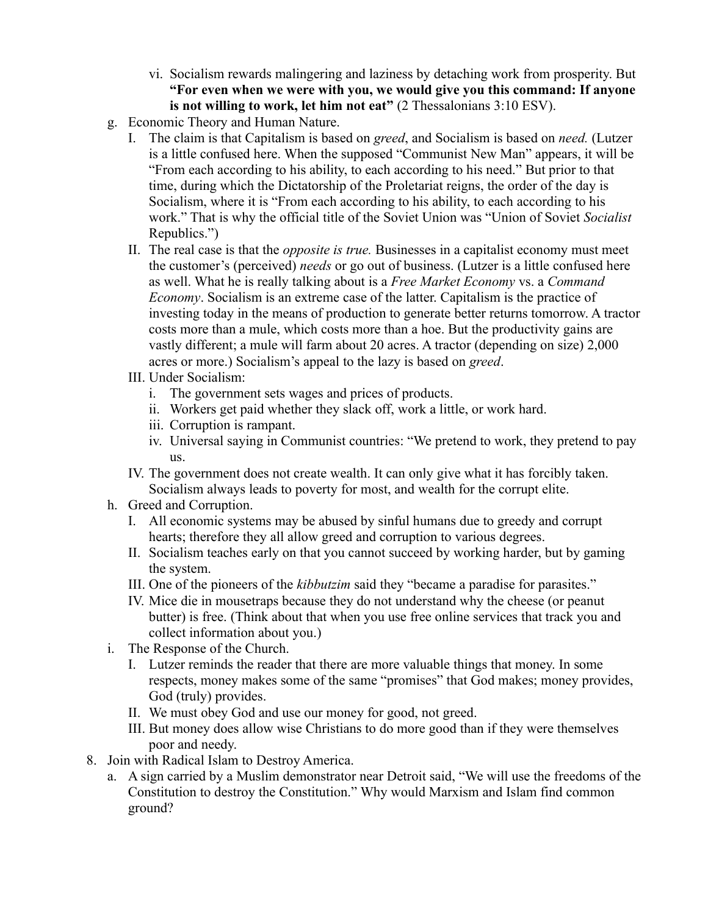vi. Socialism rewards malingering and laziness by detaching work from prosperity. But **"For even when we were with you, we would give you this command: If anyone is not willing to work, let him not eat"** (2 Thessalonians 3:10 ESV).

g. Economic Theory and Human Nature.
   I. The claim is that Capitalism is based on *greed*, and Socialism is based on *need.* (Lutzer is a little confused here. When the supposed "Communist New Man" appears, it will be "From each according to his ability, to each according to his need." But prior to that time, during which the Dictatorship of the Proletariat reigns, the order of the day is Socialism, where it is "From each according to his ability, to each according to his work." That is why the official title of the Soviet Union was "Union of Soviet *Socialist* Republics.")
   II. The real case is that the *opposite is true.* Businesses in a capitalist economy must meet the customer's (perceived) *needs* or go out of business. (Lutzer is a little confused here as well. What he is really talking about is a *Free Market Economy* vs. a *Command Economy*. Socialism is an extreme case of the latter. Capitalism is the practice of investing today in the means of production to generate better returns tomorrow. A tractor costs more than a mule, which costs more than a hoe. But the productivity gains are vastly different; a mule will farm about 20 acres. A tractor (depending on size) 2,000 acres or more.) Socialism's appeal to the lazy is based on *greed*.
   III. Under Socialism:
      i. The government sets wages and prices of products.
      ii. Workers get paid whether they slack off, work a little, or work hard.
      iii. Corruption is rampant.
      iv. Universal saying in Communist countries: "We pretend to work, they pretend to pay us.
   IV. The government does not create wealth. It can only give what it has forcibly taken. Socialism always leads to poverty for most, and wealth for the corrupt elite.

h. Greed and Corruption.
   I. All economic systems may be abused by sinful humans due to greedy and corrupt hearts; therefore they all allow greed and corruption to various degrees.
   II. Socialism teaches early on that you cannot succeed by working harder, but by gaming the system.
   III. One of the pioneers of the *kibbutzim* said they "became a paradise for parasites."
   IV. Mice die in mousetraps because they do not understand why the cheese (or peanut butter) is free. (Think about that when you use free online services that track you and collect information about you.)

i. The Response of the Church.
   I. Lutzer reminds the reader that there are more valuable things that money. In some respects, money makes some of the same "promises" that God makes; money provides, God (truly) provides.
   II. We must obey God and use our money for good, not greed.
   III. But money does allow wise Christians to do more good than if they were themselves poor and needy.

8. Join with Radical Islam to Destroy America.
   a. A sign carried by a Muslim demonstrator near Detroit said, "We will use the freedoms of the Constitution to destroy the Constitution." Why would Marxism and Islam find common ground?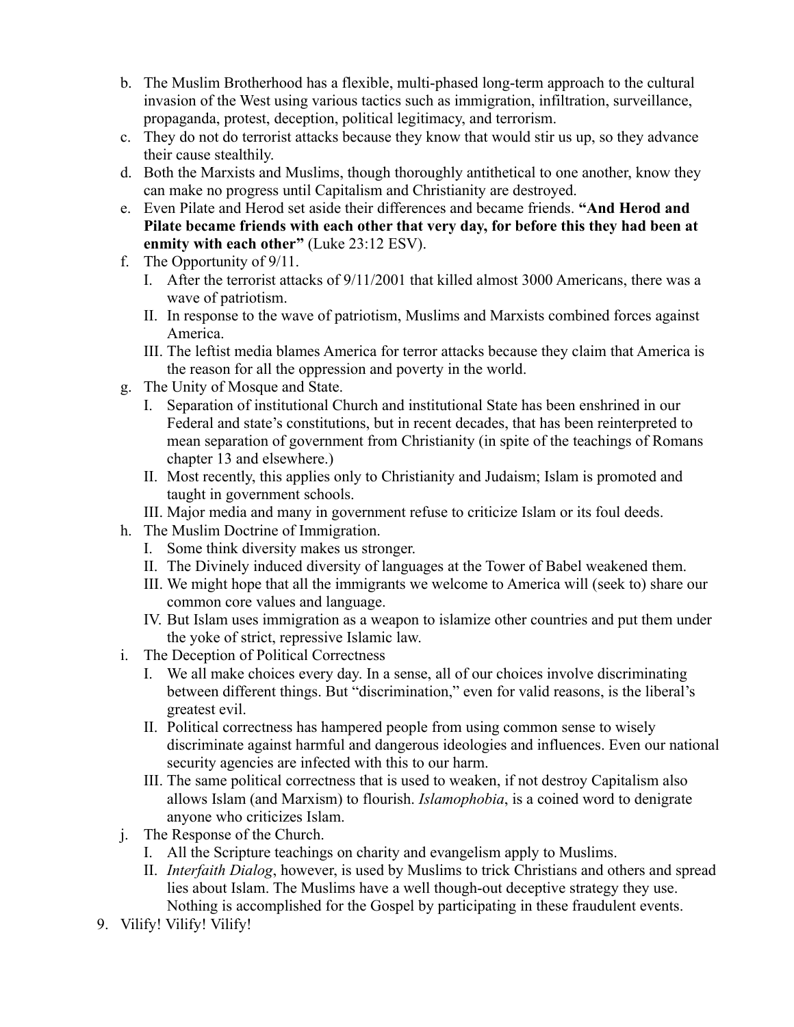b. The Muslim Brotherhood has a flexible, multi-phased long-term approach to the cultural invasion of the West using various tactics such as immigration, infiltration, surveillance, propaganda, protest, deception, political legitimacy, and terrorism.

c. They do not do terrorist attacks because they know that would stir us up, so they advance their cause stealthily.

d. Both the Marxists and Muslims, though thoroughly antithetical to one another, know they can make no progress until Capitalism and Christianity are destroyed.

e. Even Pilate and Herod set aside their differences and became friends. **"And Herod and Pilate became friends with each other that very day, for before this they had been at enmity with each other"** (Luke 23:12 ESV).

f. The Opportunity of 9/11.

   I. After the terrorist attacks of 9/11/2001 that killed almost 3000 Americans, there was a wave of patriotism.

   II. In response to the wave of patriotism, Muslims and Marxists combined forces against America.

   III. The leftist media blames America for terror attacks because they claim that America is the reason for all the oppression and poverty in the world.

g. The Unity of Mosque and State.

   I. Separation of institutional Church and institutional State has been enshrined in our Federal and state's constitutions, but in recent decades, that has been reinterpreted to mean separation of government from Christianity (in spite of the teachings of Romans chapter 13 and elsewhere.)

   II. Most recently, this applies only to Christianity and Judaism; Islam is promoted and taught in government schools.

   III. Major media and many in government refuse to criticize Islam or its foul deeds.

h. The Muslim Doctrine of Immigration.

   I. Some think diversity makes us stronger.

   II. The Divinely induced diversity of languages at the Tower of Babel weakened them.

   III. We might hope that all the immigrants we welcome to America will (seek to) share our common core values and language.

   IV. But Islam uses immigration as a weapon to islamize other countries and put them under the yoke of strict, repressive Islamic law.

i. The Deception of Political Correctness

   I. We all make choices every day. In a sense, all of our choices involve discriminating between different things. But "discrimination," even for valid reasons, is the liberal's greatest evil.

   II. Political correctness has hampered people from using common sense to wisely discriminate against harmful and dangerous ideologies and influences. Even our national security agencies are infected with this to our harm.

   III. The same political correctness that is used to weaken, if not destroy Capitalism also allows Islam (and Marxism) to flourish. *Islamophobia*, is a coined word to denigrate anyone who criticizes Islam.

j. The Response of the Church.

   I. All the Scripture teachings on charity and evangelism apply to Muslims.

   II. *Interfaith Dialog*, however, is used by Muslims to trick Christians and others and spread lies about Islam. The Muslims have a well though-out deceptive strategy they use. Nothing is accomplished for the Gospel by participating in these fraudulent events.

9. Vilify! Vilify! Vilify!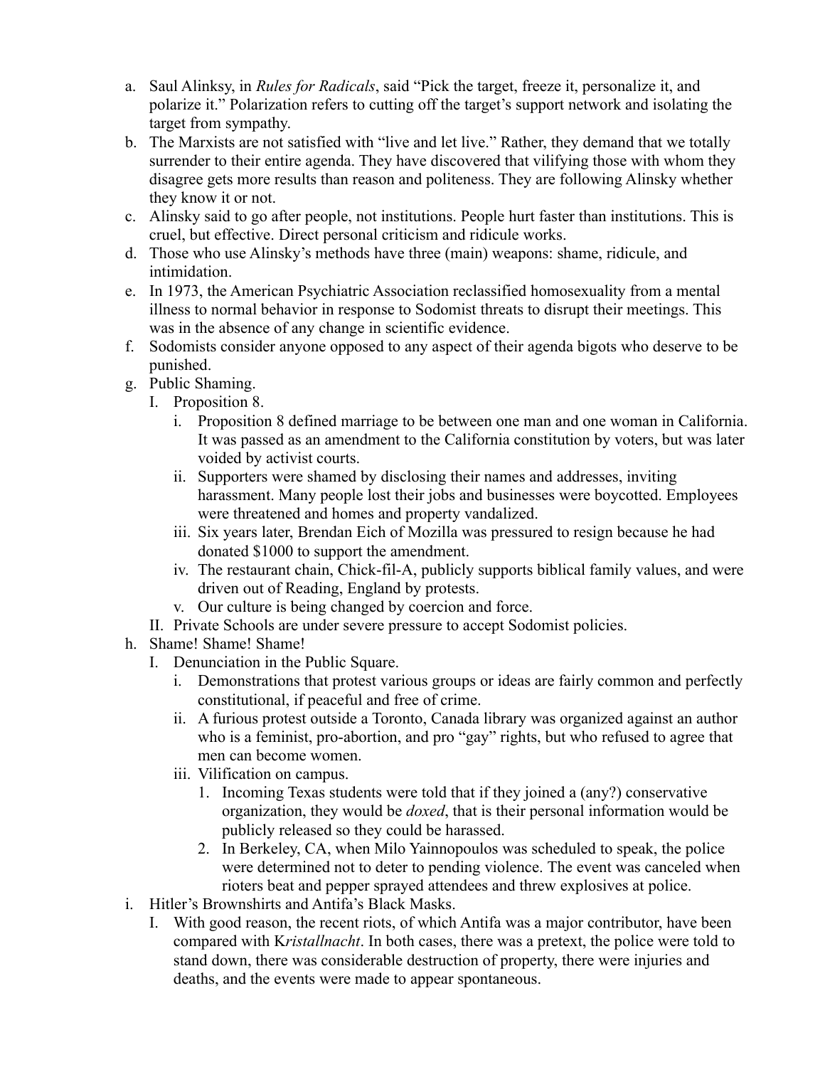a. Saul Alinksy, in *Rules for Radicals*, said "Pick the target, freeze it, personalize it, and polarize it." Polarization refers to cutting off the target's support network and isolating the target from sympathy.
b. The Marxists are not satisfied with "live and let live." Rather, they demand that we totally surrender to their entire agenda. They have discovered that vilifying those with whom they disagree gets more results than reason and politeness. They are following Alinsky whether they know it or not.
c. Alinsky said to go after people, not institutions. People hurt faster than institutions. This is cruel, but effective. Direct personal criticism and ridicule works.
d. Those who use Alinsky's methods have three (main) weapons: shame, ridicule, and intimidation.
e. In 1973, the American Psychiatric Association reclassified homosexuality from a mental illness to normal behavior in response to Sodomist threats to disrupt their meetings. This was in the absence of any change in scientific evidence.
f. Sodomists consider anyone opposed to any aspect of their agenda bigots who deserve to be punished.
g. Public Shaming.
   I. Proposition 8.
      i. Proposition 8 defined marriage to be between one man and one woman in California. It was passed as an amendment to the California constitution by voters, but was later voided by activist courts.
      ii. Supporters were shamed by disclosing their names and addresses, inviting harassment. Many people lost their jobs and businesses were boycotted. Employees were threatened and homes and property vandalized.
      iii. Six years later, Brendan Eich of Mozilla was pressured to resign because he had donated $1000 to support the amendment.
      iv. The restaurant chain, Chick-fil-A, publicly supports biblical family values, and were driven out of Reading, England by protests.
      v. Our culture is being changed by coercion and force.
   II. Private Schools are under severe pressure to accept Sodomist policies.
h. Shame! Shame! Shame!
   I. Denunciation in the Public Square.
      i. Demonstrations that protest various groups or ideas are fairly common and perfectly constitutional, if peaceful and free of crime.
      ii. A furious protest outside a Toronto, Canada library was organized against an author who is a feminist, pro-abortion, and pro "gay" rights, but who refused to agree that men can become women.
      iii. Vilification on campus.
         1. Incoming Texas students were told that if they joined a (any?) conservative organization, they would be *doxed*, that is their personal information would be publicly released so they could be harassed.
         2. In Berkeley, CA, when Milo Yainnopoulos was scheduled to speak, the police were determined not to deter to pending violence. The event was canceled when rioters beat and pepper sprayed attendees and threw explosives at police.
i. Hitler's Brownshirts and Antifa's Black Masks.
   I. With good reason, the recent riots, of which Antifa was a major contributor, have been compared with K*ristallnacht*. In both cases, there was a pretext, the police were told to stand down, there was considerable destruction of property, there were injuries and deaths, and the events were made to appear spontaneous.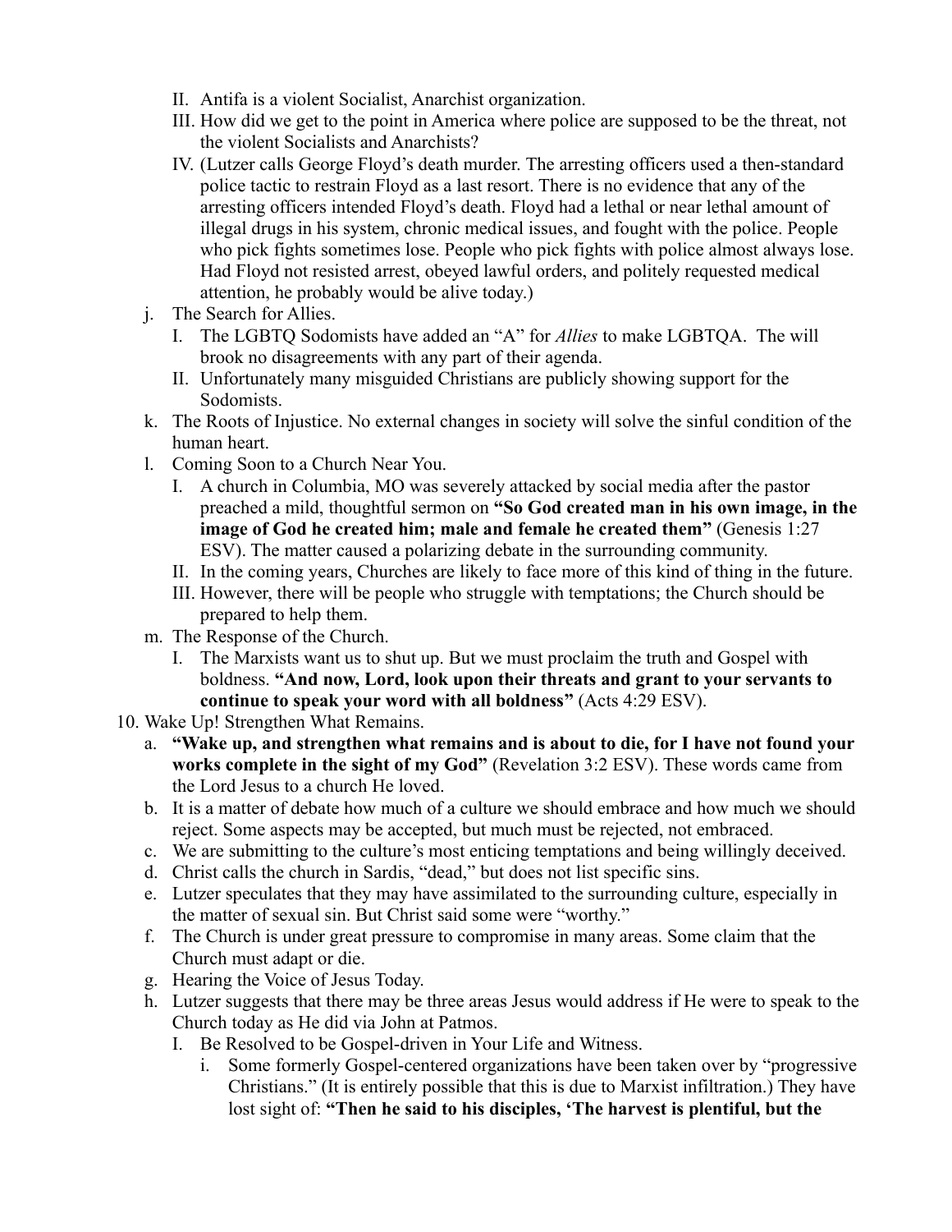II. Antifa is a violent Socialist, Anarchist organization.
    III. How did we get to the point in America where police are supposed to be the threat, not the violent Socialists and Anarchists?
    IV. (Lutzer calls George Floyd's death murder. The arresting officers used a then-standard police tactic to restrain Floyd as a last resort. There is no evidence that any of the arresting officers intended Floyd's death. Floyd had a lethal or near lethal amount of illegal drugs in his system, chronic medical issues, and fought with the police. People who pick fights sometimes lose. People who pick fights with police almost always lose. Had Floyd not resisted arrest, obeyed lawful orders, and politely requested medical attention, he probably would be alive today.)

  j. The Search for Allies.
    I. The LGBTQ Sodomists have added an "A" for *Allies* to make LGBTQA. The will brook no disagreements with any part of their agenda.
    II. Unfortunately many misguided Christians are publicly showing support for the Sodomists.

  k. The Roots of Injustice. No external changes in society will solve the sinful condition of the human heart.

  l. Coming Soon to a Church Near You.
    I. A church in Columbia, MO was severely attacked by social media after the pastor preached a mild, thoughtful sermon on **"So God created man in his own image, in the image of God he created him; male and female he created them"** (Genesis 1:27 ESV). The matter caused a polarizing debate in the surrounding community.
    II. In the coming years, Churches are likely to face more of this kind of thing in the future.
    III. However, there will be people who struggle with temptations; the Church should be prepared to help them.

  m. The Response of the Church.
    I. The Marxists want us to shut up. But we must proclaim the truth and Gospel with boldness. **"And now, Lord, look upon their threats and grant to your servants to continue to speak your word with all boldness"** (Acts 4:29 ESV).

10. Wake Up! Strengthen What Remains.
  a. **"Wake up, and strengthen what remains and is about to die, for I have not found your works complete in the sight of my God"** (Revelation 3:2 ESV). These words came from the Lord Jesus to a church He loved.
  b. It is a matter of debate how much of a culture we should embrace and how much we should reject. Some aspects may be accepted, but much must be rejected, not embraced.
  c. We are submitting to the culture's most enticing temptations and being willingly deceived.
  d. Christ calls the church in Sardis, "dead," but does not list specific sins.
  e. Lutzer speculates that they may have assimilated to the surrounding culture, especially in the matter of sexual sin. But Christ said some were "worthy."
  f. The Church is under great pressure to compromise in many areas. Some claim that the Church must adapt or die.
  g. Hearing the Voice of Jesus Today.
  h. Lutzer suggests that there may be three areas Jesus would address if He were to speak to the Church today as He did via John at Patmos.
    I. Be Resolved to be Gospel-driven in Your Life and Witness.
      i. Some formerly Gospel-centered organizations have been taken over by "progressive Christians." (It is entirely possible that this is due to Marxist infiltration.) They have lost sight of: **"Then he said to his disciples, 'The harvest is plentiful, but the**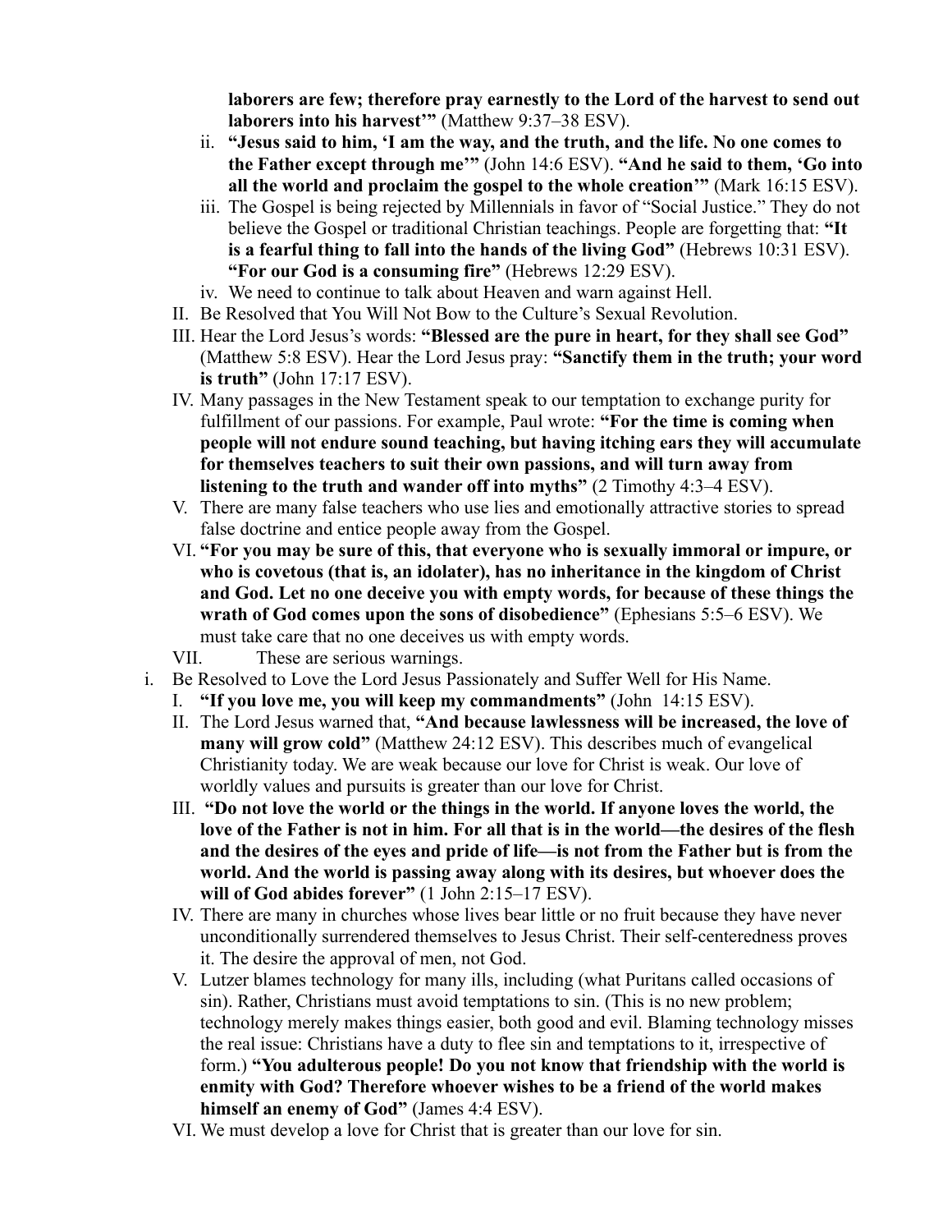**laborers are few; therefore pray earnestly to the Lord of the harvest to send out laborers into his harvest'"** (Matthew 9:37–38 ESV).

ii. **"Jesus said to him, 'I am the way, and the truth, and the life. No one comes to the Father except through me'"** (John 14:6 ESV). **"And he said to them, 'Go into all the world and proclaim the gospel to the whole creation'"** (Mark 16:15 ESV).

iii. The Gospel is being rejected by Millennials in favor of "Social Justice." They do not believe the Gospel or traditional Christian teachings. People are forgetting that: **"It is a fearful thing to fall into the hands of the living God"** (Hebrews 10:31 ESV). **"For our God is a consuming fire"** (Hebrews 12:29 ESV).

iv. We need to continue to talk about Heaven and warn against Hell.

II. Be Resolved that You Will Not Bow to the Culture's Sexual Revolution.

III. Hear the Lord Jesus's words: **"Blessed are the pure in heart, for they shall see God"** (Matthew 5:8 ESV). Hear the Lord Jesus pray: **"Sanctify them in the truth; your word is truth"** (John 17:17 ESV).

IV. Many passages in the New Testament speak to our temptation to exchange purity for fulfillment of our passions. For example, Paul wrote: **"For the time is coming when people will not endure sound teaching, but having itching ears they will accumulate for themselves teachers to suit their own passions, and will turn away from listening to the truth and wander off into myths"** (2 Timothy 4:3–4 ESV).

V. There are many false teachers who use lies and emotionally attractive stories to spread false doctrine and entice people away from the Gospel.

VI. **"For you may be sure of this, that everyone who is sexually immoral or impure, or who is covetous (that is, an idolater), has no inheritance in the kingdom of Christ and God. Let no one deceive you with empty words, for because of these things the wrath of God comes upon the sons of disobedience"** (Ephesians 5:5–6 ESV). We must take care that no one deceives us with empty words.

VII. These are serious warnings.

i. Be Resolved to Love the Lord Jesus Passionately and Suffer Well for His Name.

I. **"If you love me, you will keep my commandments"** (John 14:15 ESV).

II. The Lord Jesus warned that, **"And because lawlessness will be increased, the love of many will grow cold"** (Matthew 24:12 ESV). This describes much of evangelical Christianity today. We are weak because our love for Christ is weak. Our love of worldly values and pursuits is greater than our love for Christ.

III. **"Do not love the world or the things in the world. If anyone loves the world, the love of the Father is not in him. For all that is in the world—the desires of the flesh and the desires of the eyes and pride of life—is not from the Father but is from the world. And the world is passing away along with its desires, but whoever does the will of God abides forever"** (1 John 2:15–17 ESV).

IV. There are many in churches whose lives bear little or no fruit because they have never unconditionally surrendered themselves to Jesus Christ. Their self-centeredness proves it. The desire the approval of men, not God.

V. Lutzer blames technology for many ills, including (what Puritans called occasions of sin). Rather, Christians must avoid temptations to sin. (This is no new problem; technology merely makes things easier, both good and evil. Blaming technology misses the real issue: Christians have a duty to flee sin and temptations to it, irrespective of form.) **"You adulterous people! Do you not know that friendship with the world is enmity with God? Therefore whoever wishes to be a friend of the world makes himself an enemy of God"** (James 4:4 ESV).

VI. We must develop a love for Christ that is greater than our love for sin.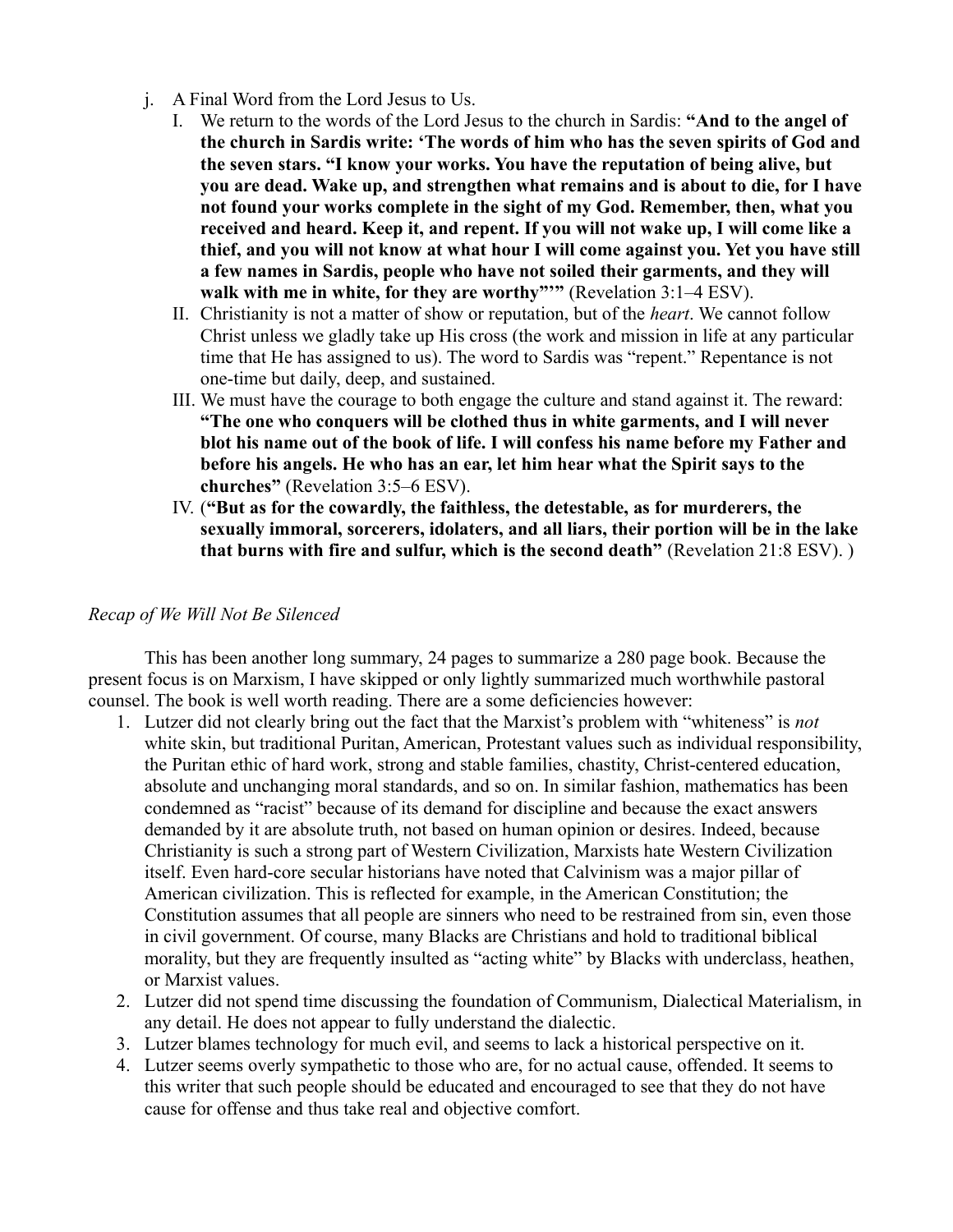j. A Final Word from the Lord Jesus to Us.

   I. We return to the words of the Lord Jesus to the church in Sardis: **"And to the angel of the church in Sardis write: 'The words of him who has the seven spirits of God and the seven stars. "I know your works. You have the reputation of being alive, but you are dead. Wake up, and strengthen what remains and is about to die, for I have not found your works complete in the sight of my God. Remember, then, what you received and heard. Keep it, and repent. If you will not wake up, I will come like a thief, and you will not know at what hour I will come against you. Yet you have still a few names in Sardis, people who have not soiled their garments, and they will walk with me in white, for they are worthy"'"** (Revelation 3:1–4 ESV).

   II. Christianity is not a matter of show or reputation, but of the *heart*. We cannot follow Christ unless we gladly take up His cross (the work and mission in life at any particular time that He has assigned to us). The word to Sardis was "repent." Repentance is not one-time but daily, deep, and sustained.

   III. We must have the courage to both engage the culture and stand against it. The reward: **"The one who conquers will be clothed thus in white garments, and I will never blot his name out of the book of life. I will confess his name before my Father and before his angels. He who has an ear, let him hear what the Spirit says to the churches"** (Revelation 3:5–6 ESV).

   IV. (**"But as for the cowardly, the faithless, the detestable, as for murderers, the sexually immoral, sorcerers, idolaters, and all liars, their portion will be in the lake that burns with fire and sulfur, which is the second death"** (Revelation 21:8 ESV). )

*Recap of We Will Not Be Silenced*

This has been another long summary, 24 pages to summarize a 280 page book. Because the present focus is on Marxism, I have skipped or only lightly summarized much worthwhile pastoral counsel. The book is well worth reading. There are a some deficiencies however:

1. Lutzer did not clearly bring out the fact that the Marxist's problem with "whiteness" is *not* white skin, but traditional Puritan, American, Protestant values such as individual responsibility, the Puritan ethic of hard work, strong and stable families, chastity, Christ-centered education, absolute and unchanging moral standards, and so on. In similar fashion, mathematics has been condemned as "racist" because of its demand for discipline and because the exact answers demanded by it are absolute truth, not based on human opinion or desires. Indeed, because Christianity is such a strong part of Western Civilization, Marxists hate Western Civilization itself. Even hard-core secular historians have noted that Calvinism was a major pillar of American civilization. This is reflected for example, in the American Constitution; the Constitution assumes that all people are sinners who need to be restrained from sin, even those in civil government. Of course, many Blacks are Christians and hold to traditional biblical morality, but they are frequently insulted as "acting white" by Blacks with underclass, heathen, or Marxist values.
2. Lutzer did not spend time discussing the foundation of Communism, Dialectical Materialism, in any detail. He does not appear to fully understand the dialectic.
3. Lutzer blames technology for much evil, and seems to lack a historical perspective on it.
4. Lutzer seems overly sympathetic to those who are, for no actual cause, offended. It seems to this writer that such people should be educated and encouraged to see that they do not have cause for offense and thus take real and objective comfort.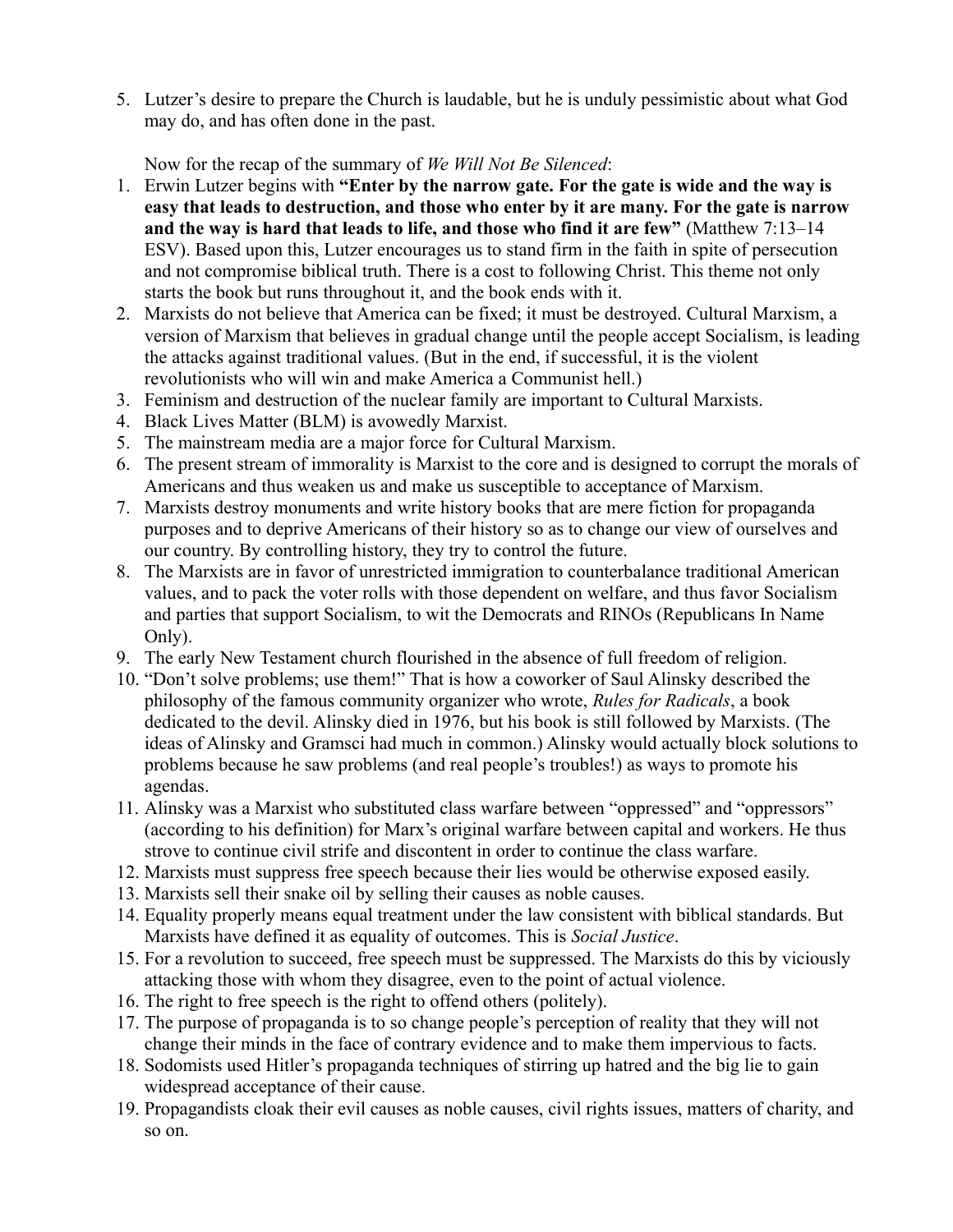5. Lutzer's desire to prepare the Church is laudable, but he is unduly pessimistic about what God may do, and has often done in the past.

Now for the recap of the summary of *We Will Not Be Silenced*:

1. Erwin Lutzer begins with **"Enter by the narrow gate. For the gate is wide and the way is easy that leads to destruction, and those who enter by it are many. For the gate is narrow and the way is hard that leads to life, and those who find it are few"** (Matthew 7:13–14 ESV). Based upon this, Lutzer encourages us to stand firm in the faith in spite of persecution and not compromise biblical truth. There is a cost to following Christ. This theme not only starts the book but runs throughout it, and the book ends with it.
2. Marxists do not believe that America can be fixed; it must be destroyed. Cultural Marxism, a version of Marxism that believes in gradual change until the people accept Socialism, is leading the attacks against traditional values. (But in the end, if successful, it is the violent revolutionists who will win and make America a Communist hell.)
3. Feminism and destruction of the nuclear family are important to Cultural Marxists.
4. Black Lives Matter (BLM) is avowedly Marxist.
5. The mainstream media are a major force for Cultural Marxism.
6. The present stream of immorality is Marxist to the core and is designed to corrupt the morals of Americans and thus weaken us and make us susceptible to acceptance of Marxism.
7. Marxists destroy monuments and write history books that are mere fiction for propaganda purposes and to deprive Americans of their history so as to change our view of ourselves and our country. By controlling history, they try to control the future.
8. The Marxists are in favor of unrestricted immigration to counterbalance traditional American values, and to pack the voter rolls with those dependent on welfare, and thus favor Socialism and parties that support Socialism, to wit the Democrats and RINOs (Republicans In Name Only).
9. The early New Testament church flourished in the absence of full freedom of religion.
10. "Don't solve problems; use them!" That is how a coworker of Saul Alinsky described the philosophy of the famous community organizer who wrote, *Rules for Radicals*, a book dedicated to the devil. Alinsky died in 1976, but his book is still followed by Marxists. (The ideas of Alinsky and Gramsci had much in common.) Alinsky would actually block solutions to problems because he saw problems (and real people's troubles!) as ways to promote his agendas.
11. Alinsky was a Marxist who substituted class warfare between "oppressed" and "oppressors" (according to his definition) for Marx's original warfare between capital and workers. He thus strove to continue civil strife and discontent in order to continue the class warfare.
12. Marxists must suppress free speech because their lies would be otherwise exposed easily.
13. Marxists sell their snake oil by selling their causes as noble causes.
14. Equality properly means equal treatment under the law consistent with biblical standards. But Marxists have defined it as equality of outcomes. This is *Social Justice*.
15. For a revolution to succeed, free speech must be suppressed. The Marxists do this by viciously attacking those with whom they disagree, even to the point of actual violence.
16. The right to free speech is the right to offend others (politely).
17. The purpose of propaganda is to so change people's perception of reality that they will not change their minds in the face of contrary evidence and to make them impervious to facts.
18. Sodomists used Hitler's propaganda techniques of stirring up hatred and the big lie to gain widespread acceptance of their cause.
19. Propagandists cloak their evil causes as noble causes, civil rights issues, matters of charity, and so on.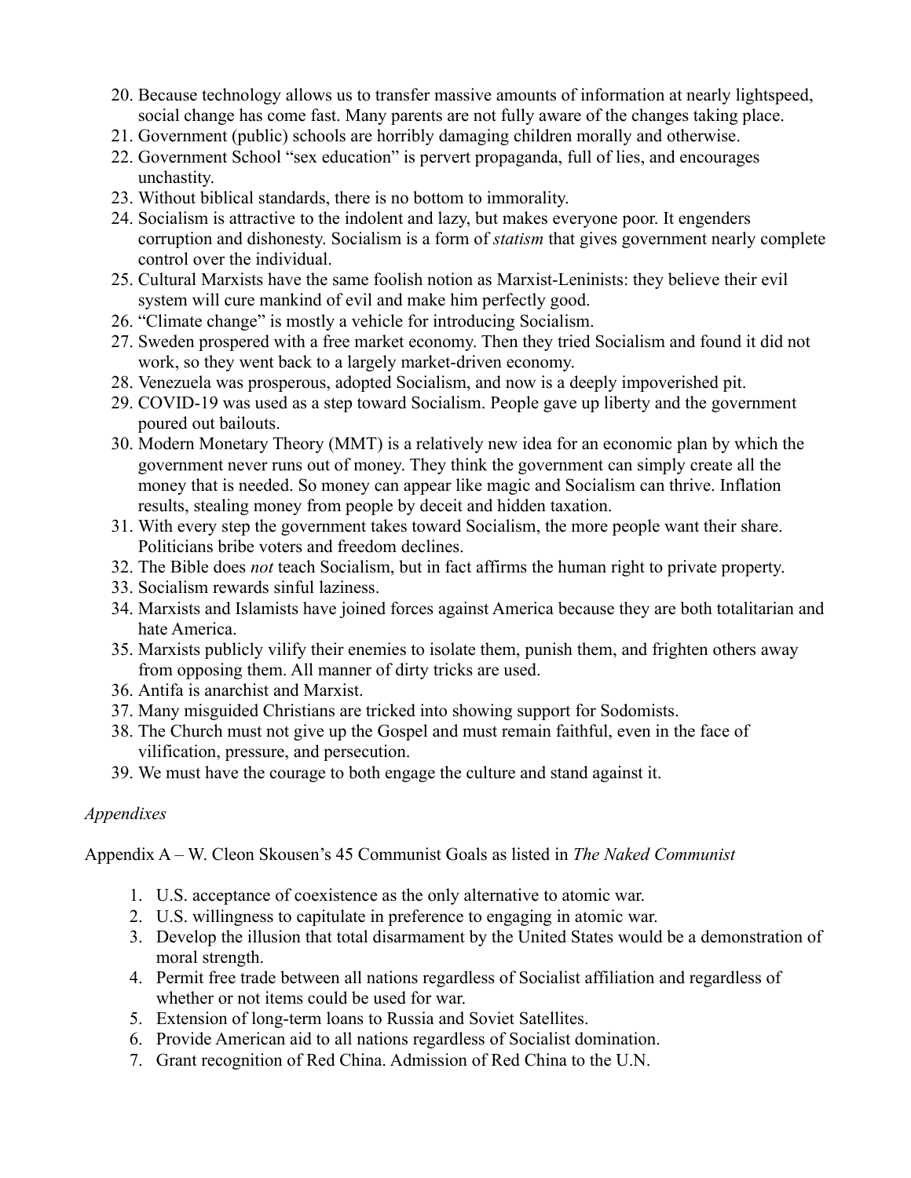20. Because technology allows us to transfer massive amounts of information at nearly lightspeed, social change has come fast. Many parents are not fully aware of the changes taking place.
21. Government (public) schools are horribly damaging children morally and otherwise.
22. Government School "sex education" is pervert propaganda, full of lies, and encourages unchastity.
23. Without biblical standards, there is no bottom to immorality.
24. Socialism is attractive to the indolent and lazy, but makes everyone poor. It engenders corruption and dishonesty. Socialism is a form of *statism* that gives government nearly complete control over the individual.
25. Cultural Marxists have the same foolish notion as Marxist-Leninists: they believe their evil system will cure mankind of evil and make him perfectly good.
26. "Climate change" is mostly a vehicle for introducing Socialism.
27. Sweden prospered with a free market economy. Then they tried Socialism and found it did not work, so they went back to a largely market-driven economy.
28. Venezuela was prosperous, adopted Socialism, and now is a deeply impoverished pit.
29. COVID-19 was used as a step toward Socialism. People gave up liberty and the government poured out bailouts.
30. Modern Monetary Theory (MMT) is a relatively new idea for an economic plan by which the government never runs out of money. They think the government can simply create all the money that is needed. So money can appear like magic and Socialism can thrive. Inflation results, stealing money from people by deceit and hidden taxation.
31. With every step the government takes toward Socialism, the more people want their share. Politicians bribe voters and freedom declines.
32. The Bible does *not* teach Socialism, but in fact affirms the human right to private property.
33. Socialism rewards sinful laziness.
34. Marxists and Islamists have joined forces against America because they are both totalitarian and hate America.
35. Marxists publicly vilify their enemies to isolate them, punish them, and frighten others away from opposing them. All manner of dirty tricks are used.
36. Antifa is anarchist and Marxist.
37. Many misguided Christians are tricked into showing support for Sodomists.
38. The Church must not give up the Gospel and must remain faithful, even in the face of vilification, pressure, and persecution.
39. We must have the courage to both engage the culture and stand against it.

*Appendixes*

Appendix A – W. Cleon Skousen's 45 Communist Goals as listed in *The Naked Communist*

1. U.S. acceptance of coexistence as the only alternative to atomic war.
2. U.S. willingness to capitulate in preference to engaging in atomic war.
3. Develop the illusion that total disarmament by the United States would be a demonstration of moral strength.
4. Permit free trade between all nations regardless of Socialist affiliation and regardless of whether or not items could be used for war.
5. Extension of long-term loans to Russia and Soviet Satellites.
6. Provide American aid to all nations regardless of Socialist domination.
7. Grant recognition of Red China. Admission of Red China to the U.N.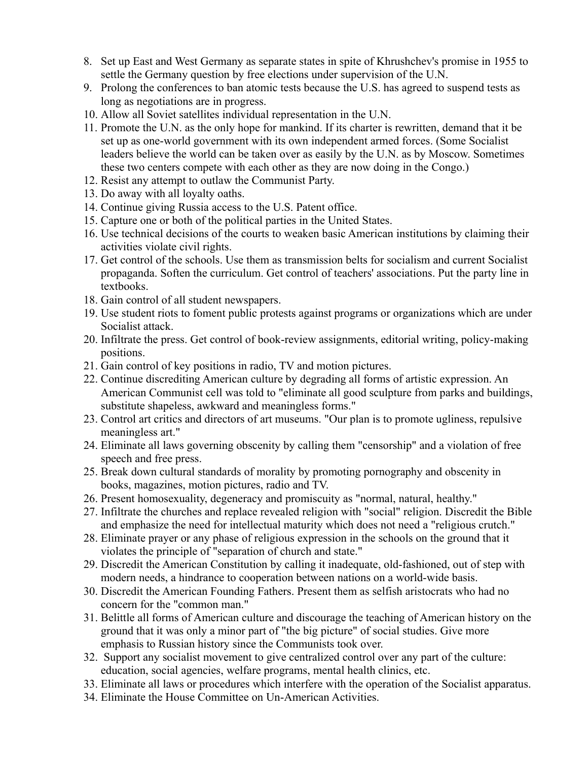8. Set up East and West Germany as separate states in spite of Khrushchev's promise in 1955 to settle the Germany question by free elections under supervision of the U.N.
9. Prolong the conferences to ban atomic tests because the U.S. has agreed to suspend tests as long as negotiations are in progress.
10. Allow all Soviet satellites individual representation in the U.N.
11. Promote the U.N. as the only hope for mankind. If its charter is rewritten, demand that it be set up as one-world government with its own independent armed forces. (Some Socialist leaders believe the world can be taken over as easily by the U.N. as by Moscow. Sometimes these two centers compete with each other as they are now doing in the Congo.)
12. Resist any attempt to outlaw the Communist Party.
13. Do away with all loyalty oaths.
14. Continue giving Russia access to the U.S. Patent office.
15. Capture one or both of the political parties in the United States.
16. Use technical decisions of the courts to weaken basic American institutions by claiming their activities violate civil rights.
17. Get control of the schools. Use them as transmission belts for socialism and current Socialist propaganda. Soften the curriculum. Get control of teachers' associations. Put the party line in textbooks.
18. Gain control of all student newspapers.
19. Use student riots to foment public protests against programs or organizations which are under Socialist attack.
20. Infiltrate the press. Get control of book-review assignments, editorial writing, policy-making positions.
21. Gain control of key positions in radio, TV and motion pictures.
22. Continue discrediting American culture by degrading all forms of artistic expression. An American Communist cell was told to "eliminate all good sculpture from parks and buildings, substitute shapeless, awkward and meaningless forms."
23. Control art critics and directors of art museums. "Our plan is to promote ugliness, repulsive meaningless art."
24. Eliminate all laws governing obscenity by calling them "censorship" and a violation of free speech and free press.
25. Break down cultural standards of morality by promoting pornography and obscenity in books, magazines, motion pictures, radio and TV.
26. Present homosexuality, degeneracy and promiscuity as "normal, natural, healthy."
27. Infiltrate the churches and replace revealed religion with "social" religion. Discredit the Bible and emphasize the need for intellectual maturity which does not need a "religious crutch."
28. Eliminate prayer or any phase of religious expression in the schools on the ground that it violates the principle of "separation of church and state."
29. Discredit the American Constitution by calling it inadequate, old-fashioned, out of step with modern needs, a hindrance to cooperation between nations on a world-wide basis.
30. Discredit the American Founding Fathers. Present them as selfish aristocrats who had no concern for the "common man."
31. Belittle all forms of American culture and discourage the teaching of American history on the ground that it was only a minor part of "the big picture" of social studies. Give more emphasis to Russian history since the Communists took over.
32. Support any socialist movement to give centralized control over any part of the culture: education, social agencies, welfare programs, mental health clinics, etc.
33. Eliminate all laws or procedures which interfere with the operation of the Socialist apparatus.
34. Eliminate the House Committee on Un-American Activities.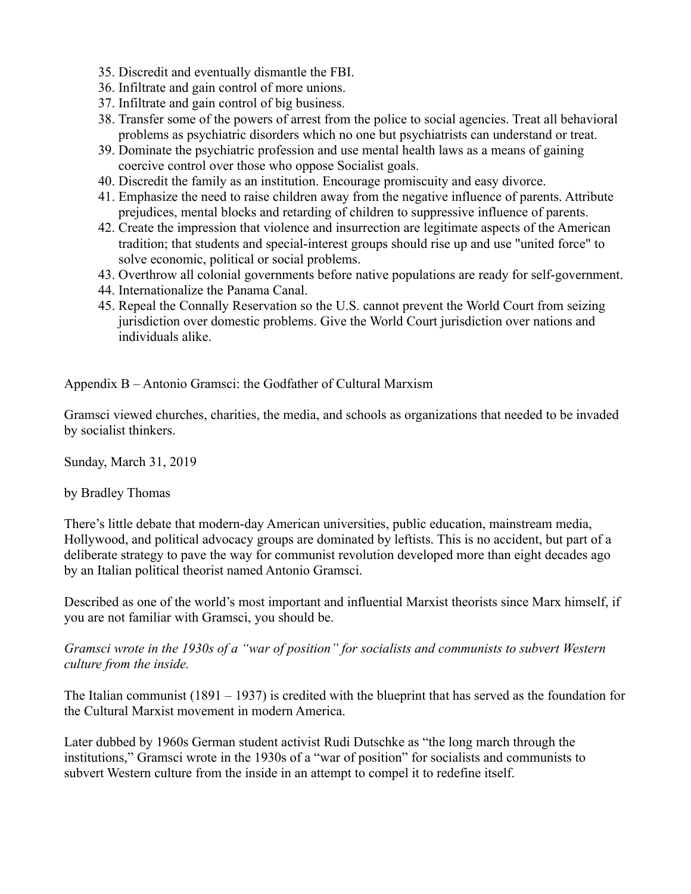35. Discredit and eventually dismantle the FBI.
36. Infiltrate and gain control of more unions.
37. Infiltrate and gain control of big business.
38. Transfer some of the powers of arrest from the police to social agencies. Treat all behavioral problems as psychiatric disorders which no one but psychiatrists can understand or treat.
39. Dominate the psychiatric profession and use mental health laws as a means of gaining coercive control over those who oppose Socialist goals.
40. Discredit the family as an institution. Encourage promiscuity and easy divorce.
41. Emphasize the need to raise children away from the negative influence of parents. Attribute prejudices, mental blocks and retarding of children to suppressive influence of parents.
42. Create the impression that violence and insurrection are legitimate aspects of the American tradition; that students and special-interest groups should rise up and use "united force" to solve economic, political or social problems.
43. Overthrow all colonial governments before native populations are ready for self-government.
44. Internationalize the Panama Canal.
45. Repeal the Connally Reservation so the U.S. cannot prevent the World Court from seizing jurisdiction over domestic problems. Give the World Court jurisdiction over nations and individuals alike.

## Appendix B – Antonio Gramsci: the Godfather of Cultural Marxism

Gramsci viewed churches, charities, the media, and schools as organizations that needed to be invaded by socialist thinkers.

Sunday, March 31, 2019

by Bradley Thomas

There's little debate that modern-day American universities, public education, mainstream media, Hollywood, and political advocacy groups are dominated by leftists. This is no accident, but part of a deliberate strategy to pave the way for communist revolution developed more than eight decades ago by an Italian political theorist named Antonio Gramsci.

Described as one of the world's most important and influential Marxist theorists since Marx himself, if you are not familiar with Gramsci, you should be.

*Gramsci wrote in the 1930s of a "war of position" for socialists and communists to subvert Western culture from the inside.*

The Italian communist (1891 – 1937) is credited with the blueprint that has served as the foundation for the Cultural Marxist movement in modern America.

Later dubbed by 1960s German student activist Rudi Dutschke as "the long march through the institutions," Gramsci wrote in the 1930s of a "war of position" for socialists and communists to subvert Western culture from the inside in an attempt to compel it to redefine itself.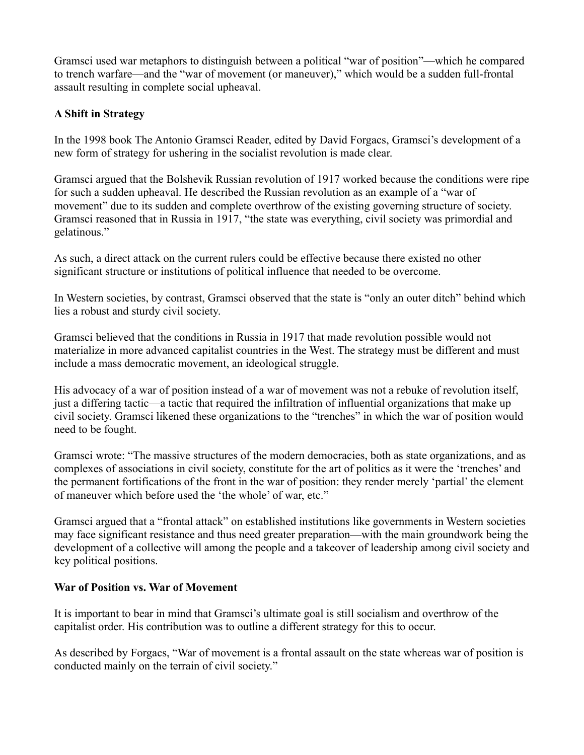Gramsci used war metaphors to distinguish between a political "war of position"—which he compared to trench warfare—and the "war of movement (or maneuver)," which would be a sudden full-frontal assault resulting in complete social upheaval.

**A Shift in Strategy**

In the 1998 book The Antonio Gramsci Reader, edited by David Forgacs, Gramsci's development of a new form of strategy for ushering in the socialist revolution is made clear.

Gramsci argued that the Bolshevik Russian revolution of 1917 worked because the conditions were ripe for such a sudden upheaval. He described the Russian revolution as an example of a "war of movement" due to its sudden and complete overthrow of the existing governing structure of society. Gramsci reasoned that in Russia in 1917, "the state was everything, civil society was primordial and gelatinous."

As such, a direct attack on the current rulers could be effective because there existed no other significant structure or institutions of political influence that needed to be overcome.

In Western societies, by contrast, Gramsci observed that the state is "only an outer ditch" behind which lies a robust and sturdy civil society.

Gramsci believed that the conditions in Russia in 1917 that made revolution possible would not materialize in more advanced capitalist countries in the West. The strategy must be different and must include a mass democratic movement, an ideological struggle.

His advocacy of a war of position instead of a war of movement was not a rebuke of revolution itself, just a differing tactic—a tactic that required the infiltration of influential organizations that make up civil society. Gramsci likened these organizations to the "trenches" in which the war of position would need to be fought.

Gramsci wrote: "The massive structures of the modern democracies, both as state organizations, and as complexes of associations in civil society, constitute for the art of politics as it were the 'trenches' and the permanent fortifications of the front in the war of position: they render merely 'partial' the element of maneuver which before used the 'the whole' of war, etc."

Gramsci argued that a "frontal attack" on established institutions like governments in Western societies may face significant resistance and thus need greater preparation—with the main groundwork being the development of a collective will among the people and a takeover of leadership among civil society and key political positions.

**War of Position vs. War of Movement**

It is important to bear in mind that Gramsci's ultimate goal is still socialism and overthrow of the capitalist order. His contribution was to outline a different strategy for this to occur.

As described by Forgacs, "War of movement is a frontal assault on the state whereas war of position is conducted mainly on the terrain of civil society."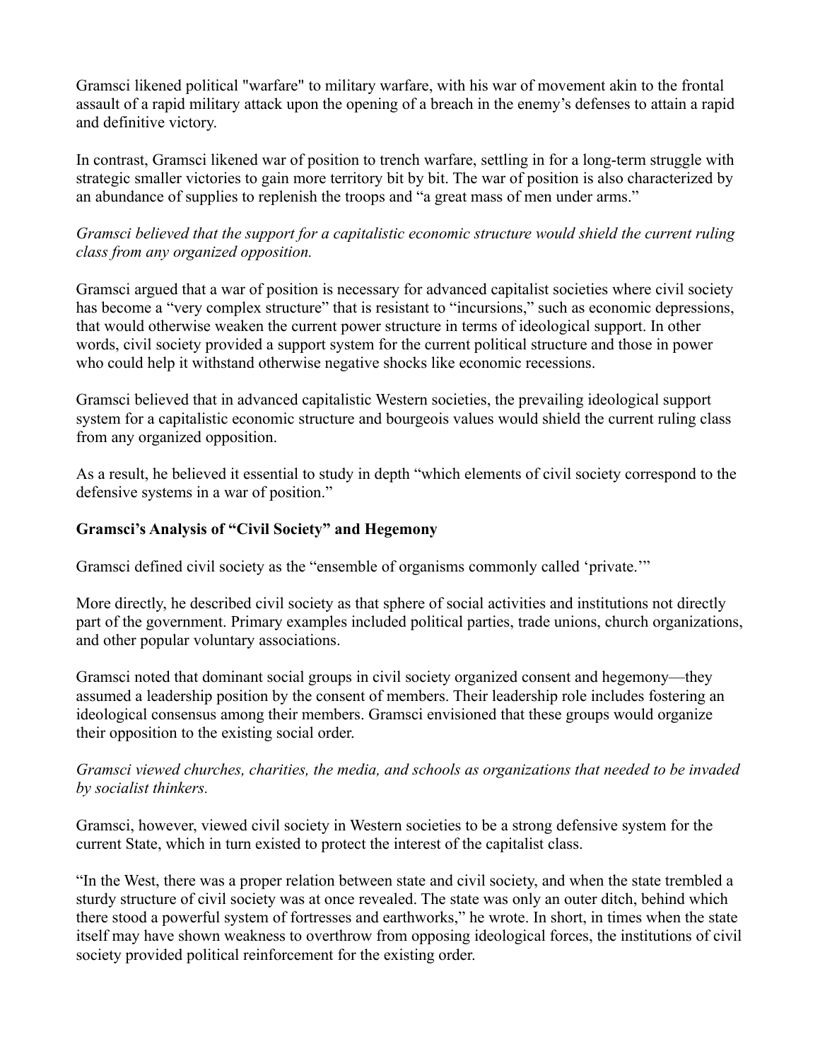Gramsci likened political "warfare" to military warfare, with his war of movement akin to the frontal assault of a rapid military attack upon the opening of a breach in the enemy's defenses to attain a rapid and definitive victory.

In contrast, Gramsci likened war of position to trench warfare, settling in for a long-term struggle with strategic smaller victories to gain more territory bit by bit. The war of position is also characterized by an abundance of supplies to replenish the troops and "a great mass of men under arms."

*Gramsci believed that the support for a capitalistic economic structure would shield the current ruling class from any organized opposition.*

Gramsci argued that a war of position is necessary for advanced capitalist societies where civil society has become a "very complex structure" that is resistant to "incursions," such as economic depressions, that would otherwise weaken the current power structure in terms of ideological support. In other words, civil society provided a support system for the current political structure and those in power who could help it withstand otherwise negative shocks like economic recessions.

Gramsci believed that in advanced capitalistic Western societies, the prevailing ideological support system for a capitalistic economic structure and bourgeois values would shield the current ruling class from any organized opposition.

As a result, he believed it essential to study in depth "which elements of civil society correspond to the defensive systems in a war of position."

**Gramsci's Analysis of "Civil Society" and Hegemony**

Gramsci defined civil society as the "ensemble of organisms commonly called 'private.'"

More directly, he described civil society as that sphere of social activities and institutions not directly part of the government. Primary examples included political parties, trade unions, church organizations, and other popular voluntary associations.

Gramsci noted that dominant social groups in civil society organized consent and hegemony—they assumed a leadership position by the consent of members. Their leadership role includes fostering an ideological consensus among their members. Gramsci envisioned that these groups would organize their opposition to the existing social order.

*Gramsci viewed churches, charities, the media, and schools as organizations that needed to be invaded by socialist thinkers.*

Gramsci, however, viewed civil society in Western societies to be a strong defensive system for the current State, which in turn existed to protect the interest of the capitalist class.

"In the West, there was a proper relation between state and civil society, and when the state trembled a sturdy structure of civil society was at once revealed. The state was only an outer ditch, behind which there stood a powerful system of fortresses and earthworks," he wrote. In short, in times when the state itself may have shown weakness to overthrow from opposing ideological forces, the institutions of civil society provided political reinforcement for the existing order.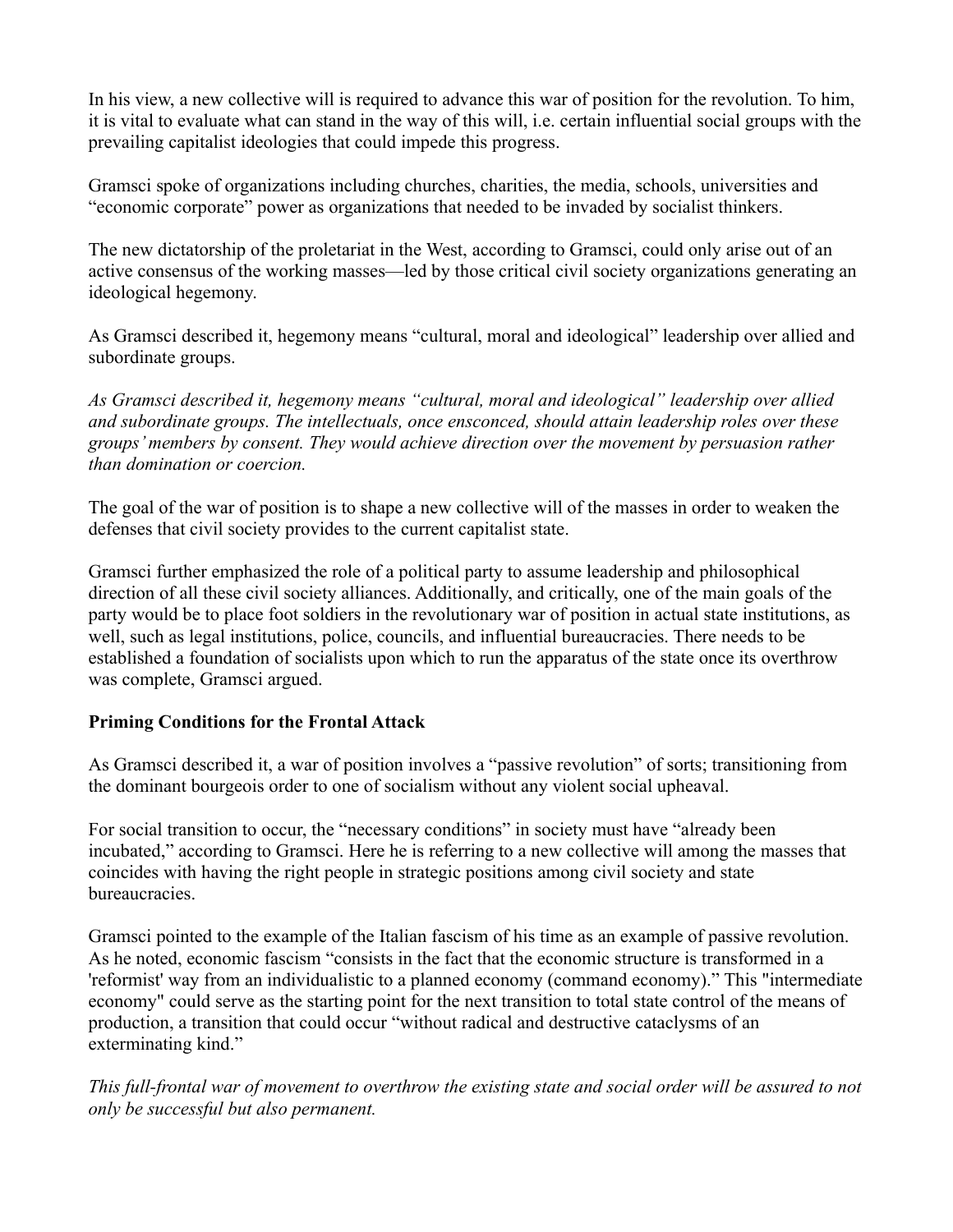In his view, a new collective will is required to advance this war of position for the revolution. To him, it is vital to evaluate what can stand in the way of this will, i.e. certain influential social groups with the prevailing capitalist ideologies that could impede this progress.

Gramsci spoke of organizations including churches, charities, the media, schools, universities and "economic corporate" power as organizations that needed to be invaded by socialist thinkers.

The new dictatorship of the proletariat in the West, according to Gramsci, could only arise out of an active consensus of the working masses—led by those critical civil society organizations generating an ideological hegemony.

As Gramsci described it, hegemony means "cultural, moral and ideological" leadership over allied and subordinate groups.

*As Gramsci described it, hegemony means "cultural, moral and ideological" leadership over allied and subordinate groups. The intellectuals, once ensconced, should attain leadership roles over these groups' members by consent. They would achieve direction over the movement by persuasion rather than domination or coercion.*

The goal of the war of position is to shape a new collective will of the masses in order to weaken the defenses that civil society provides to the current capitalist state.

Gramsci further emphasized the role of a political party to assume leadership and philosophical direction of all these civil society alliances. Additionally, and critically, one of the main goals of the party would be to place foot soldiers in the revolutionary war of position in actual state institutions, as well, such as legal institutions, police, councils, and influential bureaucracies. There needs to be established a foundation of socialists upon which to run the apparatus of the state once its overthrow was complete, Gramsci argued.

**Priming Conditions for the Frontal Attack**

As Gramsci described it, a war of position involves a "passive revolution" of sorts; transitioning from the dominant bourgeois order to one of socialism without any violent social upheaval.

For social transition to occur, the "necessary conditions" in society must have "already been incubated," according to Gramsci. Here he is referring to a new collective will among the masses that coincides with having the right people in strategic positions among civil society and state bureaucracies.

Gramsci pointed to the example of the Italian fascism of his time as an example of passive revolution. As he noted, economic fascism "consists in the fact that the economic structure is transformed in a 'reformist' way from an individualistic to a planned economy (command economy)." This "intermediate economy" could serve as the starting point for the next transition to total state control of the means of production, a transition that could occur "without radical and destructive cataclysms of an exterminating kind."

*This full-frontal war of movement to overthrow the existing state and social order will be assured to not only be successful but also permanent.*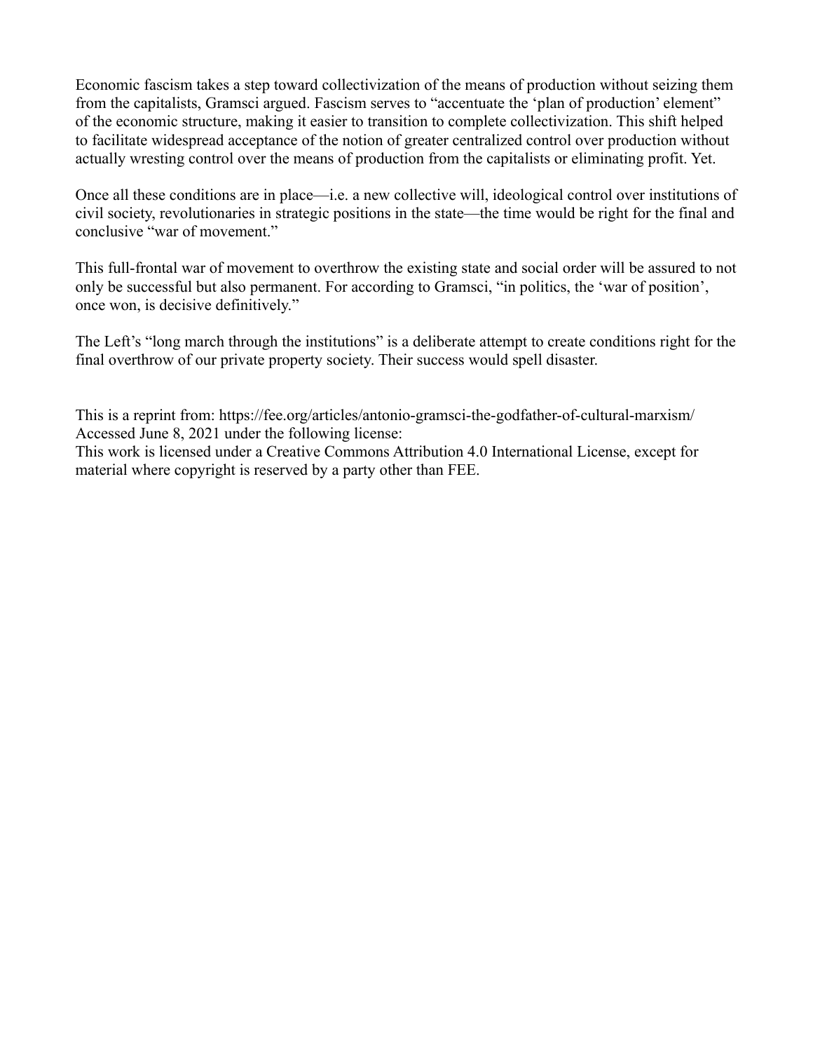Economic fascism takes a step toward collectivization of the means of production without seizing them from the capitalists, Gramsci argued. Fascism serves to "accentuate the 'plan of production' element" of the economic structure, making it easier to transition to complete collectivization. This shift helped to facilitate widespread acceptance of the notion of greater centralized control over production without actually wresting control over the means of production from the capitalists or eliminating profit. Yet.

Once all these conditions are in place—i.e. a new collective will, ideological control over institutions of civil society, revolutionaries in strategic positions in the state—the time would be right for the final and conclusive "war of movement."

This full-frontal war of movement to overthrow the existing state and social order will be assured to not only be successful but also permanent. For according to Gramsci, "in politics, the 'war of position', once won, is decisive definitively."

The Left's "long march through the institutions" is a deliberate attempt to create conditions right for the final overthrow of our private property society. Their success would spell disaster.

This is a reprint from: https://fee.org/articles/antonio-gramsci-the-godfather-of-cultural-marxism/
Accessed June 8, 2021 under the following license:
This work is licensed under a Creative Commons Attribution 4.0 International License, except for material where copyright is reserved by a party other than FEE.